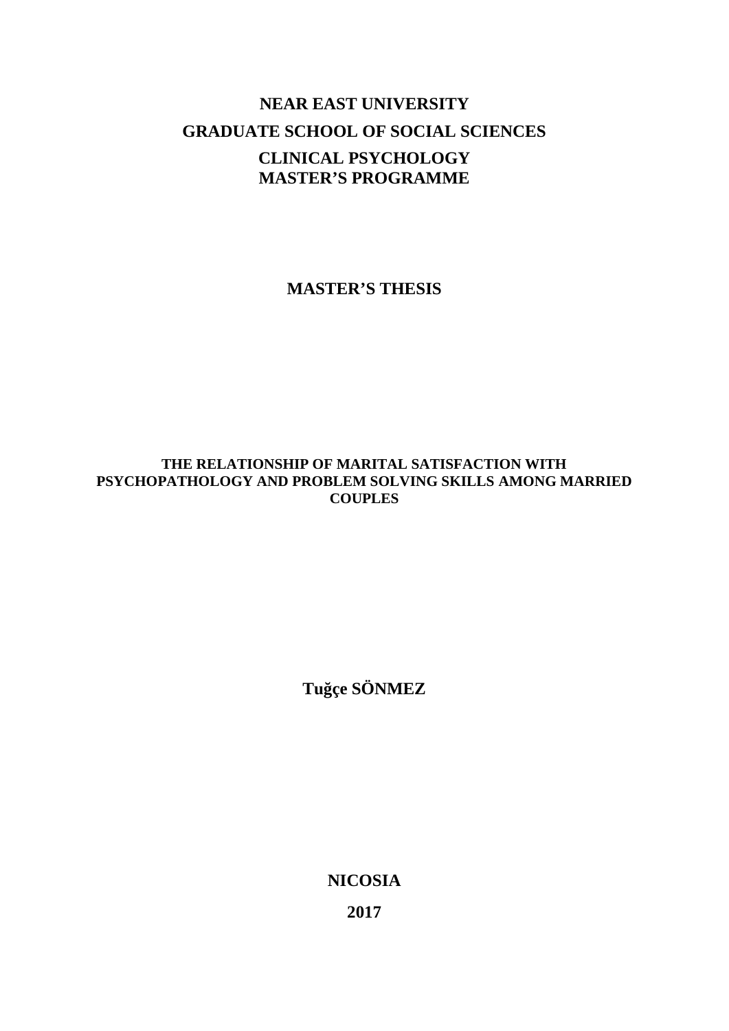**NEAR EAST UNIVERSITY**

**GRADUATE SCHOOL OF SOCIAL SCIENCES**

**CLINICAL PSYCHOLOGY**
**MASTER'S PROGRAMME**

**MASTER'S THESIS**

# THE RELATIONSHIP OF MARITAL SATISFACTION WITH PSYCHOPATHOLOGY AND PROBLEM SOLVING SKILLS AMONG MARRIED COUPLES

**Tuğçe SÖNMEZ**

**NICOSIA**

**2017**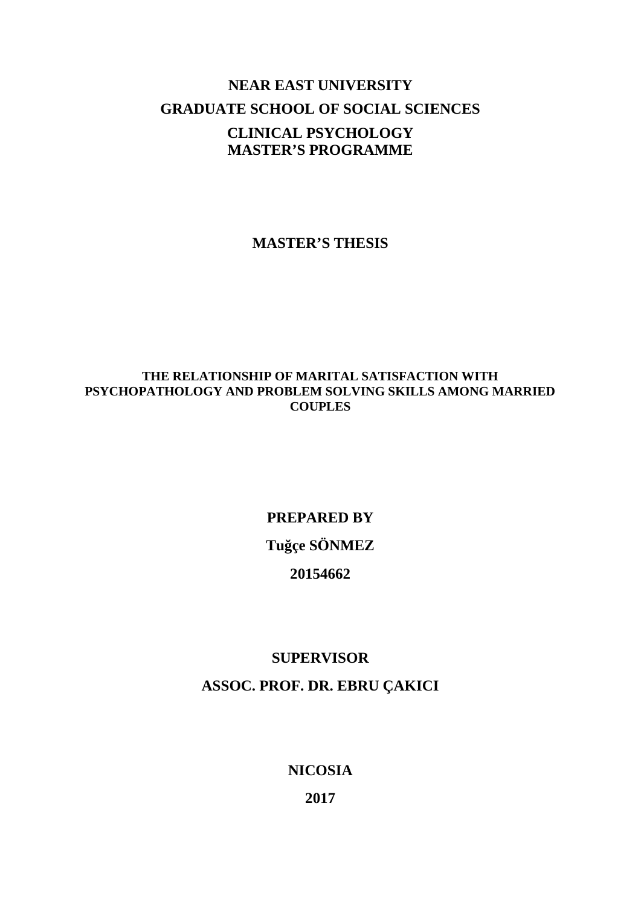**NEAR EAST UNIVERSITY**

**GRADUATE SCHOOL OF SOCIAL SCIENCES**

**CLINICAL PSYCHOLOGY**
**MASTER'S PROGRAMME**

**MASTER'S THESIS**

# THE RELATIONSHIP OF MARITAL SATISFACTION WITH PSYCHOPATHOLOGY AND PROBLEM SOLVING SKILLS AMONG MARRIED COUPLES

**PREPARED BY**

**Tuğçe SÖNMEZ**

**20154662**

**SUPERVISOR**

**ASSOC. PROF. DR. EBRU ÇAKICI**

**NICOSIA**

**2017**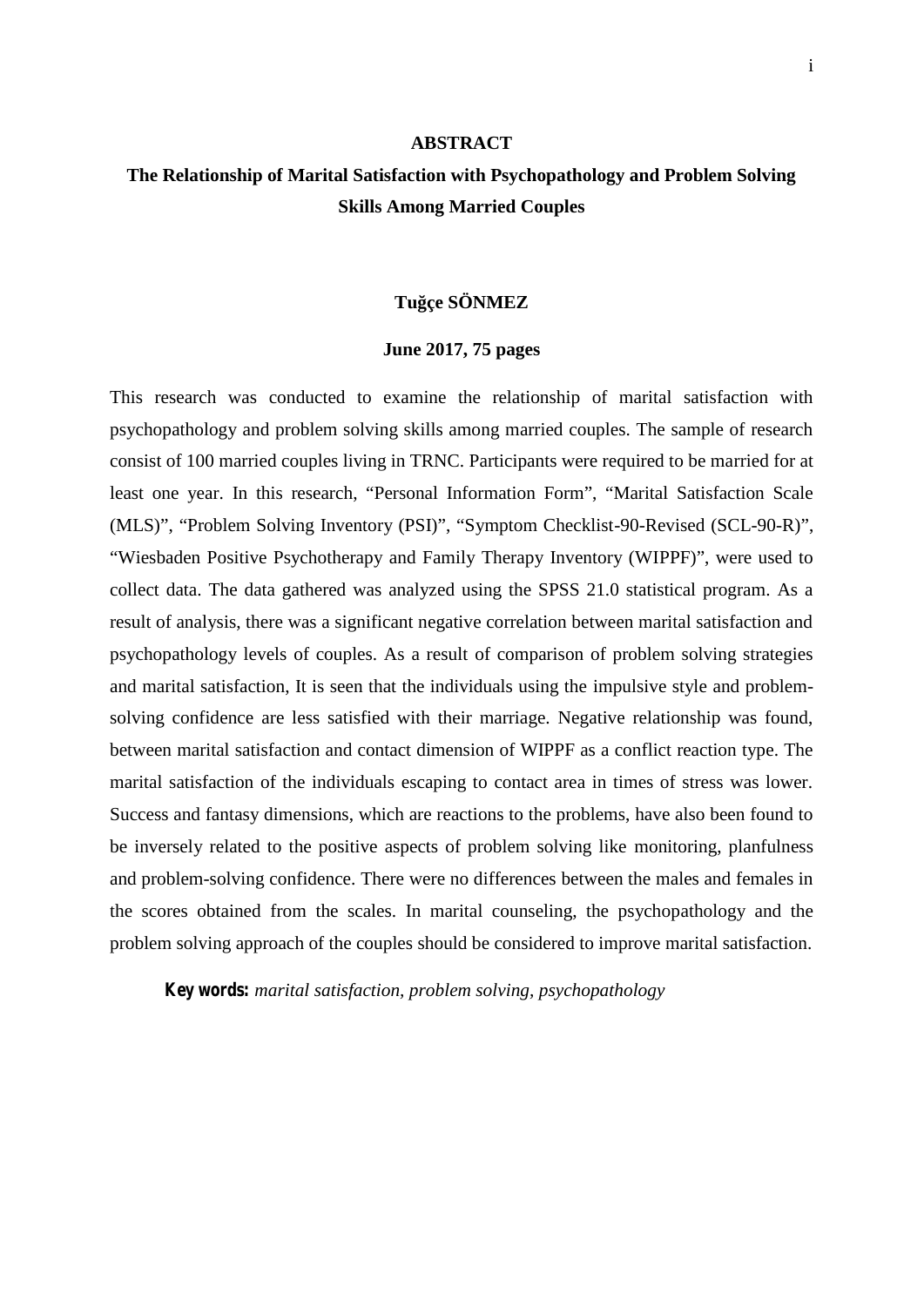# ABSTRACT

## The Relationship of Marital Satisfaction with Psychopathology and Problem Solving Skills Among Married Couples

**Tuğçe SÖNMEZ**

**June 2017, 75 pages**

This research was conducted to examine the relationship of marital satisfaction with psychopathology and problem solving skills among married couples. The sample of research consist of 100 married couples living in TRNC. Participants were required to be married for at least one year. In this research, “Personal Information Form”, “Marital Satisfaction Scale (MLS)”, “Problem Solving Inventory (PSI)”, “Symptom Checklist-90-Revised (SCL-90-R)”, “Wiesbaden Positive Psychotherapy and Family Therapy Inventory (WIPPF)”, were used to collect data. The data gathered was analyzed using the SPSS 21.0 statistical program. As a result of analysis, there was a significant negative correlation between marital satisfaction and psychopathology levels of couples. As a result of comparison of problem solving strategies and marital satisfaction, It is seen that the individuals using the impulsive style and problem-solving confidence are less satisfied with their marriage. Negative relationship was found, between marital satisfaction and contact dimension of WIPPF as a conflict reaction type. The marital satisfaction of the individuals escaping to contact area in times of stress was lower. Success and fantasy dimensions, which are reactions to the problems, have also been found to be inversely related to the positive aspects of problem solving like monitoring, planfulness and problem-solving confidence. There were no differences between the males and females in the scores obtained from the scales. In marital counseling, the psychopathology and the problem solving approach of the couples should be considered to improve marital satisfaction.

**Key words:** *marital satisfaction, problem solving, psychopathology*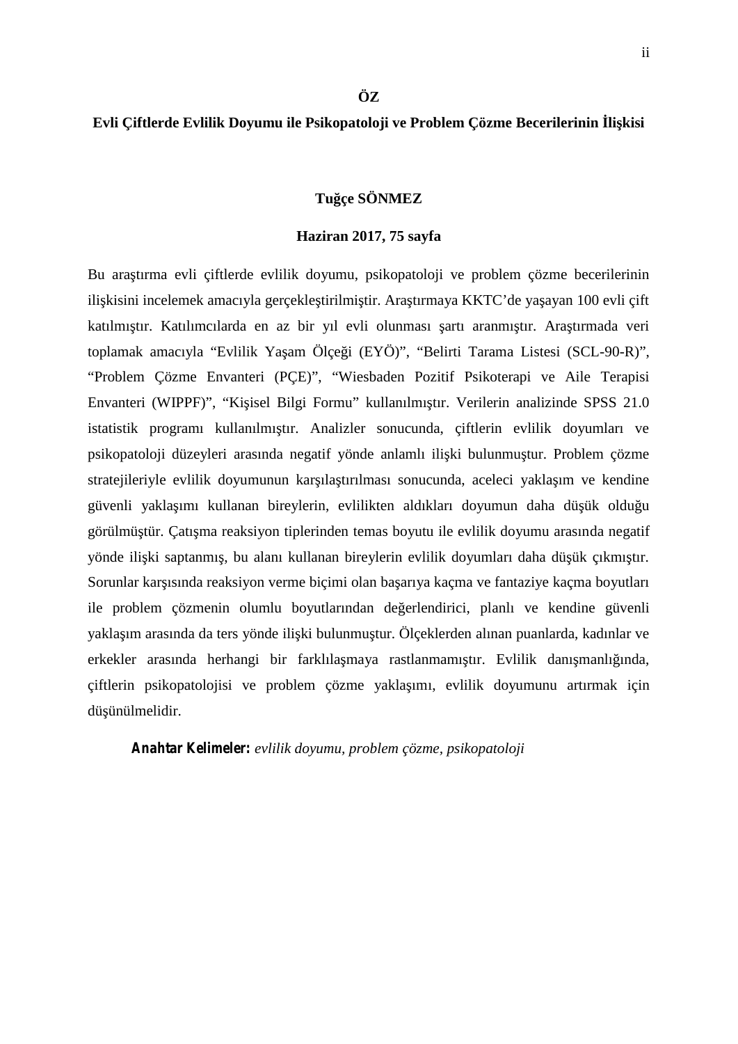# ÖZ

## Evli Çiftlerde Evlilik Doyumu ile Psikopatoloji ve Problem Çözme Becerilerinin İlişkisi

**Tuğçe SÖNMEZ**

**Haziran 2017, 75 sayfa**

Bu araştırma evli çiftlerde evlilik doyumu, psikopatoloji ve problem çözme becerilerinin ilişkisini incelemek amacıyla gerçekleştirilmiştir. Araştırmaya KKTC'de yaşayan 100 evli çift katılmıştır. Katılımcılarda en az bir yıl evli olunması şartı aranmıştır. Araştırmada veri toplamak amacıyla "Evlilik Yaşam Ölçeği (EYÖ)", "Belirti Tarama Listesi (SCL-90-R)", "Problem Çözme Envanteri (PÇE)", "Wiesbaden Pozitif Psikoterapi ve Aile Terapisi Envanteri (WIPPF)", "Kişisel Bilgi Formu" kullanılmıştır. Verilerin analizinde SPSS 21.0 istatistik programı kullanılmıştır. Analizler sonucunda, çiftlerin evlilik doyumları ve psikopatoloji düzeyleri arasında negatif yönde anlamlı ilişki bulunmuştur. Problem çözme stratejileriyle evlilik doyumunun karşılaştırılması sonucunda, aceleci yaklaşım ve kendine güvenli yaklaşımı kullanan bireylerin, evlilikten aldıkları doyumun daha düşük olduğu görülmüştür. Çatışma reaksiyon tiplerinden temas boyutu ile evlilik doyumu arasında negatif yönde ilişki saptanmış, bu alanı kullanan bireylerin evlilik doyumları daha düşük çıkmıştır. Sorunlar karşısında reaksiyon verme biçimi olan başarıya kaçma ve fantaziye kaçma boyutları ile problem çözmenin olumlu boyutlarından değerlendirici, planlı ve kendine güvenli yaklaşım arasında da ters yönde ilişki bulunmuştur. Ölçeklerden alınan puanlarda, kadınlar ve erkekler arasında herhangi bir farklılaşmaya rastlanmamıştır. Evlilik danışmanlığında, çiftlerin psikopatolojisi ve problem çözme yaklaşımı, evlilik doyumunu artırmak için düşünülmelidir.

**Anahtar Kelimeler:** *evlilik doyumu, problem çözme, psikopatoloji*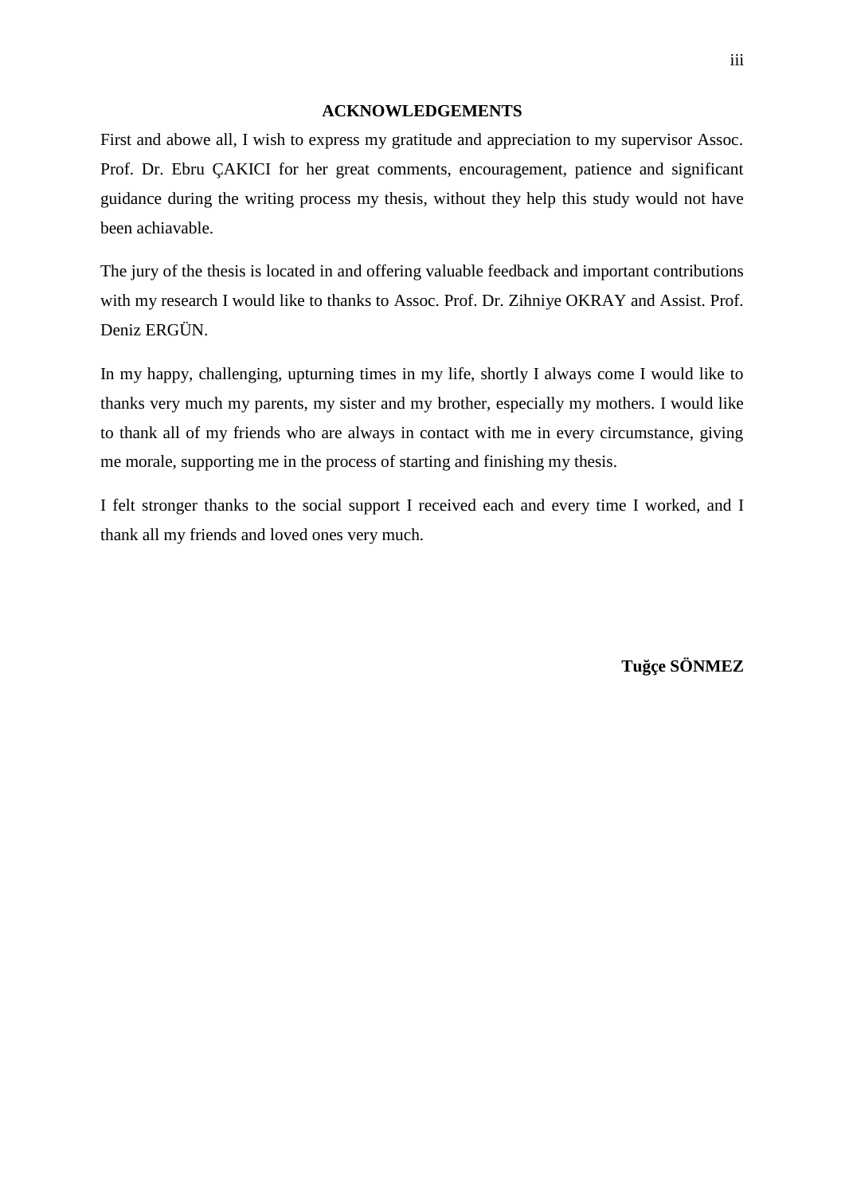**ACKNOWLEDGEMENTS**

First and abowe all, I wish to express my gratitude and appreciation to my supervisor Assoc. Prof. Dr. Ebru ÇAKICI for her great comments, encouragement, patience and significant guidance during the writing process my thesis, without they help this study would not have been achiavable.

The jury of the thesis is located in and offering valuable feedback and important contributions with my research I would like to thanks to Assoc. Prof. Dr. Zihniye OKRAY and Assist. Prof. Deniz ERGÜN.

In my happy, challenging, upturning times in my life, shortly I always come I would like to thanks very much my parents, my sister and my brother, especially my mothers. I would like to thank all of my friends who are always in contact with me in every circumstance, giving me morale, supporting me in the process of starting and finishing my thesis.

I felt stronger thanks to the social support I received each and every time I worked, and I thank all my friends and loved ones very much.

**Tuğçe SÖNMEZ**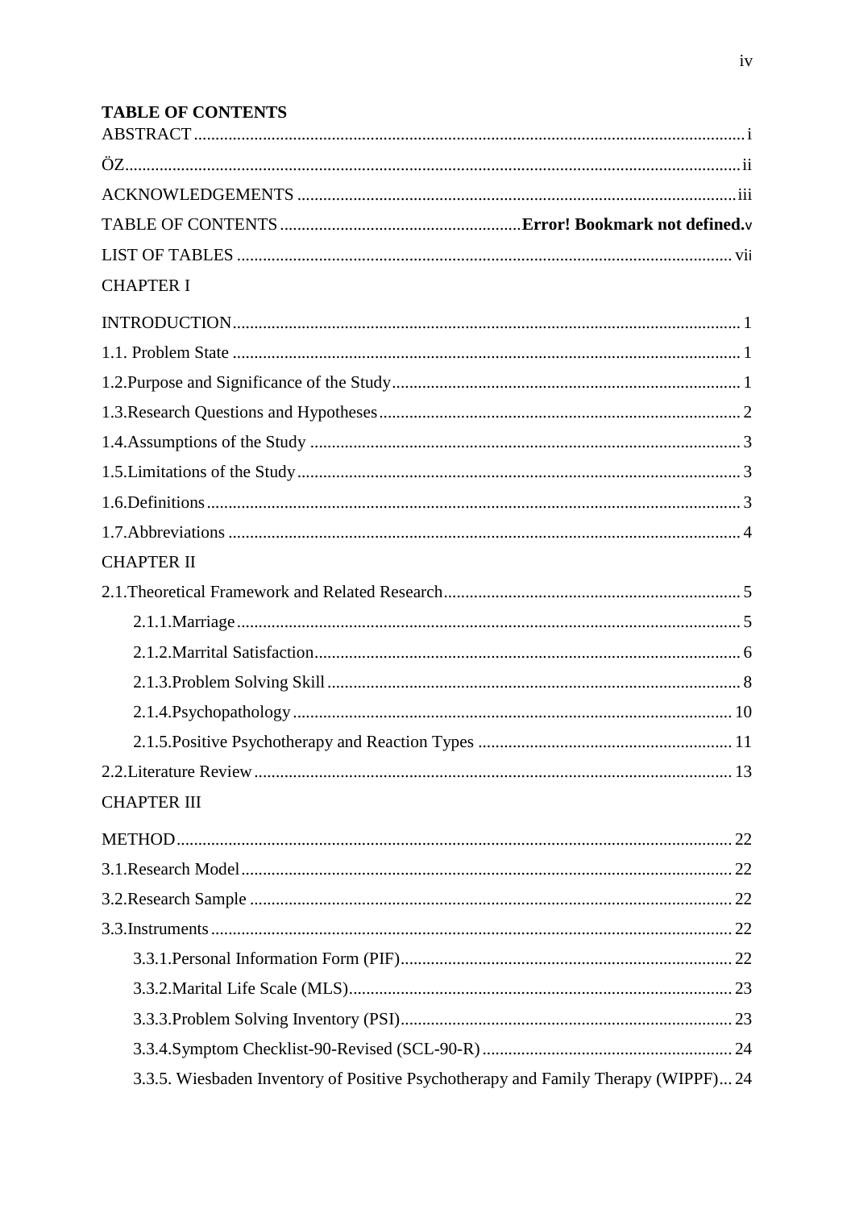**TABLE OF CONTENTS**

ABSTRACT .............................................................................................................................. i

ÖZ............................................................................................................................................. ii

ACKNOWLEDGEMENTS ..................................................................................................... iii

TABLE OF CONTENTS ........................................................ **Error! Bookmark not defined.** v

LIST OF TABLES ................................................................................................................... vii

CHAPTER I

INTRODUCTION..................................................................................................................... 1

1.1. Problem State ..................................................................................................................... 1

1.2.Purpose and Significance of the Study ................................................................................ 1

1.3.Research Questions and Hypotheses ................................................................................... 2

1.4.Assumptions of the Study ................................................................................................... 3

1.5.Limitations of the Study ...................................................................................................... 3

1.6.Definitions ........................................................................................................................... 3

1.7.Abbreviations ...................................................................................................................... 4

CHAPTER II

2.1.Theoretical Framework and Related Research .................................................................... 5

  2.1.1.Marriage ......................................................................................................................... 5

  2.1.2.Marrital Satisfaction ........................................................................................................ 6

  2.1.3.Problem Solving Skill ..................................................................................................... 8

  2.1.4.Psychopathology ........................................................................................................... 10

  2.1.5.Positive Psychotherapy and Reaction Types ................................................................ 11

2.2.Literature Review ............................................................................................................... 13

CHAPTER III

METHOD ................................................................................................................................ 22

3.1.Research Model .................................................................................................................. 22

3.2.Research Sample ................................................................................................................ 22

3.3.Instruments ......................................................................................................................... 22

  3.3.1.Personal Information Form (PIF) .................................................................................. 22

  3.3.2.Marital Life Scale (MLS) .............................................................................................. 23

  3.3.3.Problem Solving Inventory (PSI) .................................................................................. 23

  3.3.4.Symptom Checklist-90-Revised (SCL-90-R) ............................................................... 24

  3.3.5. Wiesbaden Inventory of Positive Psychotherapy and Family Therapy (WIPPF)... 24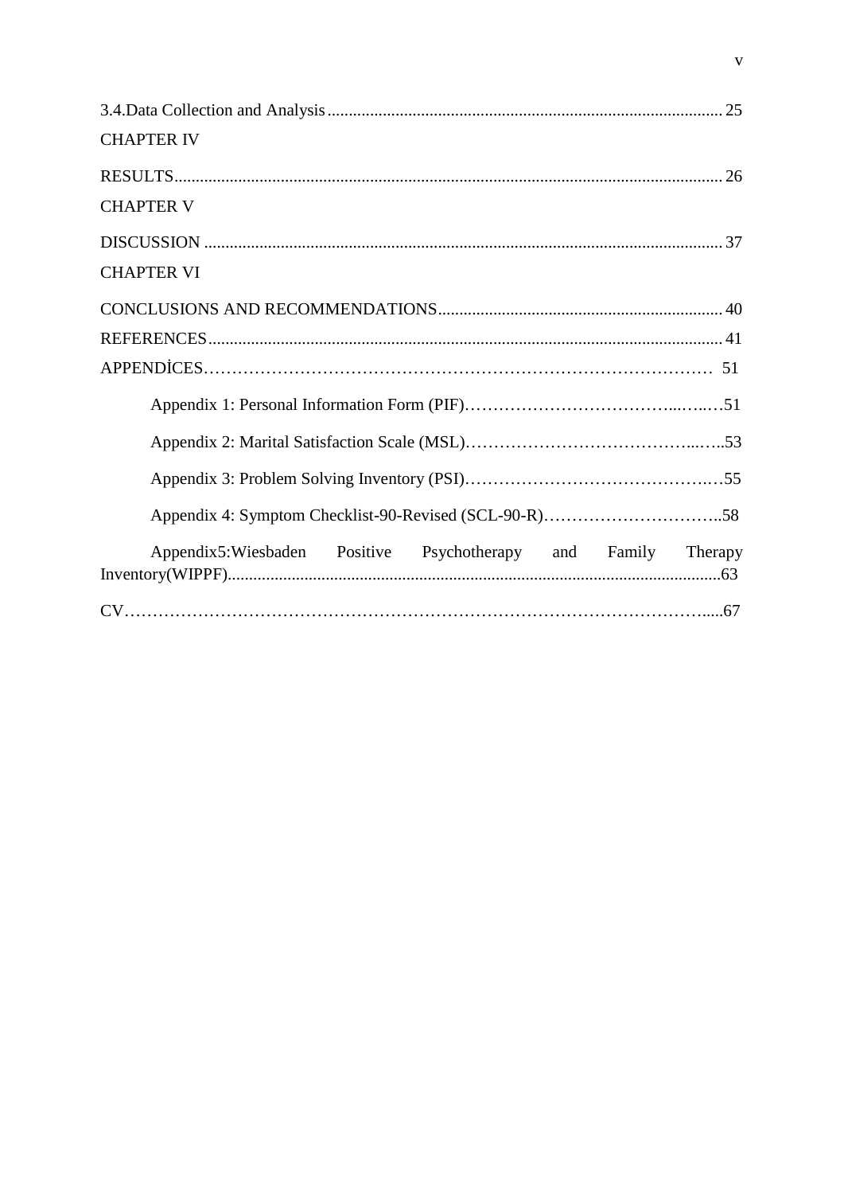3.4.Data Collection and Analysis ........................................................................................ 25

CHAPTER IV

RESULTS............................................................................................................................ 26

CHAPTER V

DISCUSSION ..................................................................................................................... 37

CHAPTER VI

CONCLUSIONS AND RECOMMENDATIONS.............................................................. 40

REFERENCES.................................................................................................................... 41

APPENDİCES…………………………………………………………………………… 51

Appendix 1: Personal Information Form (PIF)………………………………...…...…51

Appendix 2: Marital Satisfaction Scale (MSL)…………………………………...…..53

Appendix 3: Problem Solving Inventory (PSI)…………………………………….…55

Appendix 4: Symptom Checklist-90-Revised (SCL-90-R)…………………………..58

Appendix5:Wiesbaden Positive Psychotherapy and Family Therapy Inventory(WIPPF)..................................................................................................................63

CV……………………………………………………………………………………….....67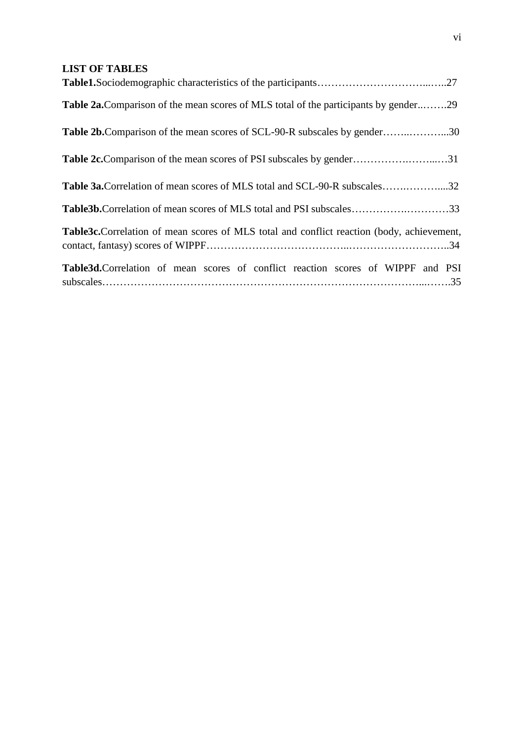## LIST OF TABLES

**Table1.**Sociodemographic characteristics of the participants……………………………..…..27

**Table 2a.**Comparison of the mean scores of MLS total of the participants by gender..…….29

**Table 2b.**Comparison of the mean scores of SCL-90-R subscales by gender……..………...30

**Table 2c.**Comparison of the mean scores of PSI subscales by gender…………….……...…31

**Table 3a.**Correlation of mean scores of MLS total and SCL-90-R subscales…….………....32

**Table3b.**Correlation of mean scores of MLS total and PSI subscales…………….…………33

**Table3c.**Correlation of mean scores of MLS total and conflict reaction (body, achievement, contact, fantasy) scores of WIPPF………………………………...………………………..34

**Table3d.**Correlation of mean scores of conflict reaction scores of WIPPF and PSI subscales…………………………………………………………………………...…….35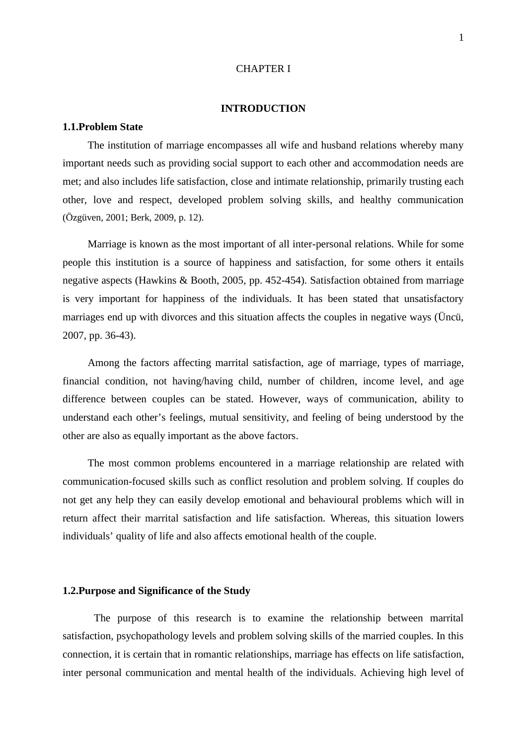# CHAPTER I

## INTRODUCTION

### 1.1.Problem State

The institution of marriage encompasses all wife and husband relations whereby many important needs such as providing social support to each other and accommodation needs are met; and also includes life satisfaction, close and intimate relationship, primarily trusting each other, love and respect, developed problem solving skills, and healthy communication (Özgüven, 2001; Berk, 2009, p. 12).

Marriage is known as the most important of all inter-personal relations. While for some people this institution is a source of happiness and satisfaction, for some others it entails negative aspects (Hawkins & Booth, 2005, pp. 452-454). Satisfaction obtained from marriage is very important for happiness of the individuals. It has been stated that unsatisfactory marriages end up with divorces and this situation affects the couples in negative ways (Üncü, 2007, pp. 36-43).

Among the factors affecting marrital satisfaction, age of marriage, types of marriage, financial condition, not having/having child, number of children, income level, and age difference between couples can be stated. However, ways of communication, ability to understand each other's feelings, mutual sensitivity, and feeling of being understood by the other are also as equally important as the above factors.

The most common problems encountered in a marriage relationship are related with communication-focused skills such as conflict resolution and problem solving. If couples do not get any help they can easily develop emotional and behavioural problems which will in return affect their marrital satisfaction and life satisfaction. Whereas, this situation lowers individuals' quality of life and also affects emotional health of the couple.

### 1.2.Purpose and Significance of the Study

The purpose of this research is to examine the relationship between marrital satisfaction, psychopathology levels and problem solving skills of the married couples. In this connection, it is certain that in romantic relationships, marriage has effects on life satisfaction, inter personal communication and mental health of the individuals. Achieving high level of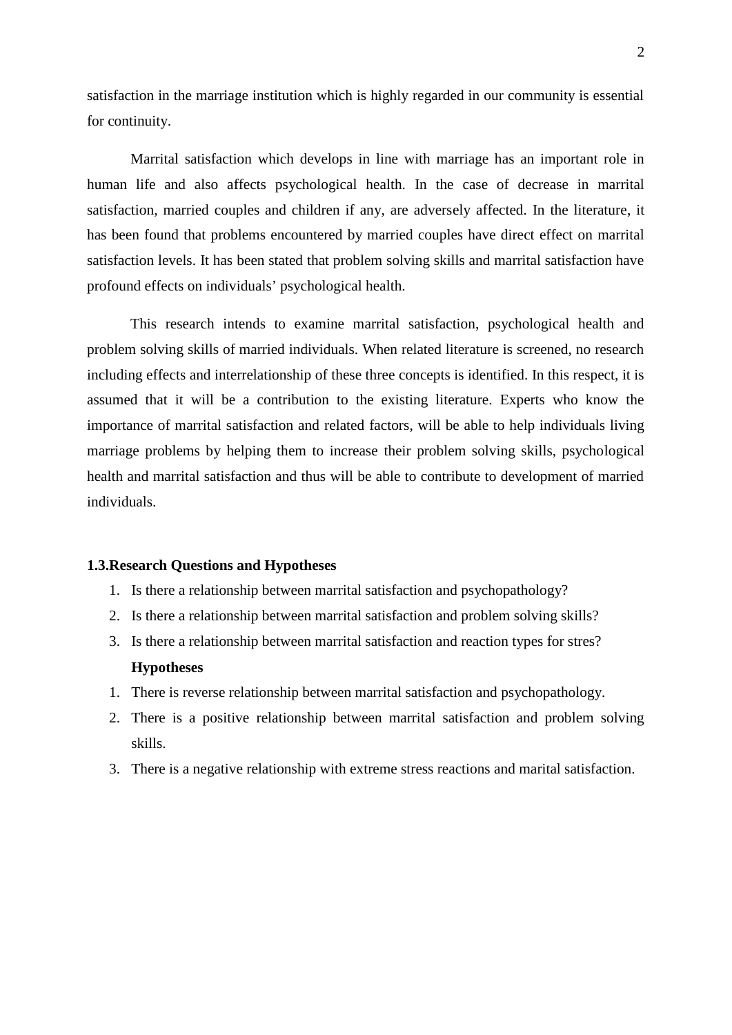satisfaction in the marriage institution which is highly regarded in our community is essential for continuity.

Marrital satisfaction which develops in line with marriage has an important role in human life and also affects psychological health. In the case of decrease in marrital satisfaction, married couples and children if any, are adversely affected. In the literature, it has been found that problems encountered by married couples have direct effect on marrital satisfaction levels. It has been stated that problem solving skills and marrital satisfaction have profound effects on individuals' psychological health.

This research intends to examine marrital satisfaction, psychological health and problem solving skills of married individuals. When related literature is screened, no research including effects and interrelationship of these three concepts is identified. In this respect, it is assumed that it will be a contribution to the existing literature. Experts who know the importance of marrital satisfaction and related factors, will be able to help individuals living marriage problems by helping them to increase their problem solving skills, psychological health and marrital satisfaction and thus will be able to contribute to development of married individuals.

### 1.3.Research Questions and Hypotheses

1. Is there a relationship between marrital satisfaction and psychopathology?
2. Is there a relationship between marrital satisfaction and problem solving skills?
3. Is there a relationship between marrital satisfaction and reaction types for stres?

**Hypotheses**

1. There is reverse relationship between marrital satisfaction and psychopathology.
2. There is a positive relationship between marrital satisfaction and problem solving skills.
3. There is a negative relationship with extreme stress reactions and marital satisfaction.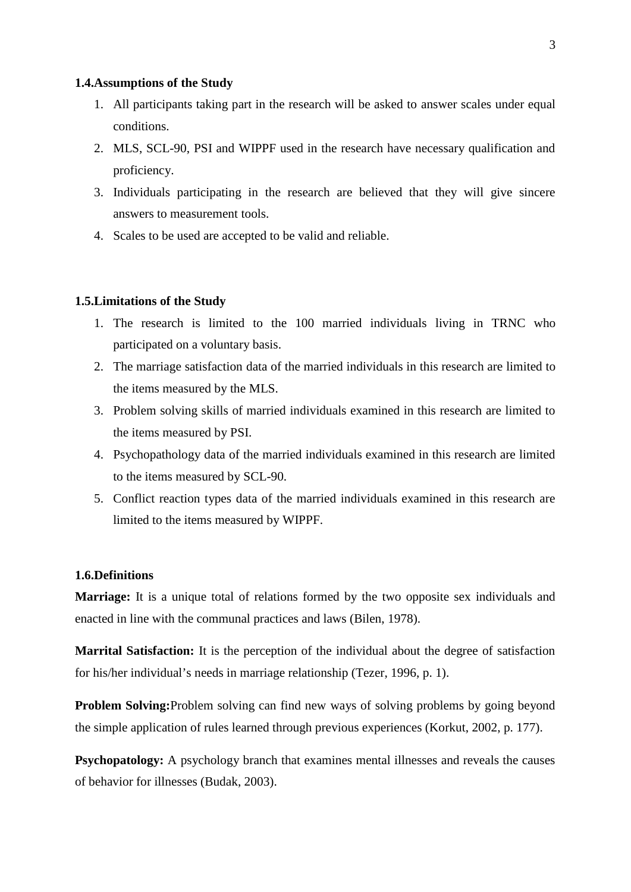### 1.4.Assumptions of the Study

1. All participants taking part in the research will be asked to answer scales under equal conditions.
2. MLS, SCL-90, PSI and WIPPF used in the research have necessary qualification and proficiency.
3. Individuals participating in the research are believed that they will give sincere answers to measurement tools.
4. Scales to be used are accepted to be valid and reliable.

### 1.5.Limitations of the Study

1. The research is limited to the 100 married individuals living in TRNC who participated on a voluntary basis.
2. The marriage satisfaction data of the married individuals in this research are limited to the items measured by the MLS.
3. Problem solving skills of married individuals examined in this research are limited to the items measured by PSI.
4. Psychopathology data of the married individuals examined in this research are limited to the items measured by SCL-90.
5. Conflict reaction types data of the married individuals examined in this research are limited to the items measured by WIPPF.

### 1.6.Definitions

**Marriage:** It is a unique total of relations formed by the two opposite sex individuals and enacted in line with the communal practices and laws (Bilen, 1978).

**Marrital Satisfaction:** It is the perception of the individual about the degree of satisfaction for his/her individual's needs in marriage relationship (Tezer, 1996, p. 1).

**Problem Solving:**Problem solving can find new ways of solving problems by going beyond the simple application of rules learned through previous experiences (Korkut, 2002, p. 177).

**Psychopatology:** A psychology branch that examines mental illnesses and reveals the causes of behavior for illnesses (Budak, 2003).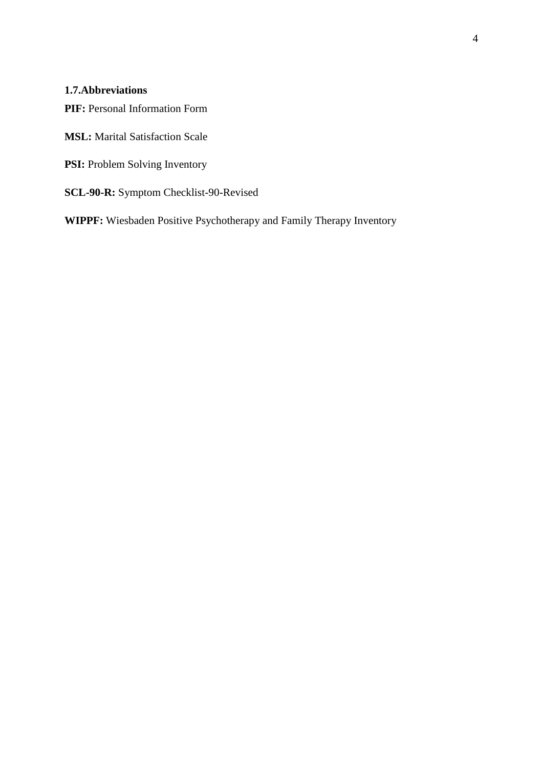### 1.7.Abbreviations

**PIF:** Personal Information Form

**MSL:** Marital Satisfaction Scale

**PSI:** Problem Solving Inventory

**SCL-90-R:** Symptom Checklist-90-Revised

**WIPPF:** Wiesbaden Positive Psychotherapy and Family Therapy Inventory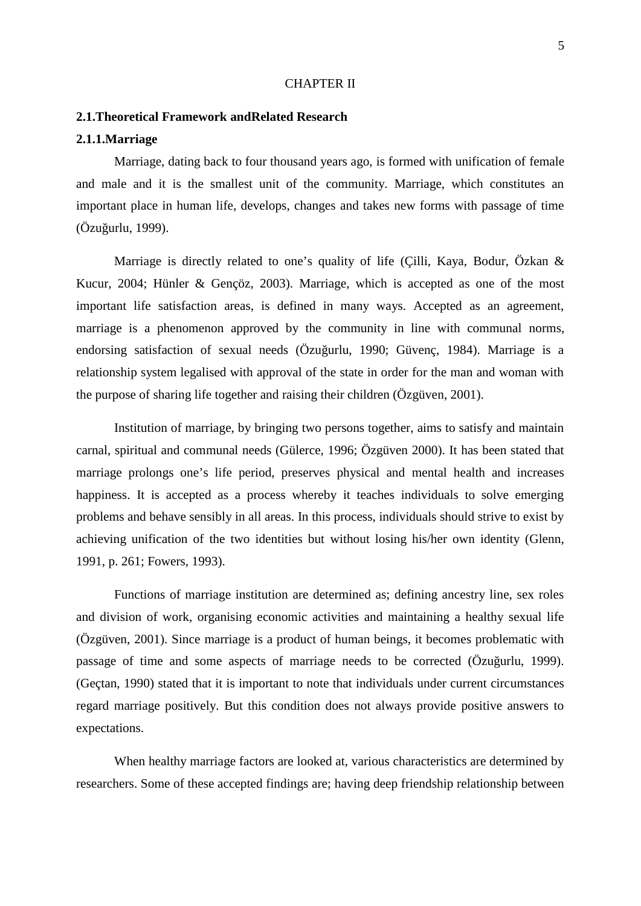CHAPTER II

## 2.1.Theoretical Framework andRelated Research

### 2.1.1.Marriage

Marriage, dating back to four thousand years ago, is formed with unification of female and male and it is the smallest unit of the community. Marriage, which constitutes an important place in human life, develops, changes and takes new forms with passage of time (Özuğurlu, 1999).

Marriage is directly related to one's quality of life (Çilli, Kaya, Bodur, Özkan & Kucur, 2004; Hünler & Gençöz, 2003). Marriage, which is accepted as one of the most important life satisfaction areas, is defined in many ways. Accepted as an agreement, marriage is a phenomenon approved by the community in line with communal norms, endorsing satisfaction of sexual needs (Özuğurlu, 1990; Güvenç, 1984). Marriage is a relationship system legalised with approval of the state in order for the man and woman with the purpose of sharing life together and raising their children (Özgüven, 2001).

Institution of marriage, by bringing two persons together, aims to satisfy and maintain carnal, spiritual and communal needs (Gülerce, 1996; Özgüven 2000). It has been stated that marriage prolongs one's life period, preserves physical and mental health and increases happiness. It is accepted as a process whereby it teaches individuals to solve emerging problems and behave sensibly in all areas. In this process, individuals should strive to exist by achieving unification of the two identities but without losing his/her own identity (Glenn, 1991, p. 261; Fowers, 1993).

Functions of marriage institution are determined as; defining ancestry line, sex roles and division of work, organising economic activities and maintaining a healthy sexual life (Özgüven, 2001). Since marriage is a product of human beings, it becomes problematic with passage of time and some aspects of marriage needs to be corrected (Özuğurlu, 1999). (Geçtan, 1990) stated that it is important to note that individuals under current circumstances regard marriage positively. But this condition does not always provide positive answers to expectations.

When healthy marriage factors are looked at, various characteristics are determined by researchers. Some of these accepted findings are; having deep friendship relationship between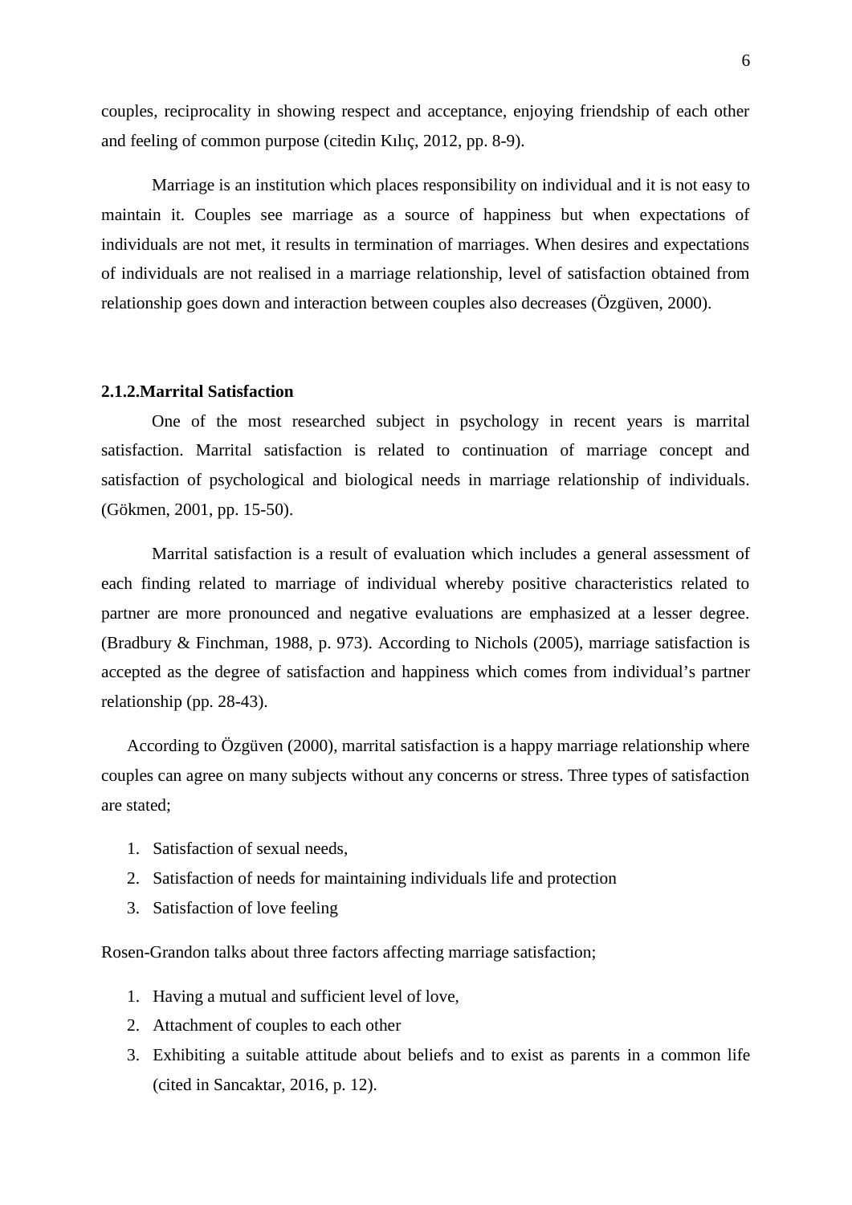couples, reciprocality in showing respect and acceptance, enjoying friendship of each other and feeling of common purpose (citedin Kılıç, 2012, pp. 8-9).

Marriage is an institution which places responsibility on individual and it is not easy to maintain it. Couples see marriage as a source of happiness but when expectations of individuals are not met, it results in termination of marriages. When desires and expectations of individuals are not realised in a marriage relationship, level of satisfaction obtained from relationship goes down and interaction between couples also decreases (Özgüven, 2000).

### 2.1.2.Marrital Satisfaction

One of the most researched subject in psychology in recent years is marrital satisfaction. Marrital satisfaction is related to continuation of marriage concept and satisfaction of psychological and biological needs in marriage relationship of individuals. (Gökmen, 2001, pp. 15-50).

Marrital satisfaction is a result of evaluation which includes a general assessment of each finding related to marriage of individual whereby positive characteristics related to partner are more pronounced and negative evaluations are emphasized at a lesser degree. (Bradbury & Finchman, 1988, p. 973). According to Nichols (2005), marriage satisfaction is accepted as the degree of satisfaction and happiness which comes from individual's partner relationship (pp. 28-43).

According to Özgüven (2000), marrital satisfaction is a happy marriage relationship where couples can agree on many subjects without any concerns or stress. Three types of satisfaction are stated;

1. Satisfaction of sexual needs,
2. Satisfaction of needs for maintaining individuals life and protection
3. Satisfaction of love feeling

Rosen-Grandon talks about three factors affecting marriage satisfaction;

1. Having a mutual and sufficient level of love,
2. Attachment of couples to each other
3. Exhibiting a suitable attitude about beliefs and to exist as parents in a common life (cited in Sancaktar, 2016, p. 12).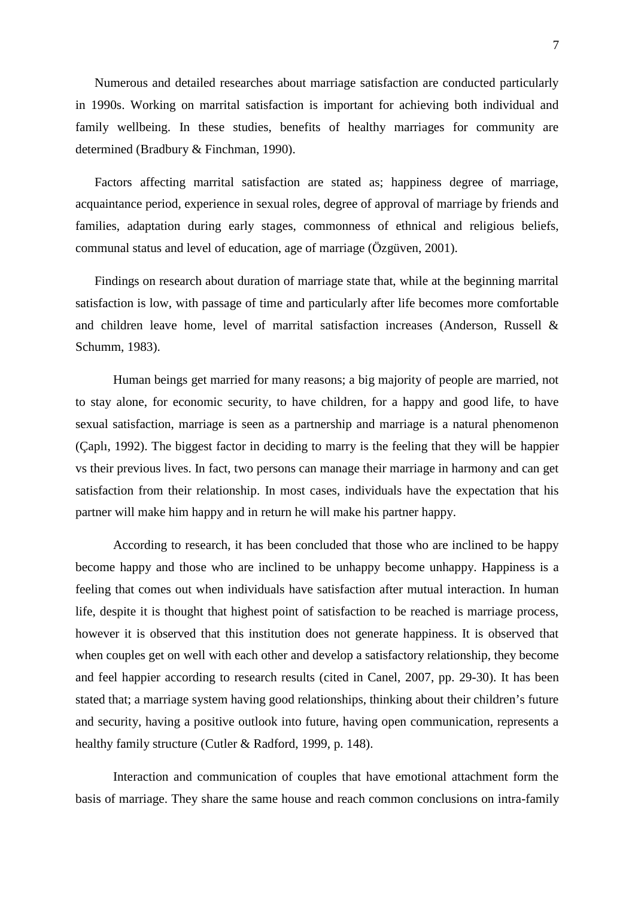Numerous and detailed researches about marriage satisfaction are conducted particularly in 1990s. Working on marrital satisfaction is important for achieving both individual and family wellbeing. In these studies, benefits of healthy marriages for community are determined (Bradbury & Finchman, 1990).

Factors affecting marrital satisfaction are stated as; happiness degree of marriage, acquaintance period, experience in sexual roles, degree of approval of marriage by friends and families, adaptation during early stages, commonness of ethnical and religious beliefs, communal status and level of education, age of marriage (Özgüven, 2001).

Findings on research about duration of marriage state that, while at the beginning marrital satisfaction is low, with passage of time and particularly after life becomes more comfortable and children leave home, level of marrital satisfaction increases (Anderson, Russell & Schumm, 1983).

Human beings get married for many reasons; a big majority of people are married, not to stay alone, for economic security, to have children, for a happy and good life, to have sexual satisfaction, marriage is seen as a partnership and marriage is a natural phenomenon (Çaplı, 1992). The biggest factor in deciding to marry is the feeling that they will be happier vs their previous lives. In fact, two persons can manage their marriage in harmony and can get satisfaction from their relationship. In most cases, individuals have the expectation that his partner will make him happy and in return he will make his partner happy.

According to research, it has been concluded that those who are inclined to be happy become happy and those who are inclined to be unhappy become unhappy. Happiness is a feeling that comes out when individuals have satisfaction after mutual interaction. In human life, despite it is thought that highest point of satisfaction to be reached is marriage process, however it is observed that this institution does not generate happiness. It is observed that when couples get on well with each other and develop a satisfactory relationship, they become and feel happier according to research results (cited in Canel, 2007, pp. 29-30). It has been stated that; a marriage system having good relationships, thinking about their children's future and security, having a positive outlook into future, having open communication, represents a healthy family structure (Cutler & Radford, 1999, p. 148).

Interaction and communication of couples that have emotional attachment form the basis of marriage. They share the same house and reach common conclusions on intra-family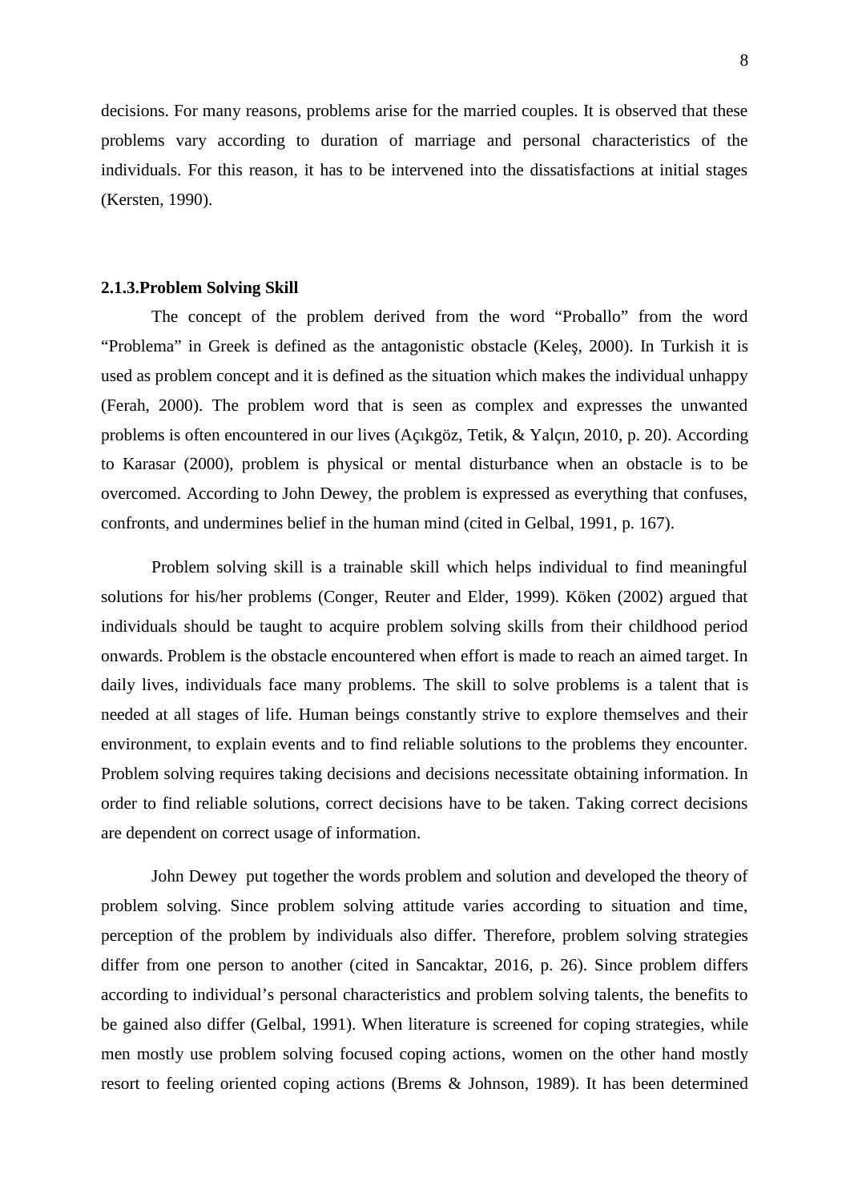decisions. For many reasons, problems arise for the married couples. It is observed that these problems vary according to duration of marriage and personal characteristics of the individuals. For this reason, it has to be intervened into the dissatisfactions at initial stages (Kersten, 1990).

### 2.1.3.Problem Solving Skill

The concept of the problem derived from the word "Proballo" from the word "Problema" in Greek is defined as the antagonistic obstacle (Keleş, 2000). In Turkish it is used as problem concept and it is defined as the situation which makes the individual unhappy (Ferah, 2000). The problem word that is seen as complex and expresses the unwanted problems is often encountered in our lives (Açıkgöz, Tetik, & Yalçın, 2010, p. 20). According to Karasar (2000), problem is physical or mental disturbance when an obstacle is to be overcomed. According to John Dewey, the problem is expressed as everything that confuses, confronts, and undermines belief in the human mind (cited in Gelbal, 1991, p. 167).

Problem solving skill is a trainable skill which helps individual to find meaningful solutions for his/her problems (Conger, Reuter and Elder, 1999). Köken (2002) argued that individuals should be taught to acquire problem solving skills from their childhood period onwards. Problem is the obstacle encountered when effort is made to reach an aimed target. In daily lives, individuals face many problems. The skill to solve problems is a talent that is needed at all stages of life. Human beings constantly strive to explore themselves and their environment, to explain events and to find reliable solutions to the problems they encounter. Problem solving requires taking decisions and decisions necessitate obtaining information. In order to find reliable solutions, correct decisions have to be taken. Taking correct decisions are dependent on correct usage of information.

John Dewey put together the words problem and solution and developed the theory of problem solving. Since problem solving attitude varies according to situation and time, perception of the problem by individuals also differ. Therefore, problem solving strategies differ from one person to another (cited in Sancaktar, 2016, p. 26). Since problem differs according to individual's personal characteristics and problem solving talents, the benefits to be gained also differ (Gelbal, 1991). When literature is screened for coping strategies, while men mostly use problem solving focused coping actions, women on the other hand mostly resort to feeling oriented coping actions (Brems & Johnson, 1989). It has been determined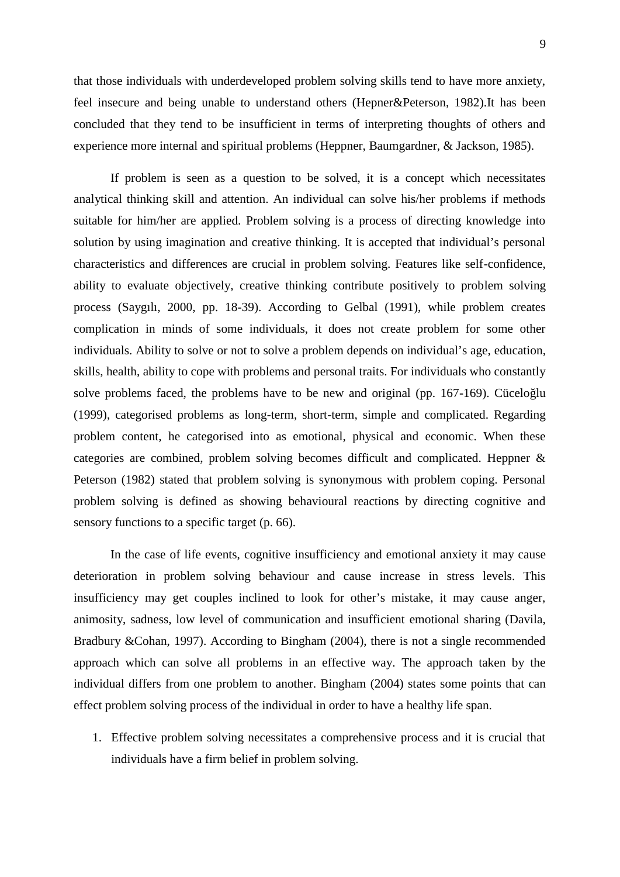that those individuals with underdeveloped problem solving skills tend to have more anxiety, feel insecure and being unable to understand others (Hepner&Peterson, 1982).It has been concluded that they tend to be insufficient in terms of interpreting thoughts of others and experience more internal and spiritual problems (Heppner, Baumgardner, & Jackson, 1985).

If problem is seen as a question to be solved, it is a concept which necessitates analytical thinking skill and attention. An individual can solve his/her problems if methods suitable for him/her are applied. Problem solving is a process of directing knowledge into solution by using imagination and creative thinking. It is accepted that individual's personal characteristics and differences are crucial in problem solving. Features like self-confidence, ability to evaluate objectively, creative thinking contribute positively to problem solving process (Saygılı, 2000, pp. 18-39). According to Gelbal (1991), while problem creates complication in minds of some individuals, it does not create problem for some other individuals. Ability to solve or not to solve a problem depends on individual's age, education, skills, health, ability to cope with problems and personal traits. For individuals who constantly solve problems faced, the problems have to be new and original (pp. 167-169). Cüceloğlu (1999), categorised problems as long-term, short-term, simple and complicated. Regarding problem content, he categorised into as emotional, physical and economic. When these categories are combined, problem solving becomes difficult and complicated. Heppner & Peterson (1982) stated that problem solving is synonymous with problem coping. Personal problem solving is defined as showing behavioural reactions by directing cognitive and sensory functions to a specific target (p. 66).

In the case of life events, cognitive insufficiency and emotional anxiety it may cause deterioration in problem solving behaviour and cause increase in stress levels. This insufficiency may get couples inclined to look for other's mistake, it may cause anger, animosity, sadness, low level of communication and insufficient emotional sharing (Davila, Bradbury &Cohan, 1997). According to Bingham (2004), there is not a single recommended approach which can solve all problems in an effective way. The approach taken by the individual differs from one problem to another. Bingham (2004) states some points that can effect problem solving process of the individual in order to have a healthy life span.

1. Effective problem solving necessitates a comprehensive process and it is crucial that individuals have a firm belief in problem solving.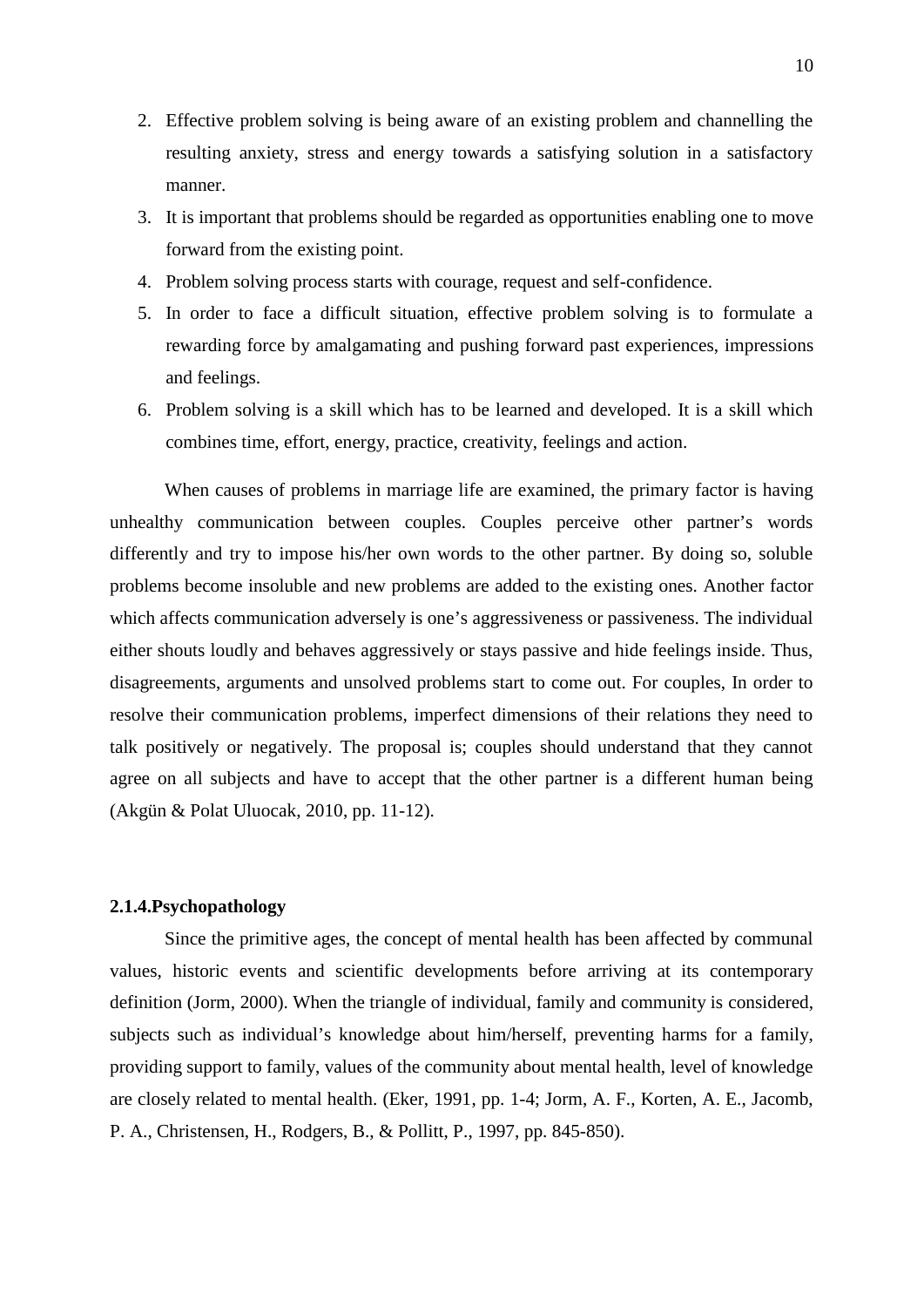2. Effective problem solving is being aware of an existing problem and channelling the resulting anxiety, stress and energy towards a satisfying solution in a satisfactory manner.
3. It is important that problems should be regarded as opportunities enabling one to move forward from the existing point.
4. Problem solving process starts with courage, request and self-confidence.
5. In order to face a difficult situation, effective problem solving is to formulate a rewarding force by amalgamating and pushing forward past experiences, impressions and feelings.
6. Problem solving is a skill which has to be learned and developed. It is a skill which combines time, effort, energy, practice, creativity, feelings and action.

When causes of problems in marriage life are examined, the primary factor is having unhealthy communication between couples. Couples perceive other partner's words differently and try to impose his/her own words to the other partner. By doing so, soluble problems become insoluble and new problems are added to the existing ones. Another factor which affects communication adversely is one's aggressiveness or passiveness. The individual either shouts loudly and behaves aggressively or stays passive and hide feelings inside. Thus, disagreements, arguments and unsolved problems start to come out. For couples, In order to resolve their communication problems, imperfect dimensions of their relations they need to talk positively or negatively. The proposal is; couples should understand that they cannot agree on all subjects and have to accept that the other partner is a different human being (Akgün & Polat Uluocak, 2010, pp. 11-12).

### 2.1.4.Psychopathology

Since the primitive ages, the concept of mental health has been affected by communal values, historic events and scientific developments before arriving at its contemporary definition (Jorm, 2000). When the triangle of individual, family and community is considered, subjects such as individual's knowledge about him/herself, preventing harms for a family, providing support to family, values of the community about mental health, level of knowledge are closely related to mental health. (Eker, 1991, pp. 1-4; Jorm, A. F., Korten, A. E., Jacomb, P. A., Christensen, H., Rodgers, B., & Pollitt, P., 1997, pp. 845-850).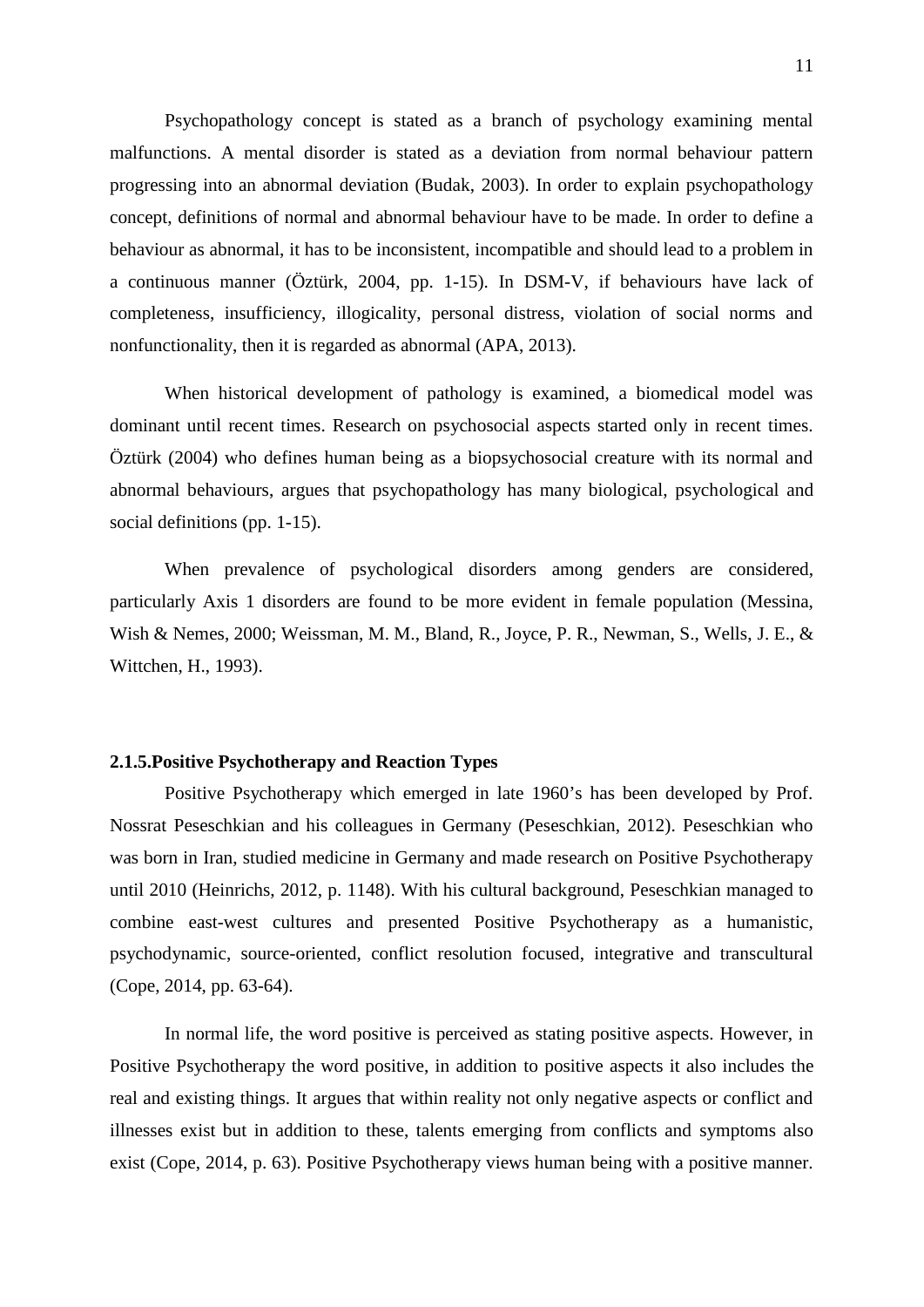Psychopathology concept is stated as a branch of psychology examining mental malfunctions. A mental disorder is stated as a deviation from normal behaviour pattern progressing into an abnormal deviation (Budak, 2003). In order to explain psychopathology concept, definitions of normal and abnormal behaviour have to be made. In order to define a behaviour as abnormal, it has to be inconsistent, incompatible and should lead to a problem in a continuous manner (Öztürk, 2004, pp. 1-15). In DSM-V, if behaviours have lack of completeness, insufficiency, illogicality, personal distress, violation of social norms and nonfunctionality, then it is regarded as abnormal (APA, 2013).

When historical development of pathology is examined, a biomedical model was dominant until recent times. Research on psychosocial aspects started only in recent times. Öztürk (2004) who defines human being as a biopsychosocial creature with its normal and abnormal behaviours, argues that psychopathology has many biological, psychological and social definitions (pp. 1-15).

When prevalence of psychological disorders among genders are considered, particularly Axis 1 disorders are found to be more evident in female population (Messina, Wish & Nemes, 2000; Weissman, M. M., Bland, R., Joyce, P. R., Newman, S., Wells, J. E., & Wittchen, H., 1993).

#### 2.1.5.Positive Psychotherapy and Reaction Types

Positive Psychotherapy which emerged in late 1960's has been developed by Prof. Nossrat Peseschkian and his colleagues in Germany (Peseschkian, 2012). Peseschkian who was born in Iran, studied medicine in Germany and made research on Positive Psychotherapy until 2010 (Heinrichs, 2012, p. 1148). With his cultural background, Peseschkian managed to combine east-west cultures and presented Positive Psychotherapy as a humanistic, psychodynamic, source-oriented, conflict resolution focused, integrative and transcultural (Cope, 2014, pp. 63-64).

In normal life, the word positive is perceived as stating positive aspects. However, in Positive Psychotherapy the word positive, in addition to positive aspects it also includes the real and existing things. It argues that within reality not only negative aspects or conflict and illnesses exist but in addition to these, talents emerging from conflicts and symptoms also exist (Cope, 2014, p. 63). Positive Psychotherapy views human being with a positive manner.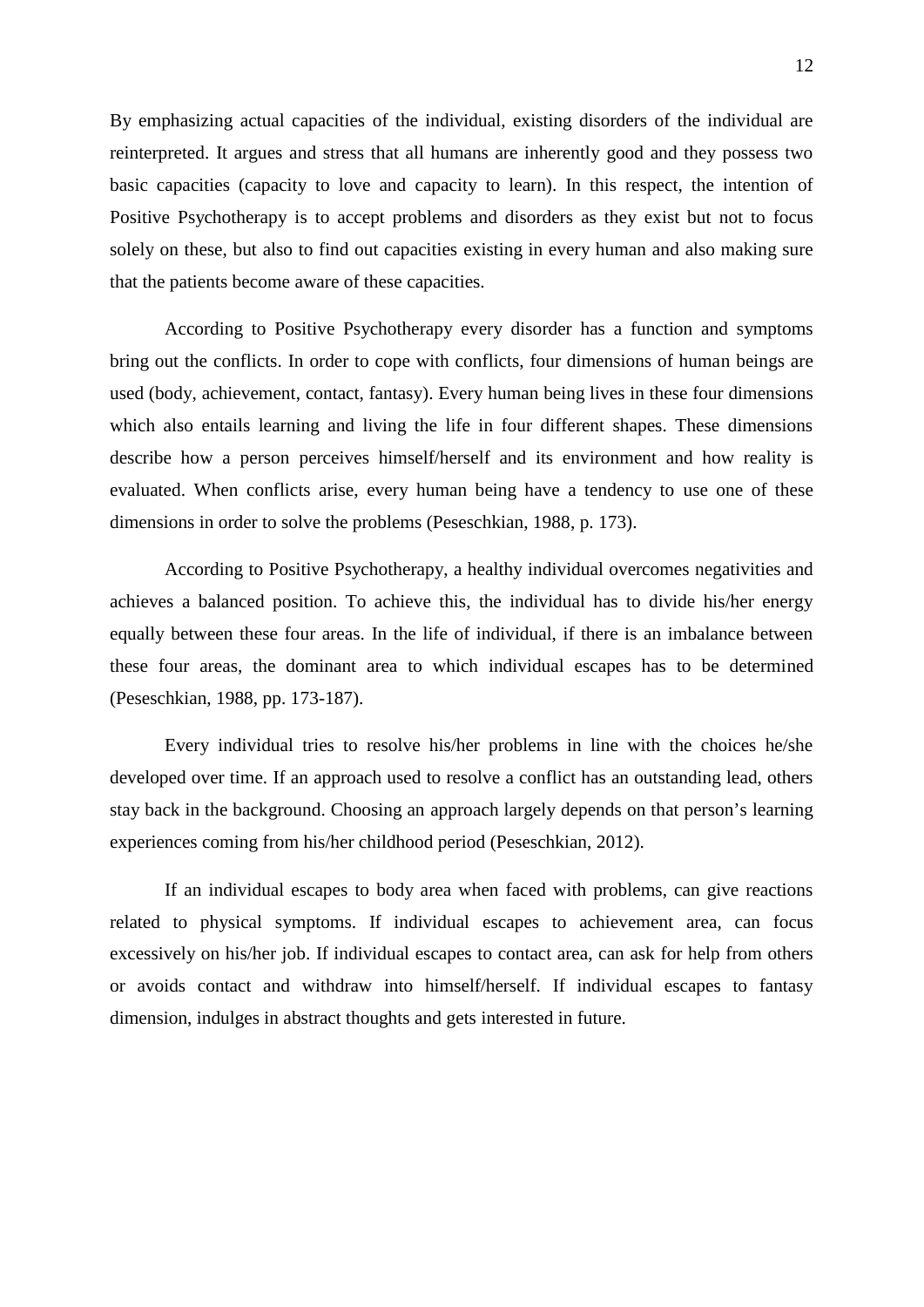By emphasizing actual capacities of the individual, existing disorders of the individual are reinterpreted. It argues and stress that all humans are inherently good and they possess two basic capacities (capacity to love and capacity to learn). In this respect, the intention of Positive Psychotherapy is to accept problems and disorders as they exist but not to focus solely on these, but also to find out capacities existing in every human and also making sure that the patients become aware of these capacities.

According to Positive Psychotherapy every disorder has a function and symptoms bring out the conflicts. In order to cope with conflicts, four dimensions of human beings are used (body, achievement, contact, fantasy). Every human being lives in these four dimensions which also entails learning and living the life in four different shapes. These dimensions describe how a person perceives himself/herself and its environment and how reality is evaluated. When conflicts arise, every human being have a tendency to use one of these dimensions in order to solve the problems (Peseschkian, 1988, p. 173).

According to Positive Psychotherapy, a healthy individual overcomes negativities and achieves a balanced position. To achieve this, the individual has to divide his/her energy equally between these four areas. In the life of individual, if there is an imbalance between these four areas, the dominant area to which individual escapes has to be determined (Peseschkian, 1988, pp. 173-187).

Every individual tries to resolve his/her problems in line with the choices he/she developed over time. If an approach used to resolve a conflict has an outstanding lead, others stay back in the background. Choosing an approach largely depends on that person's learning experiences coming from his/her childhood period (Peseschkian, 2012).

If an individual escapes to body area when faced with problems, can give reactions related to physical symptoms. If individual escapes to achievement area, can focus excessively on his/her job. If individual escapes to contact area, can ask for help from others or avoids contact and withdraw into himself/herself. If individual escapes to fantasy dimension, indulges in abstract thoughts and gets interested in future.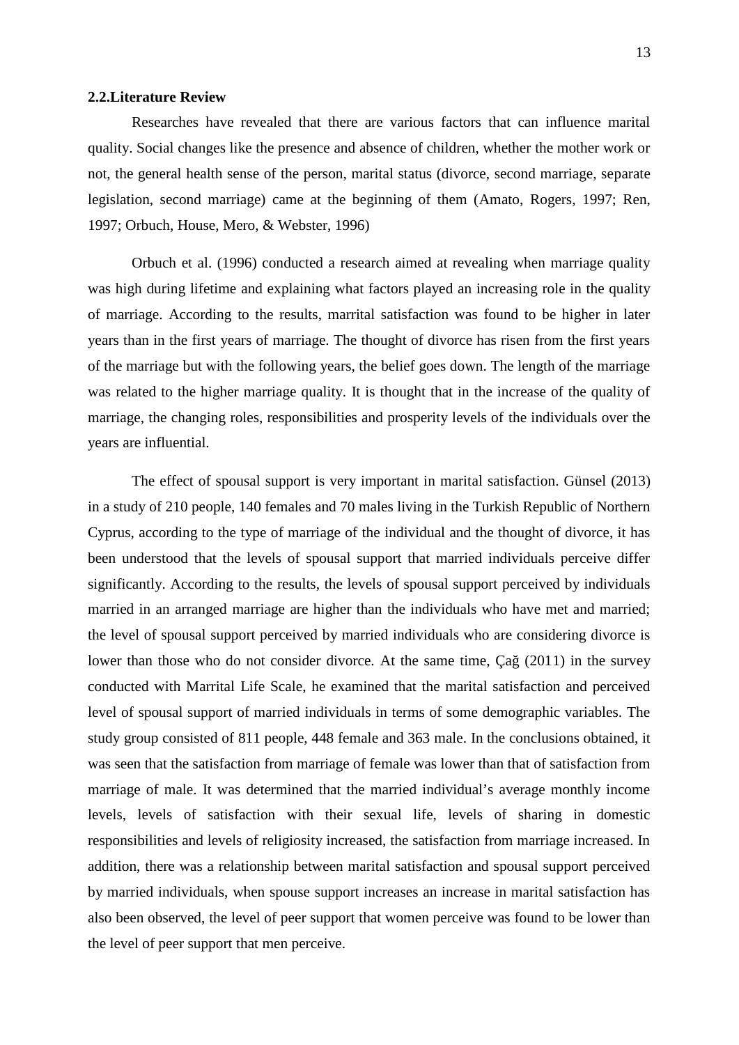## 2.2.Literature Review

Researches have revealed that there are various factors that can influence marital quality. Social changes like the presence and absence of children, whether the mother work or not, the general health sense of the person, marital status (divorce, second marriage, separate legislation, second marriage) came at the beginning of them (Amato, Rogers, 1997; Ren, 1997; Orbuch, House, Mero, & Webster, 1996)

Orbuch et al. (1996) conducted a research aimed at revealing when marriage quality was high during lifetime and explaining what factors played an increasing role in the quality of marriage. According to the results, marrital satisfaction was found to be higher in later years than in the first years of marriage. The thought of divorce has risen from the first years of the marriage but with the following years, the belief goes down. The length of the marriage was related to the higher marriage quality. It is thought that in the increase of the quality of marriage, the changing roles, responsibilities and prosperity levels of the individuals over the years are influential.

The effect of spousal support is very important in marital satisfaction. Günsel (2013) in a study of 210 people, 140 females and 70 males living in the Turkish Republic of Northern Cyprus, according to the type of marriage of the individual and the thought of divorce, it has been understood that the levels of spousal support that married individuals perceive differ significantly. According to the results, the levels of spousal support perceived by individuals married in an arranged marriage are higher than the individuals who have met and married; the level of spousal support perceived by married individuals who are considering divorce is lower than those who do not consider divorce. At the same time, Çağ (2011) in the survey conducted with Marrital Life Scale, he examined that the marital satisfaction and perceived level of spousal support of married individuals in terms of some demographic variables. The study group consisted of 811 people, 448 female and 363 male. In the conclusions obtained, it was seen that the satisfaction from marriage of female was lower than that of satisfaction from marriage of male. It was determined that the married individual's average monthly income levels, levels of satisfaction with their sexual life, levels of sharing in domestic responsibilities and levels of religiosity increased, the satisfaction from marriage increased. In addition, there was a relationship between marital satisfaction and spousal support perceived by married individuals, when spouse support increases an increase in marital satisfaction has also been observed, the level of peer support that women perceive was found to be lower than the level of peer support that men perceive.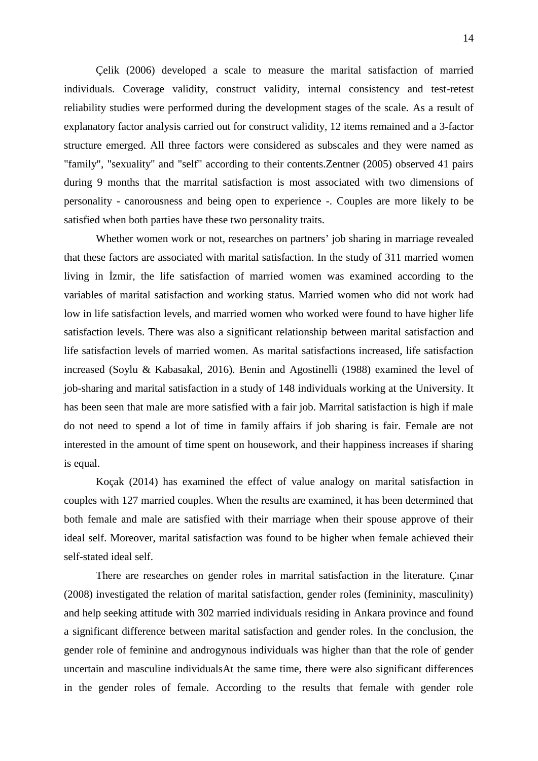Çelik (2006) developed a scale to measure the marital satisfaction of married individuals. Coverage validity, construct validity, internal consistency and test-retest reliability studies were performed during the development stages of the scale. As a result of explanatory factor analysis carried out for construct validity, 12 items remained and a 3-factor structure emerged. All three factors were considered as subscales and they were named as "family", "sexuality" and "self" according to their contents.Zentner (2005) observed 41 pairs during 9 months that the marrital satisfaction is most associated with two dimensions of personality - canorousness and being open to experience -. Couples are more likely to be satisfied when both parties have these two personality traits.

Whether women work or not, researches on partners' job sharing in marriage revealed that these factors are associated with marital satisfaction. In the study of 311 married women living in İzmir, the life satisfaction of married women was examined according to the variables of marital satisfaction and working status. Married women who did not work had low in life satisfaction levels, and married women who worked were found to have higher life satisfaction levels. There was also a significant relationship between marital satisfaction and life satisfaction levels of married women. As marital satisfactions increased, life satisfaction increased (Soylu & Kabasakal, 2016). Benin and Agostinelli (1988) examined the level of job-sharing and marital satisfaction in a study of 148 individuals working at the University. It has been seen that male are more satisfied with a fair job. Marrital satisfaction is high if male do not need to spend a lot of time in family affairs if job sharing is fair. Female are not interested in the amount of time spent on housework, and their happiness increases if sharing is equal.

Koçak (2014) has examined the effect of value analogy on marital satisfaction in couples with 127 married couples. When the results are examined, it has been determined that both female and male are satisfied with their marriage when their spouse approve of their ideal self. Moreover, marital satisfaction was found to be higher when female achieved their self-stated ideal self.

There are researches on gender roles in marrital satisfaction in the literature. Çınar (2008) investigated the relation of marital satisfaction, gender roles (femininity, masculinity) and help seeking attitude with 302 married individuals residing in Ankara province and found a significant difference between marital satisfaction and gender roles. In the conclusion, the gender role of feminine and androgynous individuals was higher than that the role of gender uncertain and masculine individualsAt the same time, there were also significant differences in the gender roles of female. According to the results that female with gender role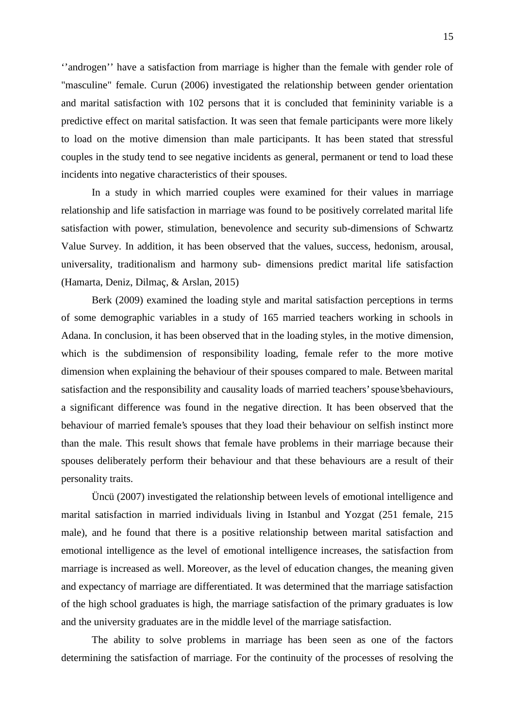''androgen'' have a satisfaction from marriage is higher than the female with gender role of "masculine" female. Curun (2006) investigated the relationship between gender orientation and marital satisfaction with 102 persons that it is concluded that femininity variable is a predictive effect on marital satisfaction. It was seen that female participants were more likely to load on the motive dimension than male participants. It has been stated that stressful couples in the study tend to see negative incidents as general, permanent or tend to load these incidents into negative characteristics of their spouses.

In a study in which married couples were examined for their values in marriage relationship and life satisfaction in marriage was found to be positively correlated marital life satisfaction with power, stimulation, benevolence and security sub-dimensions of Schwartz Value Survey. In addition, it has been observed that the values, success, hedonism, arousal, universality, traditionalism and harmony sub- dimensions predict marital life satisfaction (Hamarta, Deniz, Dilmaç, & Arslan, 2015)

Berk (2009) examined the loading style and marital satisfaction perceptions in terms of some demographic variables in a study of 165 married teachers working in schools in Adana. In conclusion, it has been observed that in the loading styles, in the motive dimension, which is the subdimension of responsibility loading, female refer to the more motive dimension when explaining the behaviour of their spouses compared to male. Between marital satisfaction and the responsibility and causality loads of married teachers' spouse'sbehaviours, a significant difference was found in the negative direction. It has been observed that the behaviour of married female's spouses that they load their behaviour on selfish instinct more than the male. This result shows that female have problems in their marriage because their spouses deliberately perform their behaviour and that these behaviours are a result of their personality traits.

Üncü (2007) investigated the relationship between levels of emotional intelligence and marital satisfaction in married individuals living in Istanbul and Yozgat (251 female, 215 male), and he found that there is a positive relationship between marital satisfaction and emotional intelligence as the level of emotional intelligence increases, the satisfaction from marriage is increased as well. Moreover, as the level of education changes, the meaning given and expectancy of marriage are differentiated. It was determined that the marriage satisfaction of the high school graduates is high, the marriage satisfaction of the primary graduates is low and the university graduates are in the middle level of the marriage satisfaction.

The ability to solve problems in marriage has been seen as one of the factors determining the satisfaction of marriage. For the continuity of the processes of resolving the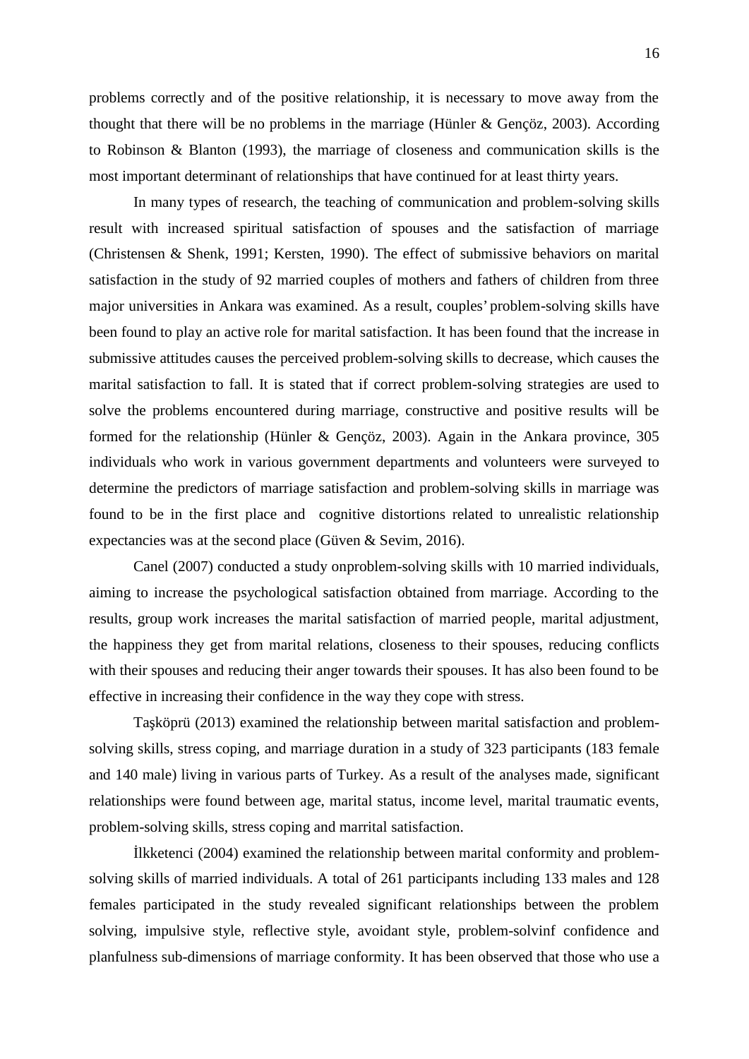problems correctly and of the positive relationship, it is necessary to move away from the thought that there will be no problems in the marriage (Hünler & Gençöz, 2003). According to Robinson & Blanton (1993), the marriage of closeness and communication skills is the most important determinant of relationships that have continued for at least thirty years.

In many types of research, the teaching of communication and problem-solving skills result with increased spiritual satisfaction of spouses and the satisfaction of marriage (Christensen & Shenk, 1991; Kersten, 1990). The effect of submissive behaviors on marital satisfaction in the study of 92 married couples of mothers and fathers of children from three major universities in Ankara was examined. As a result, couples' problem-solving skills have been found to play an active role for marital satisfaction. It has been found that the increase in submissive attitudes causes the perceived problem-solving skills to decrease, which causes the marital satisfaction to fall. It is stated that if correct problem-solving strategies are used to solve the problems encountered during marriage, constructive and positive results will be formed for the relationship (Hünler & Gençöz, 2003). Again in the Ankara province, 305 individuals who work in various government departments and volunteers were surveyed to determine the predictors of marriage satisfaction and problem-solving skills in marriage was found to be in the first place and cognitive distortions related to unrealistic relationship expectancies was at the second place (Güven & Sevim, 2016).

Canel (2007) conducted a study onproblem-solving skills with 10 married individuals, aiming to increase the psychological satisfaction obtained from marriage. According to the results, group work increases the marital satisfaction of married people, marital adjustment, the happiness they get from marital relations, closeness to their spouses, reducing conflicts with their spouses and reducing their anger towards their spouses. It has also been found to be effective in increasing their confidence in the way they cope with stress.

Taşköprü (2013) examined the relationship between marital satisfaction and problem-solving skills, stress coping, and marriage duration in a study of 323 participants (183 female and 140 male) living in various parts of Turkey. As a result of the analyses made, significant relationships were found between age, marital status, income level, marital traumatic events, problem-solving skills, stress coping and marrital satisfaction.

İlkketenci (2004) examined the relationship between marital conformity and problem-solving skills of married individuals. A total of 261 participants including 133 males and 128 females participated in the study revealed significant relationships between the problem solving, impulsive style, reflective style, avoidant style, problem-solvinf confidence and planfulness sub-dimensions of marriage conformity. It has been observed that those who use a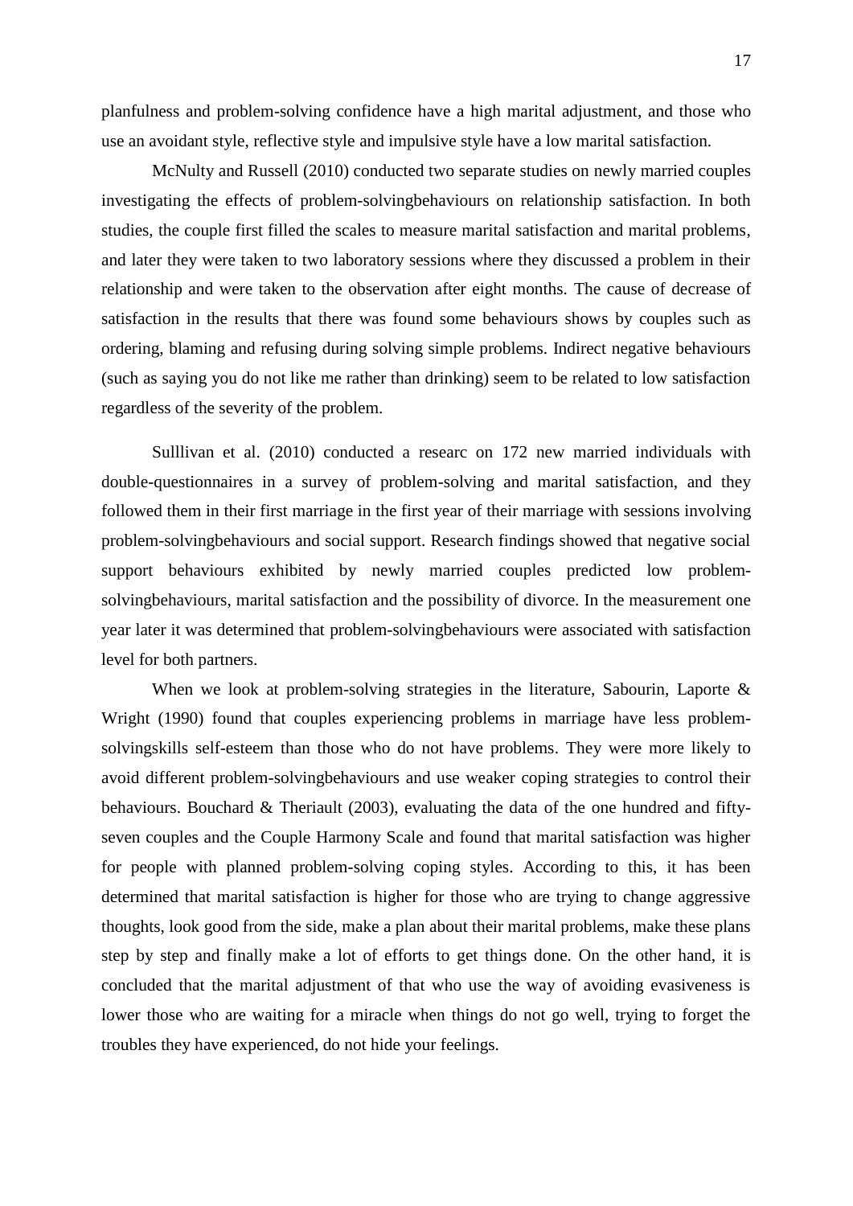planfulness and problem-solving confidence have a high marital adjustment, and those who use an avoidant style, reflective style and impulsive style have a low marital satisfaction.

McNulty and Russell (2010) conducted two separate studies on newly married couples investigating the effects of problem-solvingbehaviours on relationship satisfaction. In both studies, the couple first filled the scales to measure marital satisfaction and marital problems, and later they were taken to two laboratory sessions where they discussed a problem in their relationship and were taken to the observation after eight months. The cause of decrease of satisfaction in the results that there was found some behaviours shows by couples such as ordering, blaming and refusing during solving simple problems. Indirect negative behaviours (such as saying you do not like me rather than drinking) seem to be related to low satisfaction regardless of the severity of the problem.

Sulllivan et al. (2010) conducted a researc on 172 new married individuals with double-questionnaires in a survey of problem-solving and marital satisfaction, and they followed them in their first marriage in the first year of their marriage with sessions involving problem-solvingbehaviours and social support. Research findings showed that negative social support behaviours exhibited by newly married couples predicted low problem-solvingbehaviours, marital satisfaction and the possibility of divorce. In the measurement one year later it was determined that problem-solvingbehaviours were associated with satisfaction level for both partners.

When we look at problem-solving strategies in the literature, Sabourin, Laporte & Wright (1990) found that couples experiencing problems in marriage have less problem-solvingskills self-esteem than those who do not have problems. They were more likely to avoid different problem-solvingbehaviours and use weaker coping strategies to control their behaviours. Bouchard & Theriault (2003), evaluating the data of the one hundred and fifty-seven couples and the Couple Harmony Scale and found that marital satisfaction was higher for people with planned problem-solving coping styles. According to this, it has been determined that marital satisfaction is higher for those who are trying to change aggressive thoughts, look good from the side, make a plan about their marital problems, make these plans step by step and finally make a lot of efforts to get things done. On the other hand, it is concluded that the marital adjustment of that who use the way of avoiding evasiveness is lower those who are waiting for a miracle when things do not go well, trying to forget the troubles they have experienced, do not hide your feelings.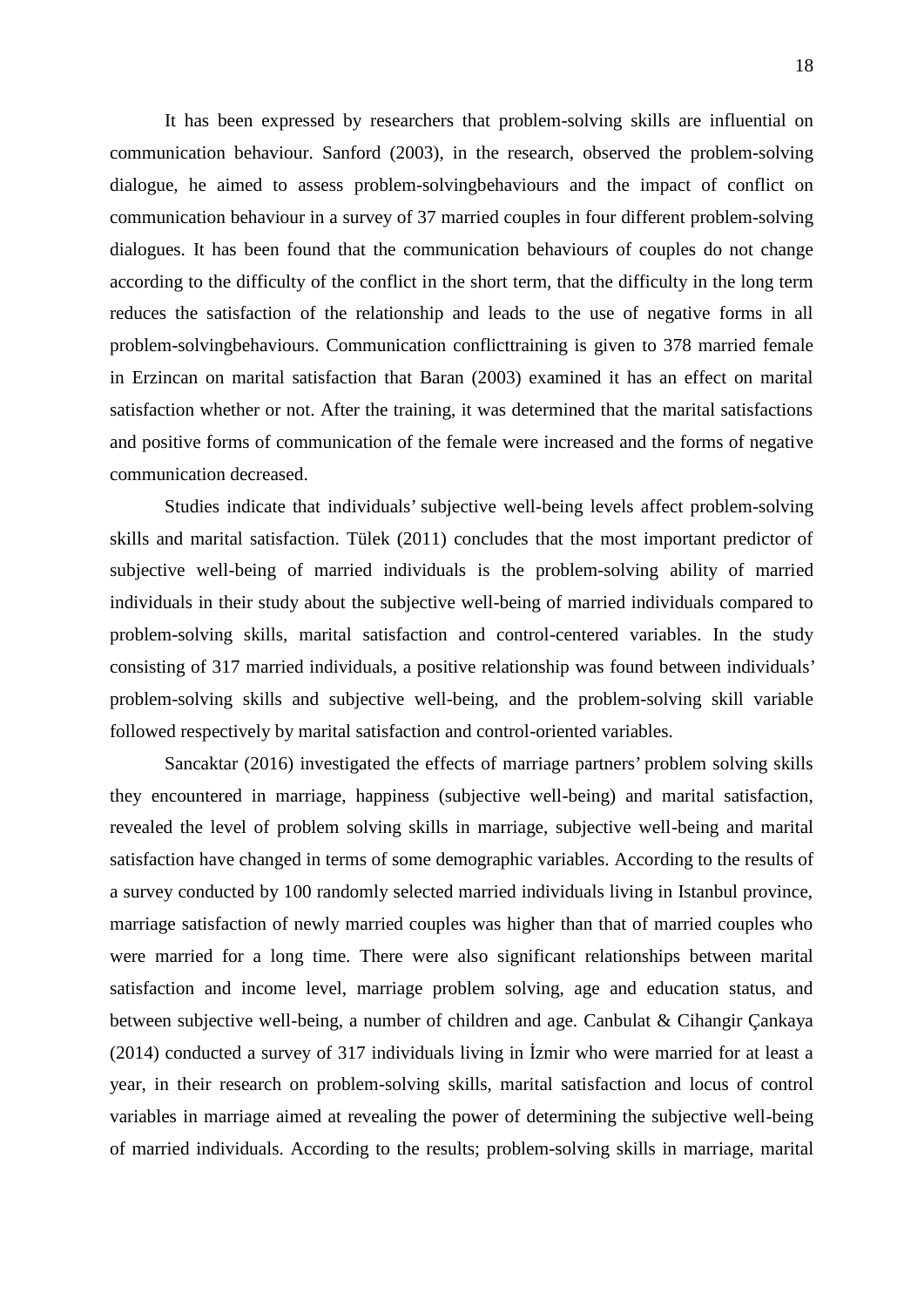It has been expressed by researchers that problem-solving skills are influential on communication behaviour. Sanford (2003), in the research, observed the problem-solving dialogue, he aimed to assess problem-solvingbehaviours and the impact of conflict on communication behaviour in a survey of 37 married couples in four different problem-solving dialogues. It has been found that the communication behaviours of couples do not change according to the difficulty of the conflict in the short term, that the difficulty in the long term reduces the satisfaction of the relationship and leads to the use of negative forms in all problem-solvingbehaviours. Communication conflicttraining is given to 378 married female in Erzincan on marital satisfaction that Baran (2003) examined it has an effect on marital satisfaction whether or not. After the training, it was determined that the marital satisfactions and positive forms of communication of the female were increased and the forms of negative communication decreased.

Studies indicate that individuals' subjective well-being levels affect problem-solving skills and marital satisfaction. Tülek (2011) concludes that the most important predictor of subjective well-being of married individuals is the problem-solving ability of married individuals in their study about the subjective well-being of married individuals compared to problem-solving skills, marital satisfaction and control-centered variables. In the study consisting of 317 married individuals, a positive relationship was found between individuals' problem-solving skills and subjective well-being, and the problem-solving skill variable followed respectively by marital satisfaction and control-oriented variables.

Sancaktar (2016) investigated the effects of marriage partners' problem solving skills they encountered in marriage, happiness (subjective well-being) and marital satisfaction, revealed the level of problem solving skills in marriage, subjective well-being and marital satisfaction have changed in terms of some demographic variables. According to the results of a survey conducted by 100 randomly selected married individuals living in Istanbul province, marriage satisfaction of newly married couples was higher than that of married couples who were married for a long time. There were also significant relationships between marital satisfaction and income level, marriage problem solving, age and education status, and between subjective well-being, a number of children and age. Canbulat & Cihangir Çankaya (2014) conducted a survey of 317 individuals living in İzmir who were married for at least a year, in their research on problem-solving skills, marital satisfaction and locus of control variables in marriage aimed at revealing the power of determining the subjective well-being of married individuals. According to the results; problem-solving skills in marriage, marital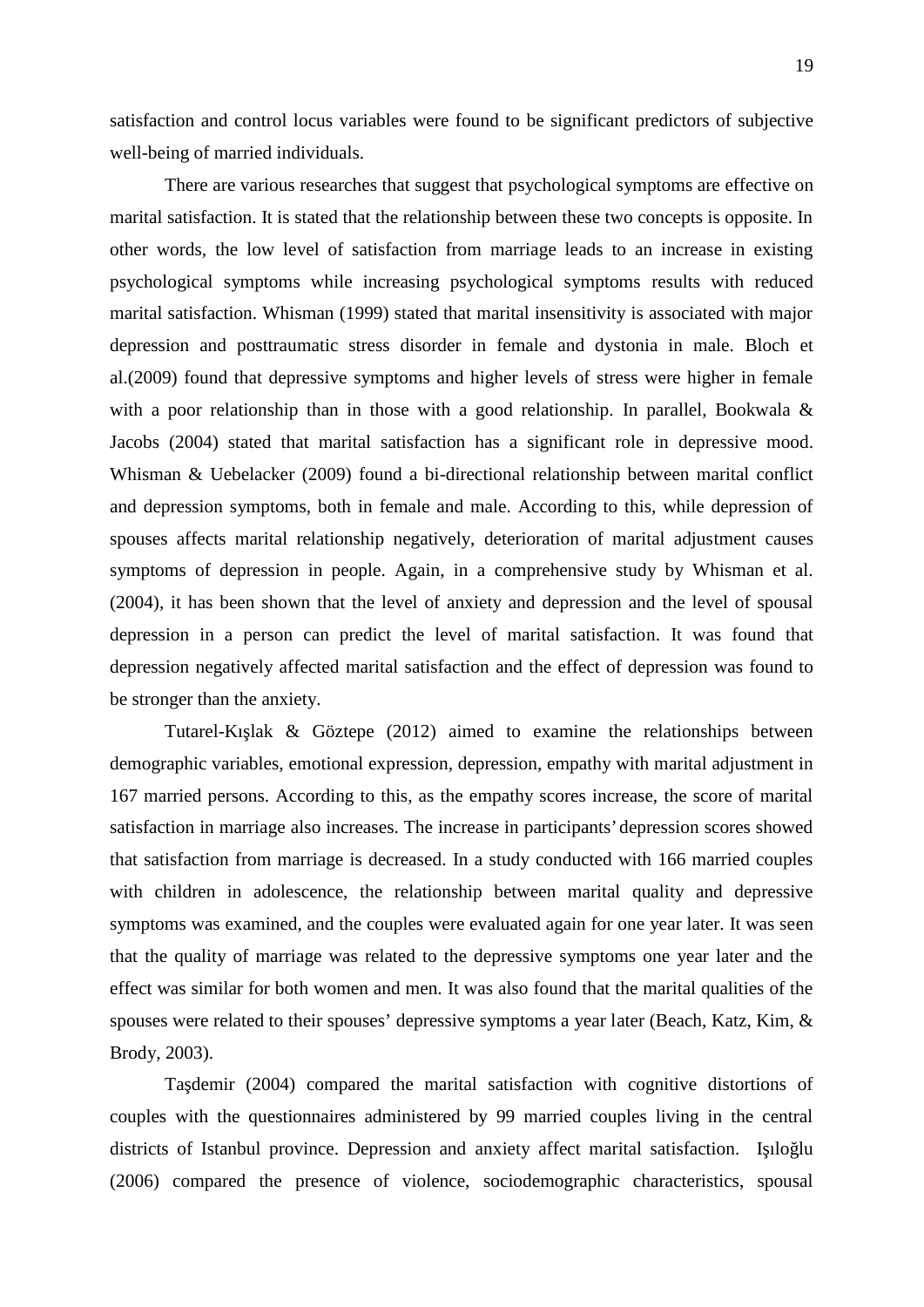satisfaction and control locus variables were found to be significant predictors of subjective well-being of married individuals.

There are various researches that suggest that psychological symptoms are effective on marital satisfaction. It is stated that the relationship between these two concepts is opposite. In other words, the low level of satisfaction from marriage leads to an increase in existing psychological symptoms while increasing psychological symptoms results with reduced marital satisfaction. Whisman (1999) stated that marital insensitivity is associated with major depression and posttraumatic stress disorder in female and dystonia in male. Bloch et al.(2009) found that depressive symptoms and higher levels of stress were higher in female with a poor relationship than in those with a good relationship. In parallel, Bookwala & Jacobs (2004) stated that marital satisfaction has a significant role in depressive mood. Whisman & Uebelacker (2009) found a bi-directional relationship between marital conflict and depression symptoms, both in female and male. According to this, while depression of spouses affects marital relationship negatively, deterioration of marital adjustment causes symptoms of depression in people. Again, in a comprehensive study by Whisman et al. (2004), it has been shown that the level of anxiety and depression and the level of spousal depression in a person can predict the level of marital satisfaction. It was found that depression negatively affected marital satisfaction and the effect of depression was found to be stronger than the anxiety.

Tutarel-Kışlak & Göztepe (2012) aimed to examine the relationships between demographic variables, emotional expression, depression, empathy with marital adjustment in 167 married persons. According to this, as the empathy scores increase, the score of marital satisfaction in marriage also increases. The increase in participants' depression scores showed that satisfaction from marriage is decreased. In a study conducted with 166 married couples with children in adolescence, the relationship between marital quality and depressive symptoms was examined, and the couples were evaluated again for one year later. It was seen that the quality of marriage was related to the depressive symptoms one year later and the effect was similar for both women and men. It was also found that the marital qualities of the spouses were related to their spouses' depressive symptoms a year later (Beach, Katz, Kim, & Brody, 2003).

Taşdemir (2004) compared the marital satisfaction with cognitive distortions of couples with the questionnaires administered by 99 married couples living in the central districts of Istanbul province. Depression and anxiety affect marital satisfaction. Işıloğlu (2006) compared the presence of violence, sociodemographic characteristics, spousal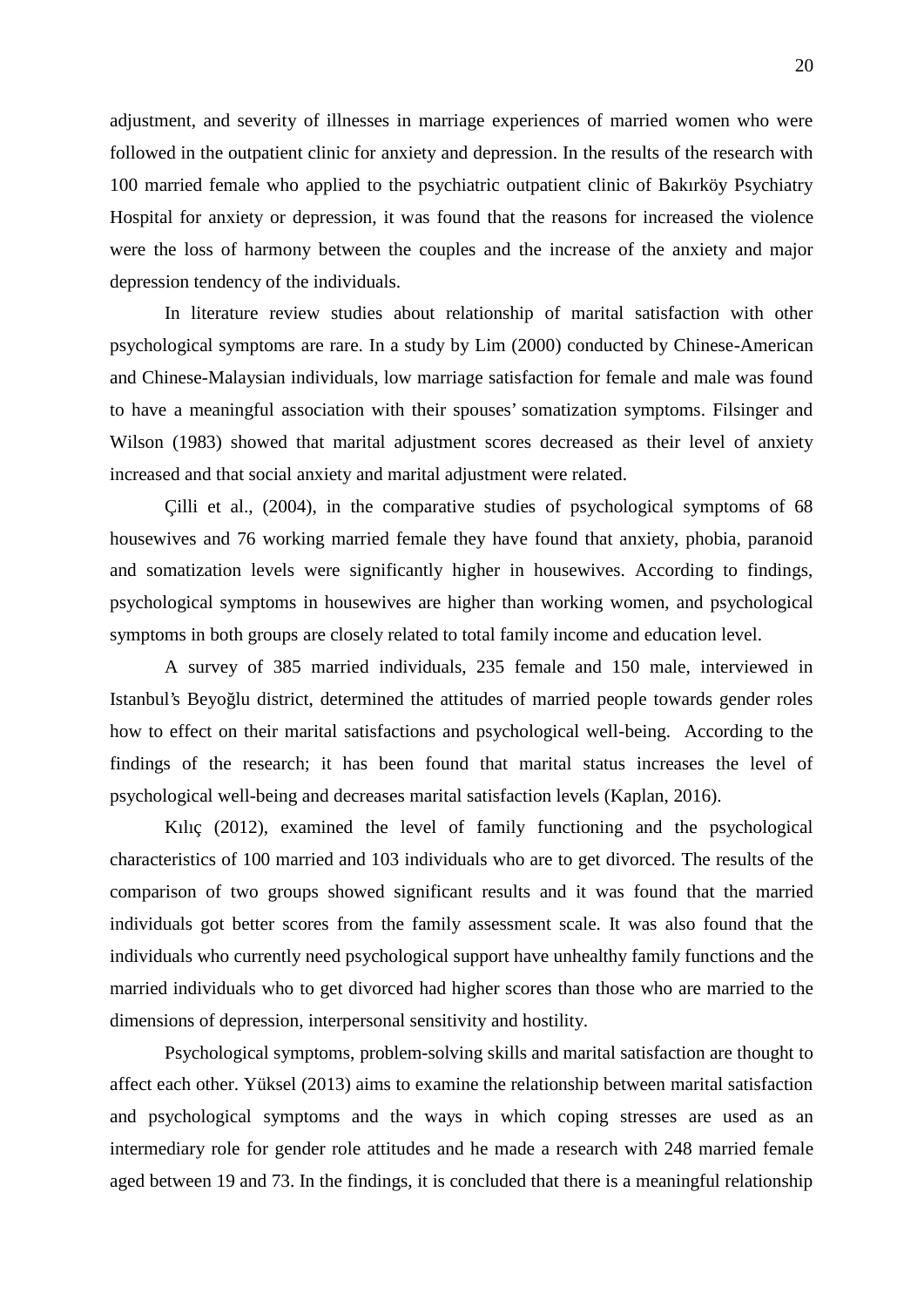adjustment, and severity of illnesses in marriage experiences of married women who were followed in the outpatient clinic for anxiety and depression. In the results of the research with 100 married female who applied to the psychiatric outpatient clinic of Bakırköy Psychiatry Hospital for anxiety or depression, it was found that the reasons for increased the violence were the loss of harmony between the couples and the increase of the anxiety and major depression tendency of the individuals.

In literature review studies about relationship of marital satisfaction with other psychological symptoms are rare. In a study by Lim (2000) conducted by Chinese-American and Chinese-Malaysian individuals, low marriage satisfaction for female and male was found to have a meaningful association with their spouses' somatization symptoms. Filsinger and Wilson (1983) showed that marital adjustment scores decreased as their level of anxiety increased and that social anxiety and marital adjustment were related.

Çilli et al., (2004), in the comparative studies of psychological symptoms of 68 housewives and 76 working married female they have found that anxiety, phobia, paranoid and somatization levels were significantly higher in housewives. According to findings, psychological symptoms in housewives are higher than working women, and psychological symptoms in both groups are closely related to total family income and education level.

A survey of 385 married individuals, 235 female and 150 male, interviewed in Istanbul's Beyoğlu district, determined the attitudes of married people towards gender roles how to effect on their marital satisfactions and psychological well-being. According to the findings of the research; it has been found that marital status increases the level of psychological well-being and decreases marital satisfaction levels (Kaplan, 2016).

Kılıç (2012), examined the level of family functioning and the psychological characteristics of 100 married and 103 individuals who are to get divorced. The results of the comparison of two groups showed significant results and it was found that the married individuals got better scores from the family assessment scale. It was also found that the individuals who currently need psychological support have unhealthy family functions and the married individuals who to get divorced had higher scores than those who are married to the dimensions of depression, interpersonal sensitivity and hostility.

Psychological symptoms, problem-solving skills and marital satisfaction are thought to affect each other. Yüksel (2013) aims to examine the relationship between marital satisfaction and psychological symptoms and the ways in which coping stresses are used as an intermediary role for gender role attitudes and he made a research with 248 married female aged between 19 and 73. In the findings, it is concluded that there is a meaningful relationship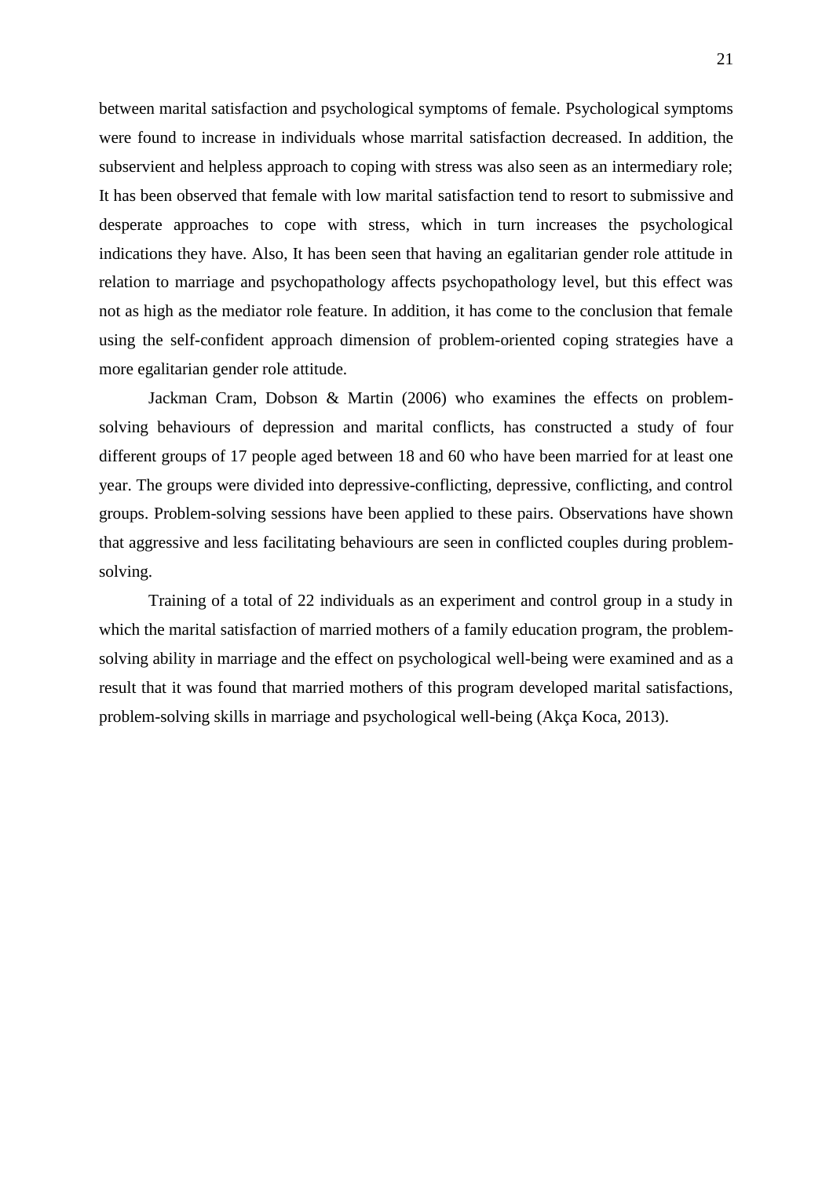between marital satisfaction and psychological symptoms of female. Psychological symptoms were found to increase in individuals whose marrital satisfaction decreased. In addition, the subservient and helpless approach to coping with stress was also seen as an intermediary role; It has been observed that female with low marital satisfaction tend to resort to submissive and desperate approaches to cope with stress, which in turn increases the psychological indications they have. Also, It has been seen that having an egalitarian gender role attitude in relation to marriage and psychopathology affects psychopathology level, but this effect was not as high as the mediator role feature. In addition, it has come to the conclusion that female using the self-confident approach dimension of problem-oriented coping strategies have a more egalitarian gender role attitude.

Jackman Cram, Dobson & Martin (2006) who examines the effects on problem-solving behaviours of depression and marital conflicts, has constructed a study of four different groups of 17 people aged between 18 and 60 who have been married for at least one year. The groups were divided into depressive-conflicting, depressive, conflicting, and control groups. Problem-solving sessions have been applied to these pairs. Observations have shown that aggressive and less facilitating behaviours are seen in conflicted couples during problem-solving.

Training of a total of 22 individuals as an experiment and control group in a study in which the marital satisfaction of married mothers of a family education program, the problem-solving ability in marriage and the effect on psychological well-being were examined and as a result that it was found that married mothers of this program developed marital satisfactions, problem-solving skills in marriage and psychological well-being (Akça Koca, 2013).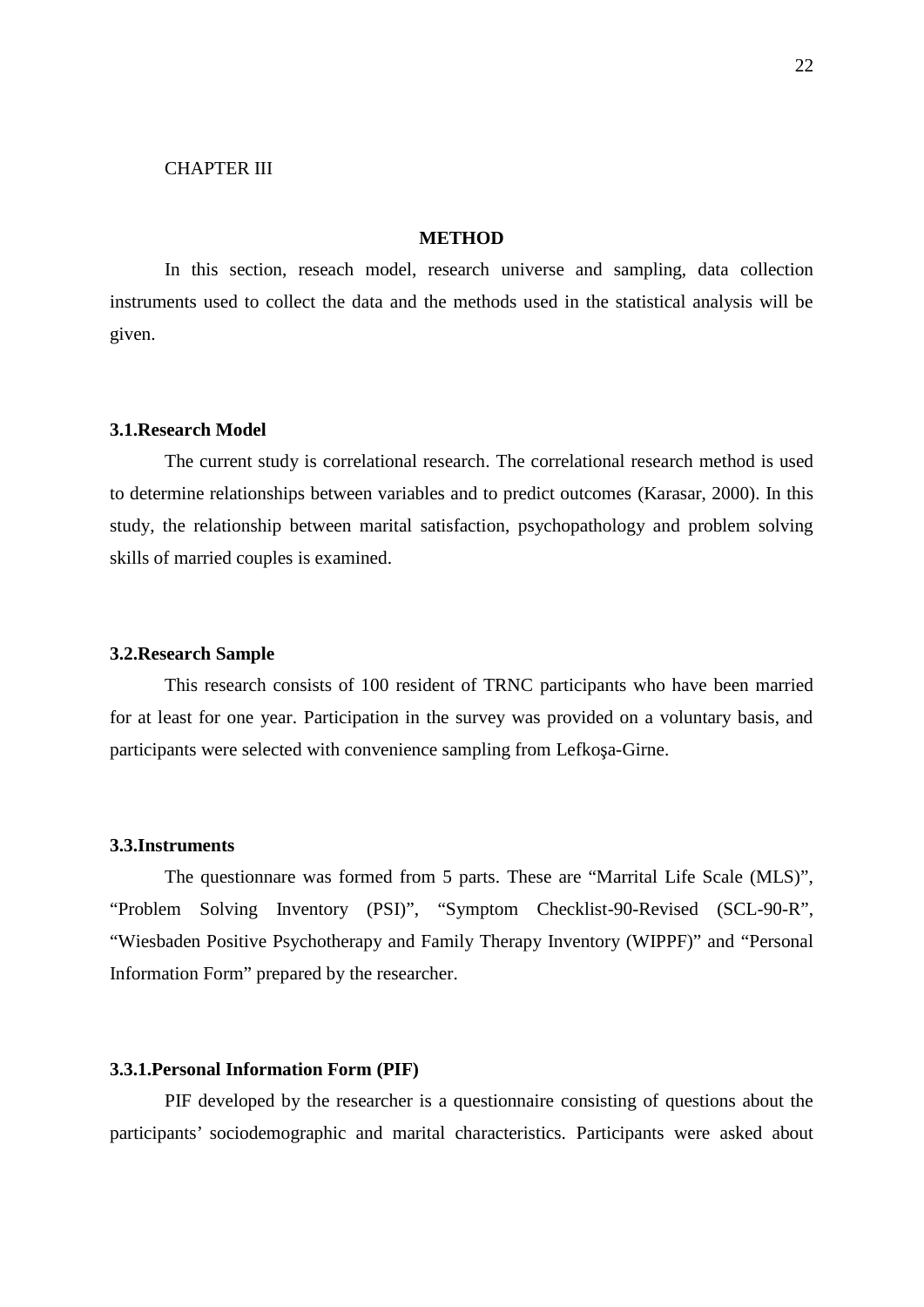CHAPTER III

## METHOD

In this section, reseach model, research universe and sampling, data collection instruments used to collect the data and the methods used in the statistical analysis will be given.

### 3.1.Research Model

The current study is correlational research. The correlational research method is used to determine relationships between variables and to predict outcomes (Karasar, 2000). In this study, the relationship between marital satisfaction, psychopathology and problem solving skills of married couples is examined.

### 3.2.Research Sample

This research consists of 100 resident of TRNC participants who have been married for at least for one year. Participation in the survey was provided on a voluntary basis, and participants were selected with convenience sampling from Lefkoşa-Girne.

### 3.3.Instruments

The questionnare was formed from 5 parts. These are “Marrital Life Scale (MLS)”, “Problem Solving Inventory (PSI)”, “Symptom Checklist-90-Revised (SCL-90-R”, “Wiesbaden Positive Psychotherapy and Family Therapy Inventory (WIPPF)” and “Personal Information Form” prepared by the researcher.

#### 3.3.1.Personal Information Form (PIF)

PIF developed by the researcher is a questionnaire consisting of questions about the participants’ sociodemographic and marital characteristics. Participants were asked about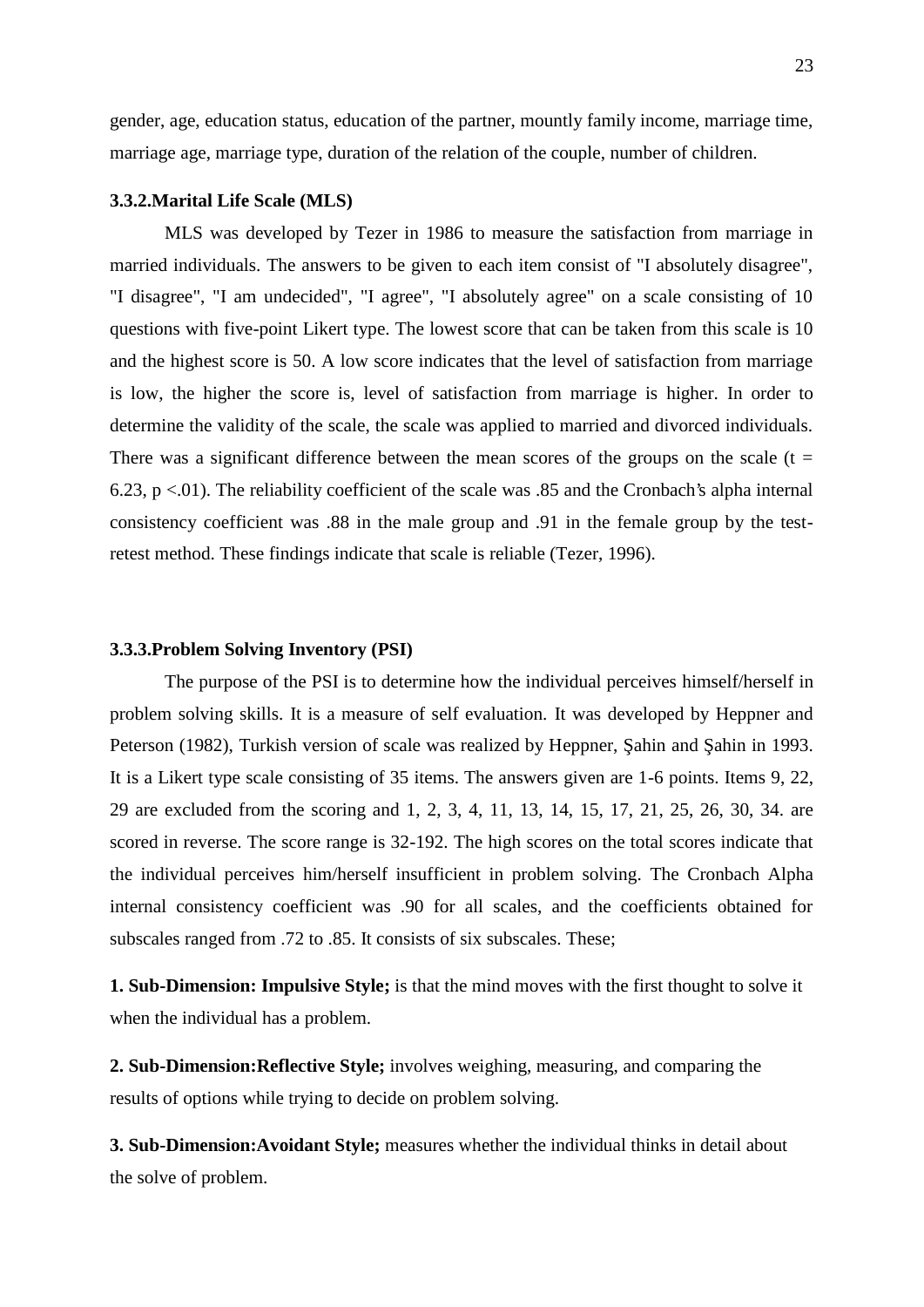gender, age, education status, education of the partner, mountly family income, marriage time, marriage age, marriage type, duration of the relation of the couple, number of children.

### 3.3.2.Marital Life Scale (MLS)

MLS was developed by Tezer in 1986 to measure the satisfaction from marriage in married individuals. The answers to be given to each item consist of "I absolutely disagree", "I disagree", "I am undecided", "I agree", "I absolutely agree" on a scale consisting of 10 questions with five-point Likert type. The lowest score that can be taken from this scale is 10 and the highest score is 50. A low score indicates that the level of satisfaction from marriage is low, the higher the score is, level of satisfaction from marriage is higher. In order to determine the validity of the scale, the scale was applied to married and divorced individuals. There was a significant difference between the mean scores of the groups on the scale ($t = 6.23$, $p < .01$). The reliability coefficient of the scale was .85 and the Cronbach's alpha internal consistency coefficient was .88 in the male group and .91 in the female group by the test-retest method. These findings indicate that scale is reliable (Tezer, 1996).

### 3.3.3.Problem Solving Inventory (PSI)

The purpose of the PSI is to determine how the individual perceives himself/herself in problem solving skills. It is a measure of self evaluation. It was developed by Heppner and Peterson (1982), Turkish version of scale was realized by Heppner, Şahin and Şahin in 1993. It is a Likert type scale consisting of 35 items. The answers given are 1-6 points. Items 9, 22, 29 are excluded from the scoring and 1, 2, 3, 4, 11, 13, 14, 15, 17, 21, 25, 26, 30, 34. are scored in reverse. The score range is 32-192. The high scores on the total scores indicate that the individual perceives him/herself insufficient in problem solving. The Cronbach Alpha internal consistency coefficient was .90 for all scales, and the coefficients obtained for subscales ranged from .72 to .85. It consists of six subscales. These;

**1. Sub-Dimension: Impulsive Style;** is that the mind moves with the first thought to solve it when the individual has a problem.

**2. Sub-Dimension:Reflective Style;** involves weighing, measuring, and comparing the results of options while trying to decide on problem solving.

**3. Sub-Dimension:Avoidant Style;** measures whether the individual thinks in detail about the solve of problem.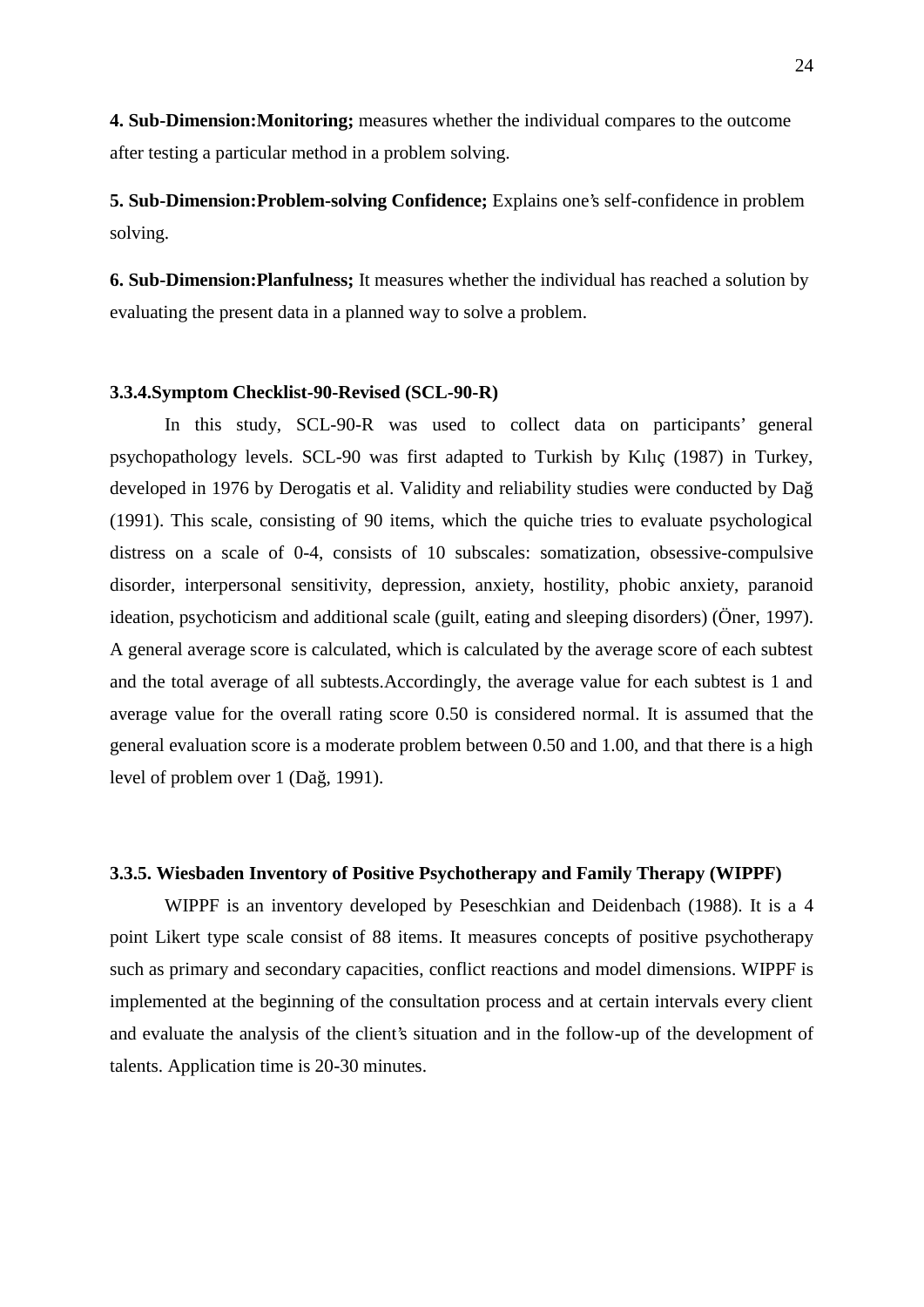**4. Sub-Dimension:Monitoring;** measures whether the individual compares to the outcome after testing a particular method in a problem solving.

**5. Sub-Dimension:Problem-solving Confidence;** Explains one's self-confidence in problem solving.

**6. Sub-Dimension:Planfulness;** It measures whether the individual has reached a solution by evaluating the present data in a planned way to solve a problem.

### 3.3.4.Symptom Checklist-90-Revised (SCL-90-R)

In this study, SCL-90-R was used to collect data on participants' general psychopathology levels. SCL-90 was first adapted to Turkish by Kılıç (1987) in Turkey, developed in 1976 by Derogatis et al. Validity and reliability studies were conducted by Dağ (1991). This scale, consisting of 90 items, which the quiche tries to evaluate psychological distress on a scale of 0-4, consists of 10 subscales: somatization, obsessive-compulsive disorder, interpersonal sensitivity, depression, anxiety, hostility, phobic anxiety, paranoid ideation, psychoticism and additional scale (guilt, eating and sleeping disorders) (Öner, 1997). A general average score is calculated, which is calculated by the average score of each subtest and the total average of all subtests.Accordingly, the average value for each subtest is 1 and average value for the overall rating score 0.50 is considered normal. It is assumed that the general evaluation score is a moderate problem between 0.50 and 1.00, and that there is a high level of problem over 1 (Dağ, 1991).

### 3.3.5. Wiesbaden Inventory of Positive Psychotherapy and Family Therapy (WIPPF)

WIPPF is an inventory developed by Peseschkian and Deidenbach (1988). It is a 4 point Likert type scale consist of 88 items. It measures concepts of positive psychotherapy such as primary and secondary capacities, conflict reactions and model dimensions. WIPPF is implemented at the beginning of the consultation process and at certain intervals every client and evaluate the analysis of the client's situation and in the follow-up of the development of talents. Application time is 20-30 minutes.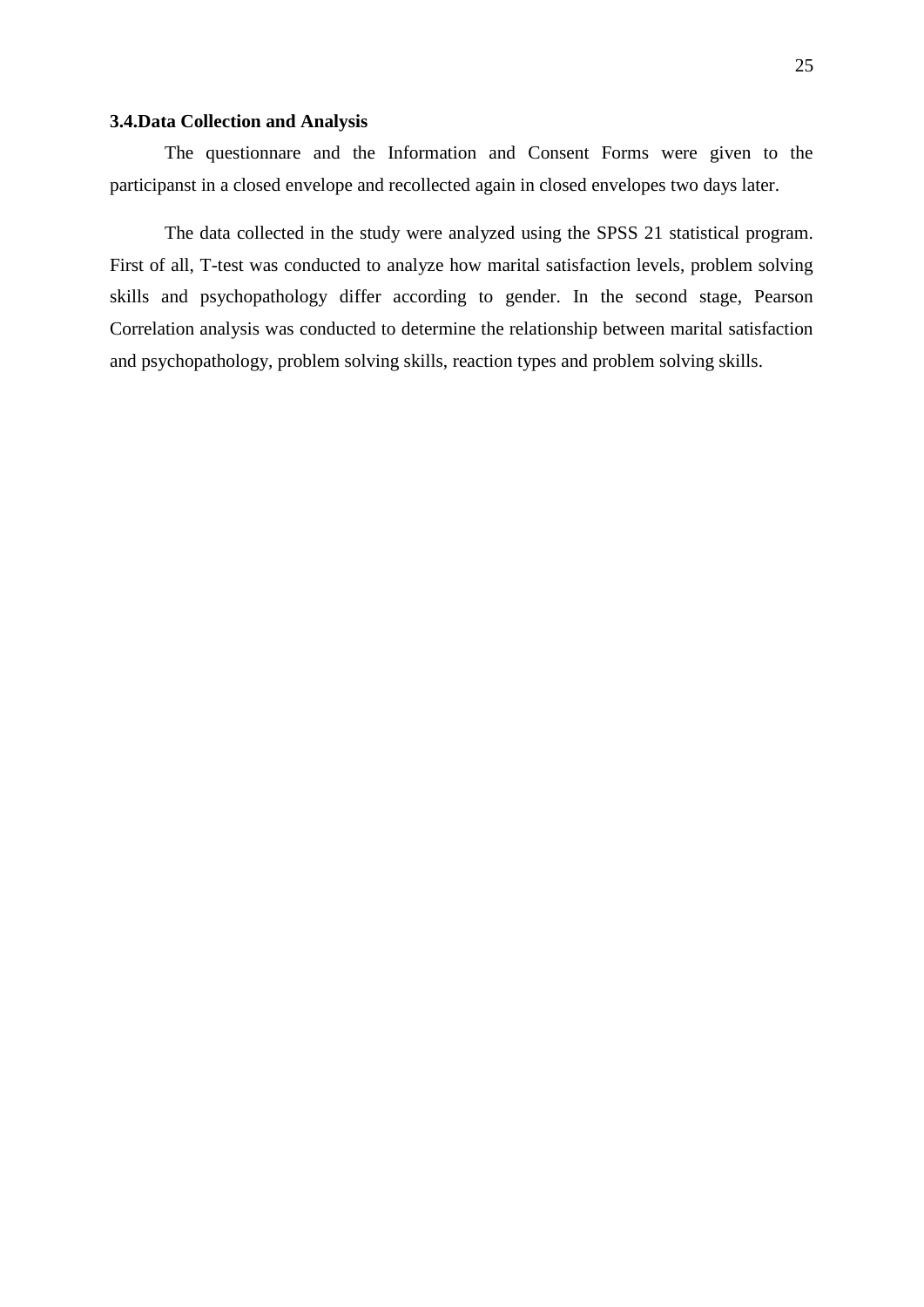### 3.4.Data Collection and Analysis

The questionnare and the Information and Consent Forms were given to the participanst in a closed envelope and recollected again in closed envelopes two days later.

The data collected in the study were analyzed using the SPSS 21 statistical program. First of all, T-test was conducted to analyze how marital satisfaction levels, problem solving skills and psychopathology differ according to gender. In the second stage, Pearson Correlation analysis was conducted to determine the relationship between marital satisfaction and psychopathology, problem solving skills, reaction types and problem solving skills.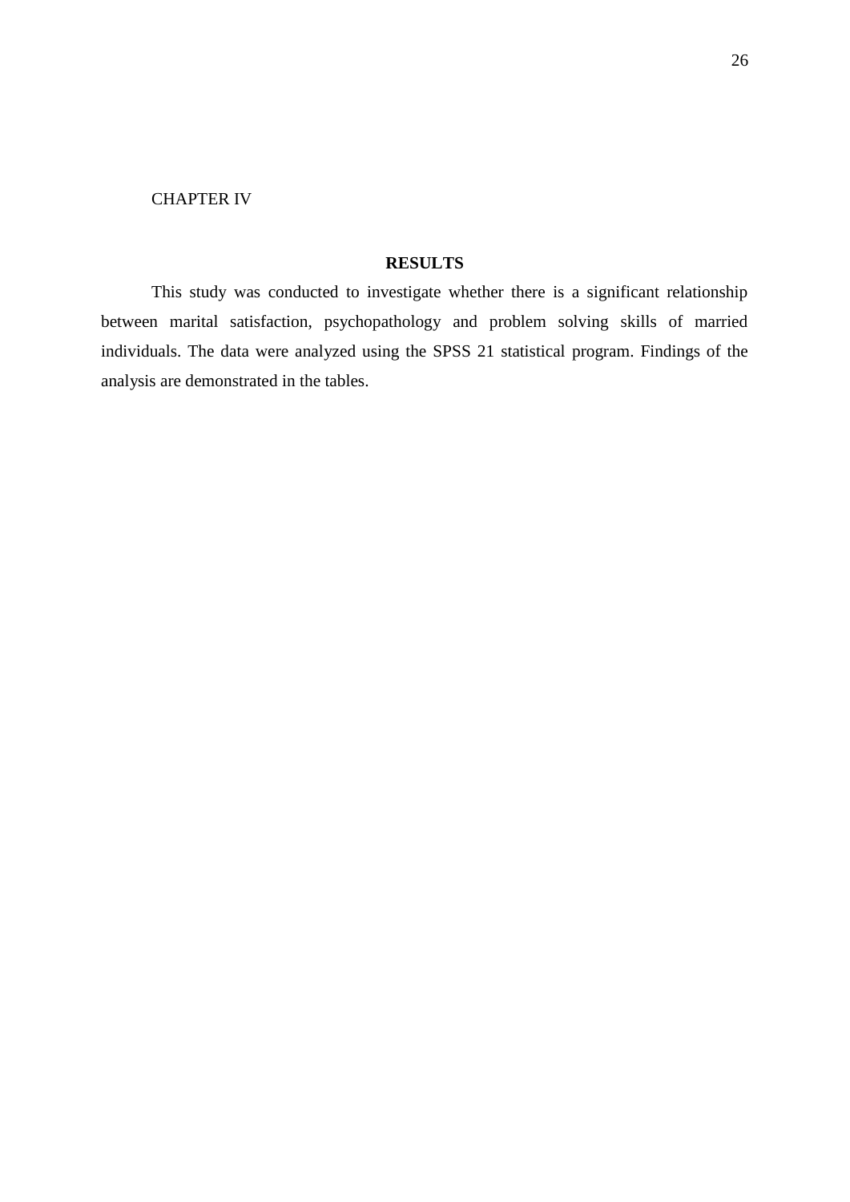CHAPTER IV

# RESULTS

This study was conducted to investigate whether there is a significant relationship between marital satisfaction, psychopathology and problem solving skills of married individuals. The data were analyzed using the SPSS 21 statistical program. Findings of the analysis are demonstrated in the tables.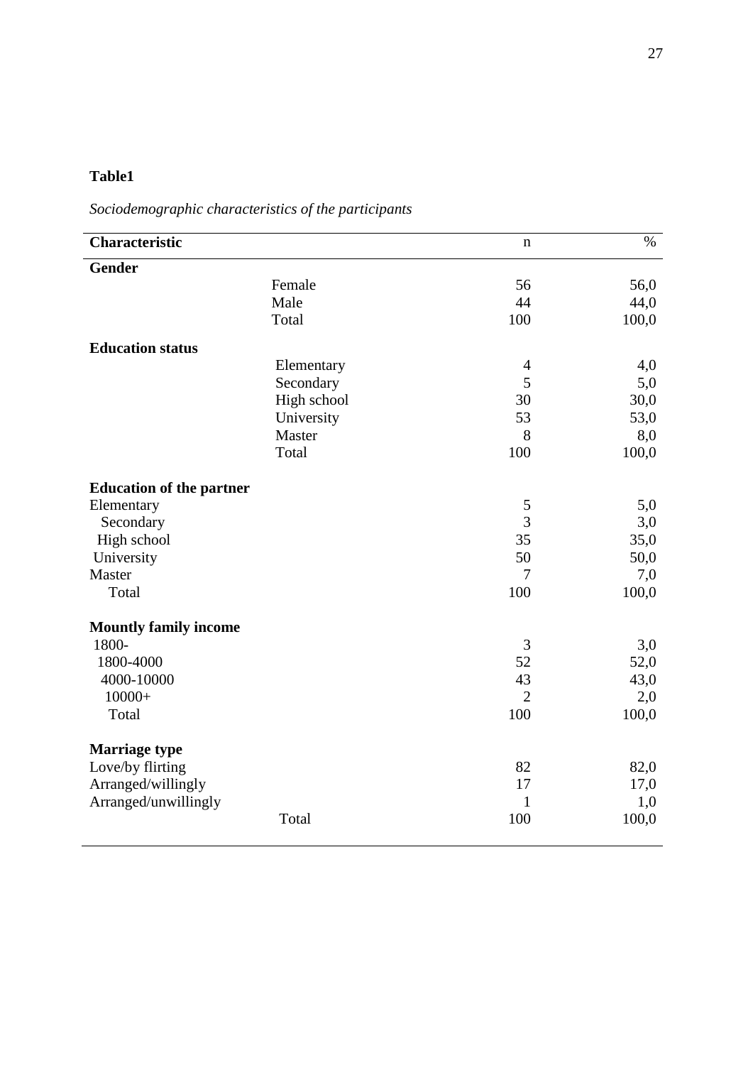**Table1**

*Sociodemographic characteristics of the participants*

| Characteristic | | n | % |
|---|---|---|---|
| **Gender** | | | |
| | Female | 56 | 56,0 |
| | Male | 44 | 44,0 |
| | Total | 100 | 100,0 |
| **Education status** | | | |
| | Elementary | 4 | 4,0 |
| | Secondary | 5 | 5,0 |
| | High school | 30 | 30,0 |
| | University | 53 | 53,0 |
| | Master | 8 | 8,0 |
| | Total | 100 | 100,0 |
| **Education of the partner** | | | |
| Elementary | | 5 | 5,0 |
| Secondary | | 3 | 3,0 |
| High school | | 35 | 35,0 |
| University | | 50 | 50,0 |
| Master | | 7 | 7,0 |
| Total | | 100 | 100,0 |
| **Mountly family income** | | | |
| 1800- | | 3 | 3,0 |
| 1800-4000 | | 52 | 52,0 |
| 4000-10000 | | 43 | 43,0 |
| 10000+ | | 2 | 2,0 |
| Total | | 100 | 100,0 |
| **Marriage type** | | | |
| Love/by flirting | | 82 | 82,0 |
| Arranged/willingly | | 17 | 17,0 |
| Arranged/unwillingly | | 1 | 1,0 |
| | Total | 100 | 100,0 |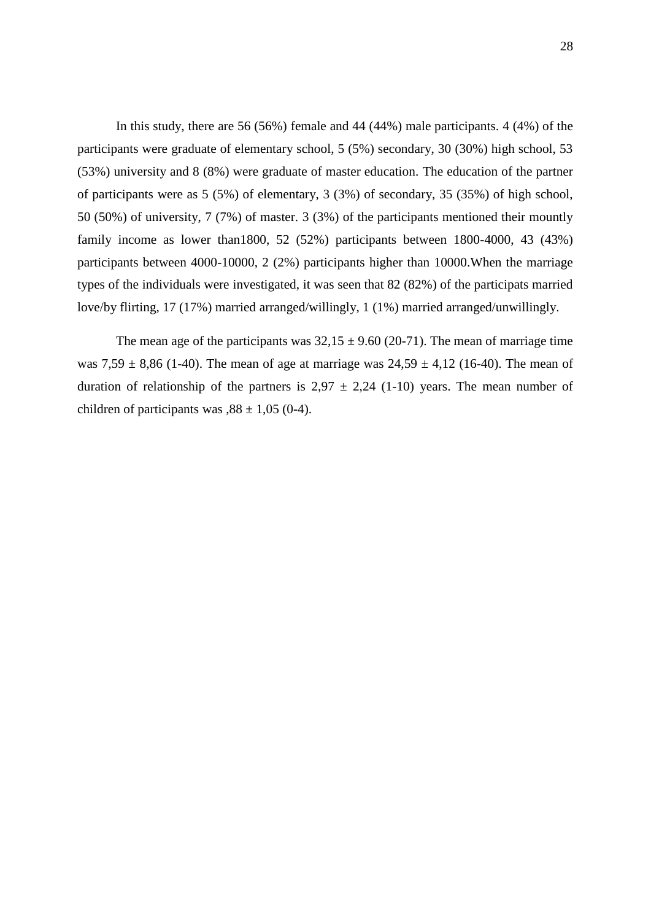In this study, there are 56 (56%) female and 44 (44%) male participants. 4 (4%) of the participants were graduate of elementary school, 5 (5%) secondary, 30 (30%) high school, 53 (53%) university and 8 (8%) were graduate of master education. The education of the partner of participants were as 5 (5%) of elementary, 3 (3%) of secondary, 35 (35%) of high school, 50 (50%) of university, 7 (7%) of master. 3 (3%) of the participants mentioned their mountly family income as lower than1800, 52 (52%) participants between 1800-4000, 43 (43%) participants between 4000-10000, 2 (2%) participants higher than 10000.When the marriage types of the individuals were investigated, it was seen that 82 (82%) of the participats married love/by flirting, 17 (17%) married arranged/willingly, 1 (1%) married arranged/unwillingly.

The mean age of the participants was 32,15 ± 9.60 (20-71). The mean of marriage time was 7,59 ± 8,86 (1-40). The mean of age at marriage was 24,59 ± 4,12 (16-40). The mean of duration of relationship of the partners is 2,97 ± 2,24 (1-10) years. The mean number of children of participants was ,88 ± 1,05 (0-4).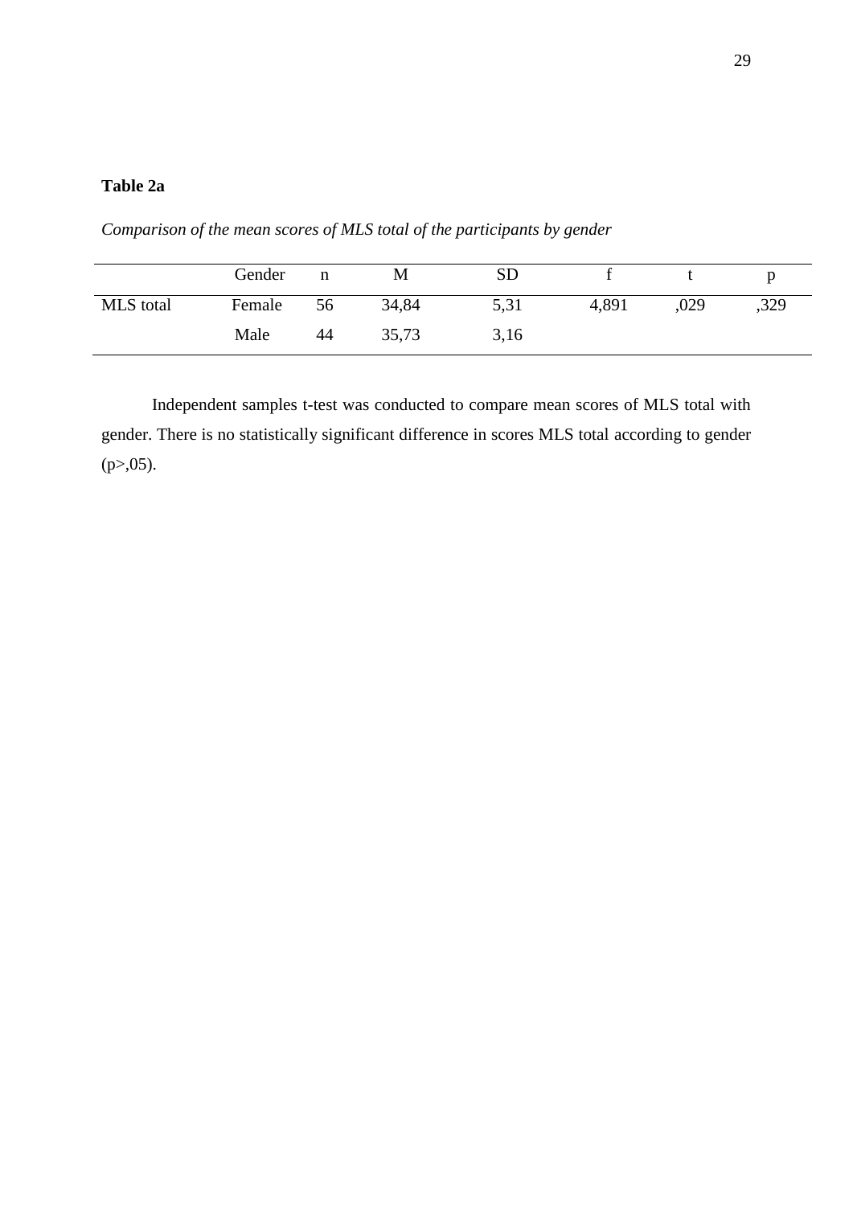**Table 2a**

*Comparison of the mean scores of MLS total of the participants by gender*

| | Gender | n | M | SD | f | t | p |
|---|---|---|---|---|---|---|---|
| MLS total | Female | 56 | 34,84 | 5,31 | 4,891 | ,029 | ,329 |
| | Male | 44 | 35,73 | 3,16 | | | |

Independent samples t-test was conducted to compare mean scores of MLS total with gender. There is no statistically significant difference in scores MLS total according to gender (p>,05).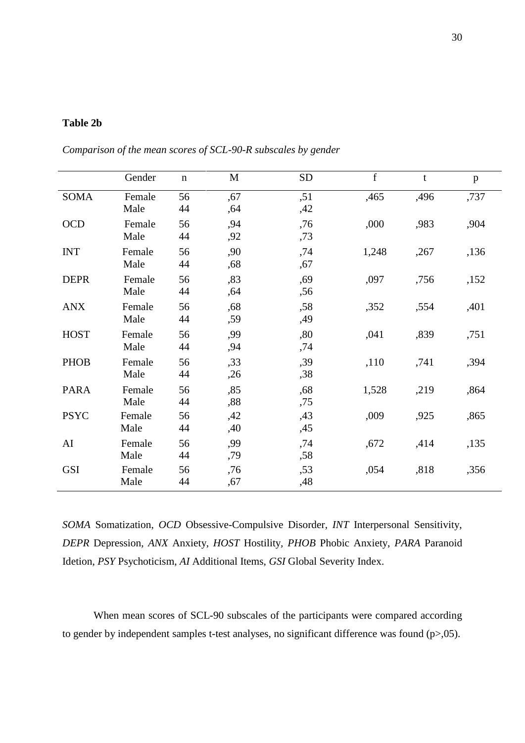**Table 2b**

*Comparison of the mean scores of SCL-90-R subscales by gender*

| | Gender | n | M | SD | f | t | p |
|---|---|---|---|---|---|---|---|
| SOMA | Female | 56 | ,67 | ,51 | ,465 | ,496 | ,737 |
| | Male | 44 | ,64 | ,42 | | | |
| OCD | Female | 56 | ,94 | ,76 | ,000 | ,983 | ,904 |
| | Male | 44 | ,92 | ,73 | | | |
| INT | Female | 56 | ,90 | ,74 | 1,248 | ,267 | ,136 |
| | Male | 44 | ,68 | ,67 | | | |
| DEPR | Female | 56 | ,83 | ,69 | ,097 | ,756 | ,152 |
| | Male | 44 | ,64 | ,56 | | | |
| ANX | Female | 56 | ,68 | ,58 | ,352 | ,554 | ,401 |
| | Male | 44 | ,59 | ,49 | | | |
| HOST | Female | 56 | ,99 | ,80 | ,041 | ,839 | ,751 |
| | Male | 44 | ,94 | ,74 | | | |
| PHOB | Female | 56 | ,33 | ,39 | ,110 | ,741 | ,394 |
| | Male | 44 | ,26 | ,38 | | | |
| PARA | Female | 56 | ,85 | ,68 | 1,528 | ,219 | ,864 |
| | Male | 44 | ,88 | ,75 | | | |
| PSYC | Female | 56 | ,42 | ,43 | ,009 | ,925 | ,865 |
| | Male | 44 | ,40 | ,45 | | | |
| AI | Female | 56 | ,99 | ,74 | ,672 | ,414 | ,135 |
| | Male | 44 | ,79 | ,58 | | | |
| GSI | Female | 56 | ,76 | ,53 | ,054 | ,818 | ,356 |
| | Male | 44 | ,67 | ,48 | | | |

*SOMA* Somatization, *OCD* Obsessive-Compulsive Disorder, *INT* Interpersonal Sensitivity, *DEPR* Depression, *ANX* Anxiety, *HOST* Hostility, *PHOB* Phobic Anxiety, *PARA* Paranoid Idetion, *PSY* Psychoticism, *AI* Additional Items, *GSI* Global Severity Index.

When mean scores of SCL-90 subscales of the participants were compared according to gender by independent samples t-test analyses, no significant difference was found ($p>,05$).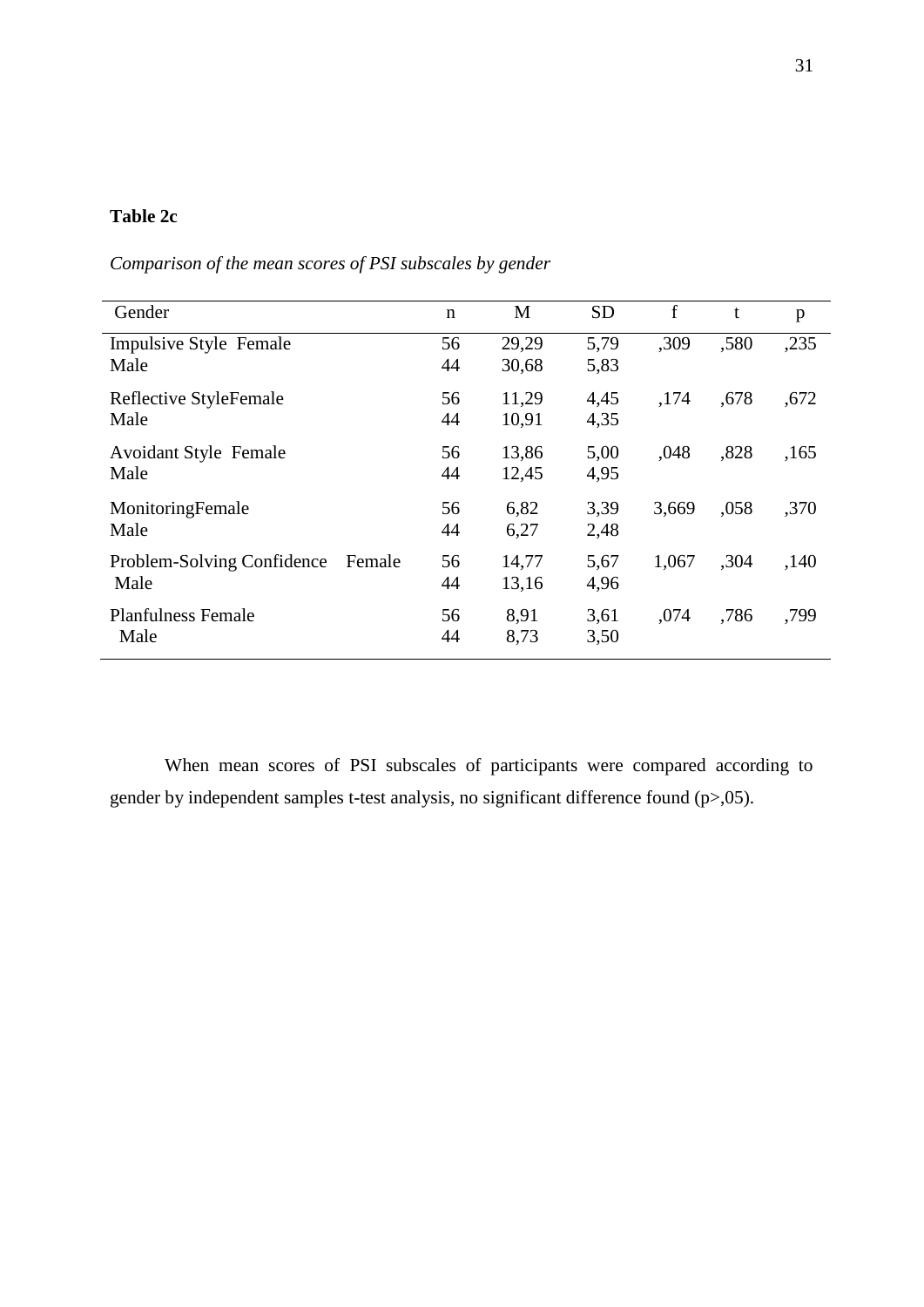**Table 2c**

*Comparison of the mean scores of PSI subscales by gender*

| Gender | n | M | SD | f | t | p |
|---|---|---|---|---|---|---|
| Impulsive Style Female | 56 | 29,29 | 5,79 | ,309 | ,580 | ,235 |
| Male | 44 | 30,68 | 5,83 | | | |
| Reflective StyleFemale | 56 | 11,29 | 4,45 | ,174 | ,678 | ,672 |
| Male | 44 | 10,91 | 4,35 | | | |
| Avoidant Style Female | 56 | 13,86 | 5,00 | ,048 | ,828 | ,165 |
| Male | 44 | 12,45 | 4,95 | | | |
| MonitoringFemale | 56 | 6,82 | 3,39 | 3,669 | ,058 | ,370 |
| Male | 44 | 6,27 | 2,48 | | | |
| Problem-Solving Confidence Female | 56 | 14,77 | 5,67 | 1,067 | ,304 | ,140 |
| Male | 44 | 13,16 | 4,96 | | | |
| Planfulness Female | 56 | 8,91 | 3,61 | ,074 | ,786 | ,799 |
| Male | 44 | 8,73 | 3,50 | | | |

When mean scores of PSI subscales of participants were compared according to gender by independent samples t-test analysis, no significant difference found (p>,05).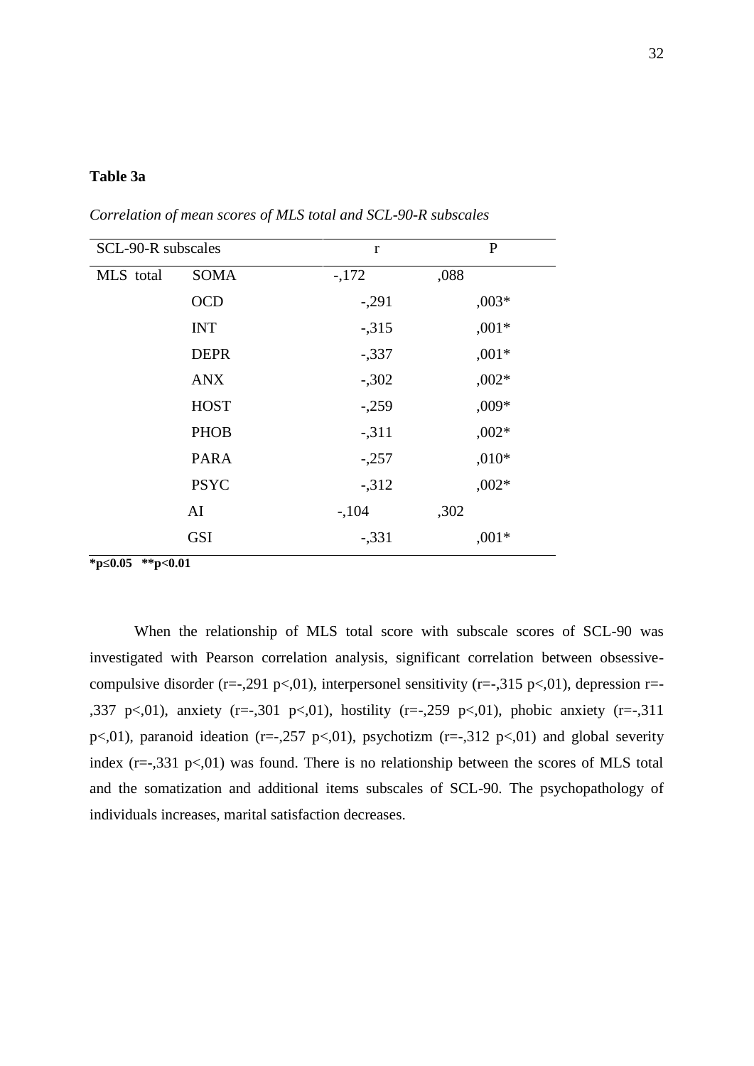**Table 3a**

*Correlation of mean scores of MLS total and SCL-90-R subscales*

| SCL-90-R subscales | | r | P |
|---|---|---|---|
| MLS total | SOMA | -,172 | ,088 |
| | OCD | -,291 | ,003* |
| | INT | -,315 | ,001* |
| | DEPR | -,337 | ,001* |
| | ANX | -,302 | ,002* |
| | HOST | -,259 | ,009* |
| | PHOB | -,311 | ,002* |
| | PARA | -,257 | ,010* |
| | PSYC | -,312 | ,002* |
| | AI | -,104 | ,302 |
| | GSI | -,331 | ,001* |

**\*p≤0.05 \*\*p<0.01**

When the relationship of MLS total score with subscale scores of SCL-90 was investigated with Pearson correlation analysis, significant correlation between obsessive-compulsive disorder (r=-,291 p<,01), interpersonel sensitivity (r=-,315 p<,01), depression r=-,337 p<,01), anxiety (r=-,301 p<,01), hostility (r=-,259 p<,01), phobic anxiety (r=-,311 p<,01), paranoid ideation (r=-,257 p<,01), psychotizm (r=-,312 p<,01) and global severity index (r=-,331 p<,01) was found. There is no relationship between the scores of MLS total and the somatization and additional items subscales of SCL-90. The psychopathology of individuals increases, marital satisfaction decreases.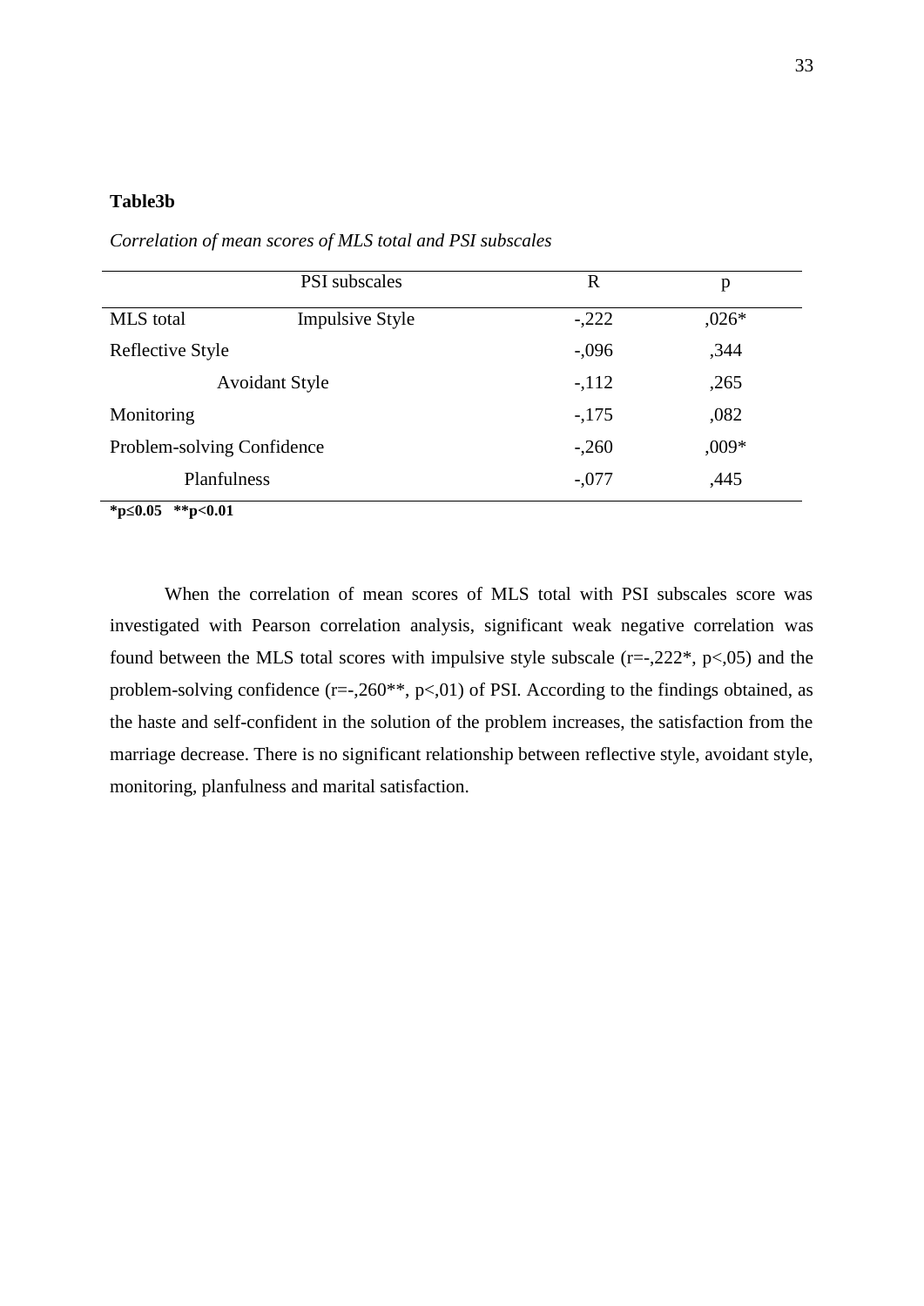**Table3b**

*Correlation of mean scores of MLS total and PSI subscales*

| | PSI subscales | R | p |
|---|---|---|---|
| MLS total | Impulsive Style | -,222 | ,026* |
| Reflective Style | | -,096 | ,344 |
| | Avoidant Style | -,112 | ,265 |
| Monitoring | | -,175 | ,082 |
| Problem-solving Confidence | | -,260 | ,009* |
| | Planfulness | -,077 | ,445 |

**\*p≤0.05 \*\*p<0.01**

When the correlation of mean scores of MLS total with PSI subscales score was investigated with Pearson correlation analysis, significant weak negative correlation was found between the MLS total scores with impulsive style subscale (r=-,222*, p<,05) and the problem-solving confidence (r=-,260**, p<,01) of PSI. According to the findings obtained, as the haste and self-confident in the solution of the problem increases, the satisfaction from the marriage decrease. There is no significant relationship between reflective style, avoidant style, monitoring, planfulness and marital satisfaction.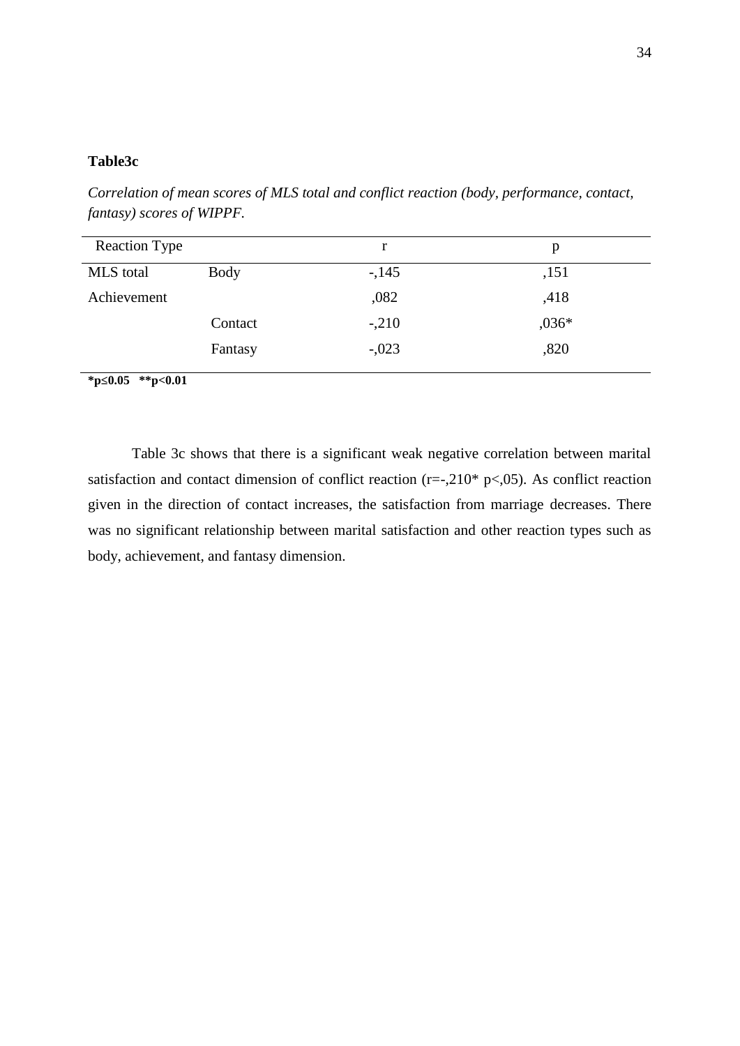**Table3c**

*Correlation of mean scores of MLS total and conflict reaction (body, performance, contact, fantasy) scores of WIPPF.*

| Reaction Type | | r | p |
|---|---|---|---|
| MLS total | Body | -,145 | ,151 |
| Achievement | | ,082 | ,418 |
| | Contact | -,210 | ,036* |
| | Fantasy | -,023 | ,820 |

**\*p≤0.05 \*\*p<0.01**

Table 3c shows that there is a significant weak negative correlation between marital satisfaction and contact dimension of conflict reaction (r=-,210* p<,05). As conflict reaction given in the direction of contact increases, the satisfaction from marriage decreases. There was no significant relationship between marital satisfaction and other reaction types such as body, achievement, and fantasy dimension.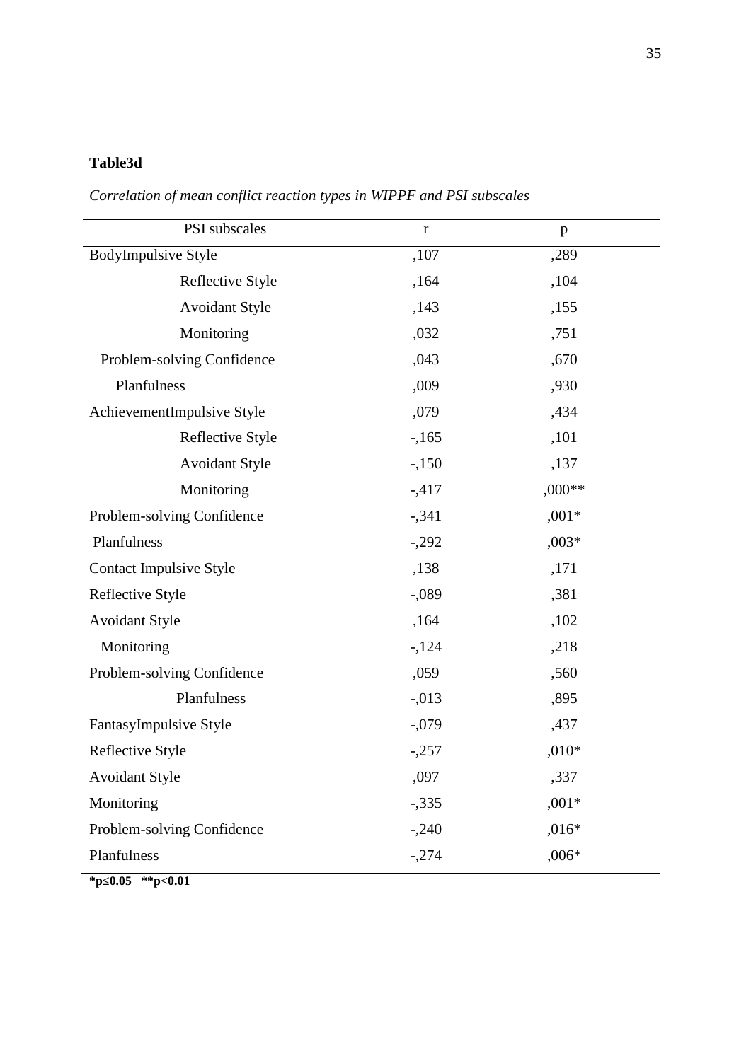**Table3d**

*Correlation of mean conflict reaction types in WIPPF and PSI subscales*

| PSI subscales | r | p |
|---|---|---|
| BodyImpulsive Style | ,107 | ,289 |
| Reflective Style | ,164 | ,104 |
| Avoidant Style | ,143 | ,155 |
| Monitoring | ,032 | ,751 |
| Problem-solving Confidence | ,043 | ,670 |
| Planfulness | ,009 | ,930 |
| AchievementImpulsive Style | ,079 | ,434 |
| Reflective Style | -,165 | ,101 |
| Avoidant Style | -,150 | ,137 |
| Monitoring | -,417 | ,000** |
| Problem-solving Confidence | -,341 | ,001* |
| Planfulness | -,292 | ,003* |
| Contact Impulsive Style | ,138 | ,171 |
| Reflective Style | -,089 | ,381 |
| Avoidant Style | ,164 | ,102 |
| Monitoring | -,124 | ,218 |
| Problem-solving Confidence | ,059 | ,560 |
| Planfulness | -,013 | ,895 |
| FantasyImpulsive Style | -,079 | ,437 |
| Reflective Style | -,257 | ,010* |
| Avoidant Style | ,097 | ,337 |
| Monitoring | -,335 | ,001* |
| Problem-solving Confidence | -,240 | ,016* |
| Planfulness | -,274 | ,006* |

**$*p \leq 0.05$ $**p<0.01$**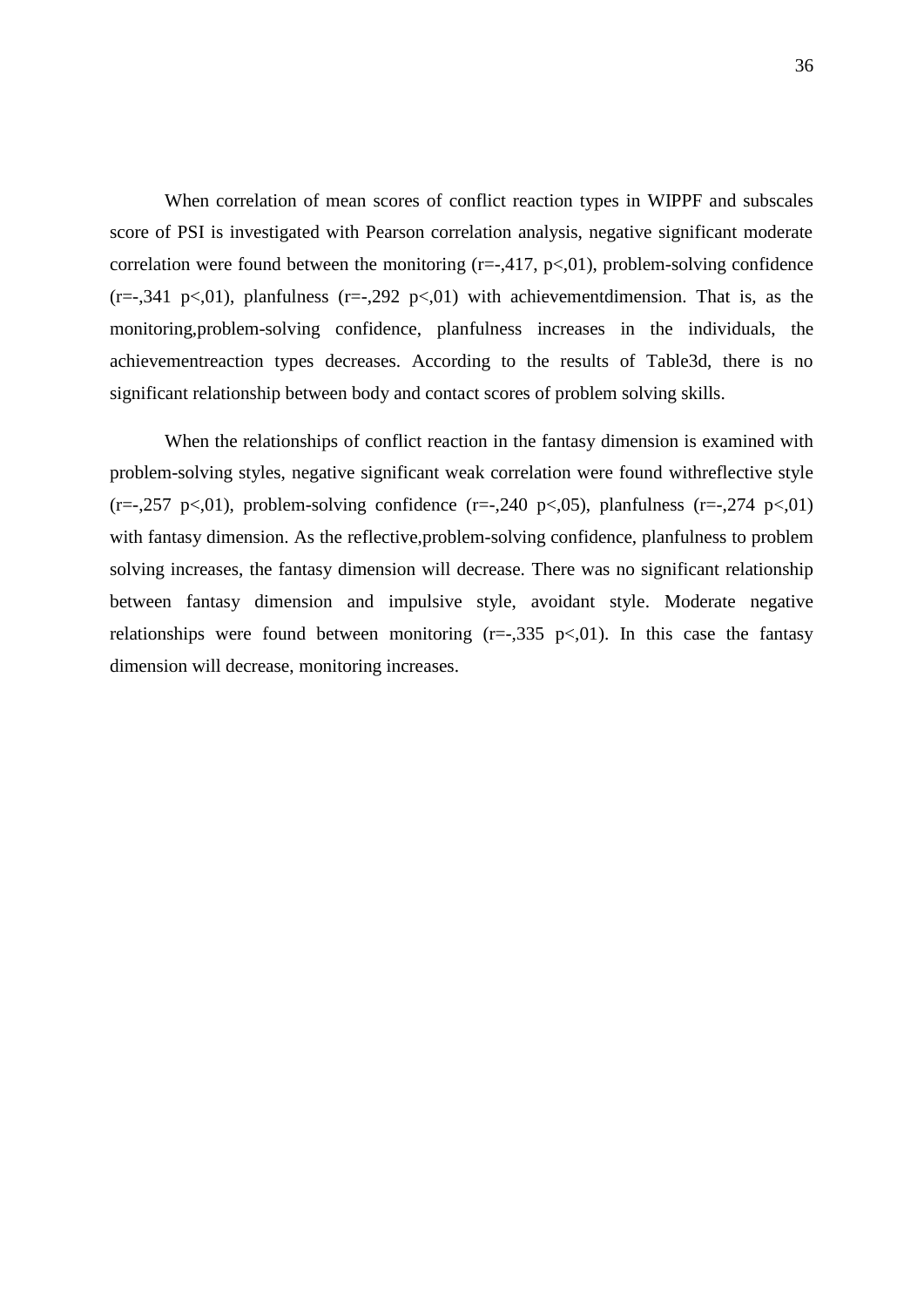When correlation of mean scores of conflict reaction types in WIPPF and subscales score of PSI is investigated with Pearson correlation analysis, negative significant moderate correlation were found between the monitoring (r=-,417, p<,01), problem-solving confidence (r=-,341 p<,01), planfulness (r=-,292 p<,01) with achievementdimension. That is, as the monitoring,problem-solving confidence, planfulness increases in the individuals, the achievementreaction types decreases. According to the results of Table3d, there is no significant relationship between body and contact scores of problem solving skills.

When the relationships of conflict reaction in the fantasy dimension is examined with problem-solving styles, negative significant weak correlation were found withreflective style (r=-,257 p<,01), problem-solving confidence (r=-,240 p<,05), planfulness (r=-,274 p<,01) with fantasy dimension. As the reflective,problem-solving confidence, planfulness to problem solving increases, the fantasy dimension will decrease. There was no significant relationship between fantasy dimension and impulsive style, avoidant style. Moderate negative relationships were found between monitoring (r=-,335 p<,01). In this case the fantasy dimension will decrease, monitoring increases.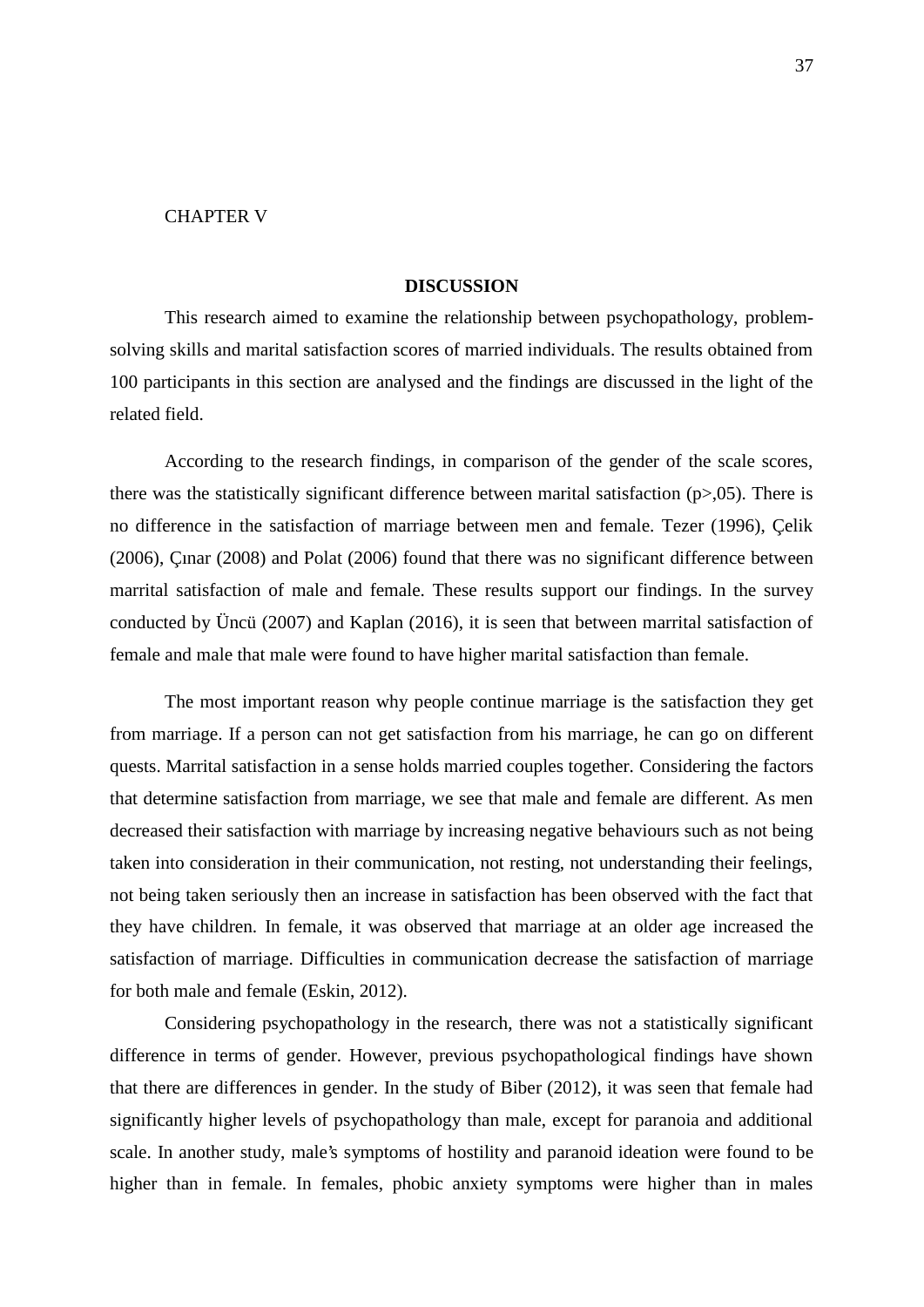CHAPTER V

# DISCUSSION

This research aimed to examine the relationship between psychopathology, problem-solving skills and marital satisfaction scores of married individuals. The results obtained from 100 participants in this section are analysed and the findings are discussed in the light of the related field.

According to the research findings, in comparison of the gender of the scale scores, there was the statistically significant difference between marital satisfaction ($p>,05$). There is no difference in the satisfaction of marriage between men and female. Tezer (1996), Çelik (2006), Çınar (2008) and Polat (2006) found that there was no significant difference between marrital satisfaction of male and female. These results support our findings. In the survey conducted by Üncü (2007) and Kaplan (2016), it is seen that between marrital satisfaction of female and male that male were found to have higher marital satisfaction than female.

The most important reason why people continue marriage is the satisfaction they get from marriage. If a person can not get satisfaction from his marriage, he can go on different quests. Marrital satisfaction in a sense holds married couples together. Considering the factors that determine satisfaction from marriage, we see that male and female are different. As men decreased their satisfaction with marriage by increasing negative behaviours such as not being taken into consideration in their communication, not resting, not understanding their feelings, not being taken seriously then an increase in satisfaction has been observed with the fact that they have children. In female, it was observed that marriage at an older age increased the satisfaction of marriage. Difficulties in communication decrease the satisfaction of marriage for both male and female (Eskin, 2012).

Considering psychopathology in the research, there was not a statistically significant difference in terms of gender. However, previous psychopathological findings have shown that there are differences in gender. In the study of Biber (2012), it was seen that female had significantly higher levels of psychopathology than male, except for paranoia and additional scale. In another study, male's symptoms of hostility and paranoid ideation were found to be higher than in female. In females, phobic anxiety symptoms were higher than in males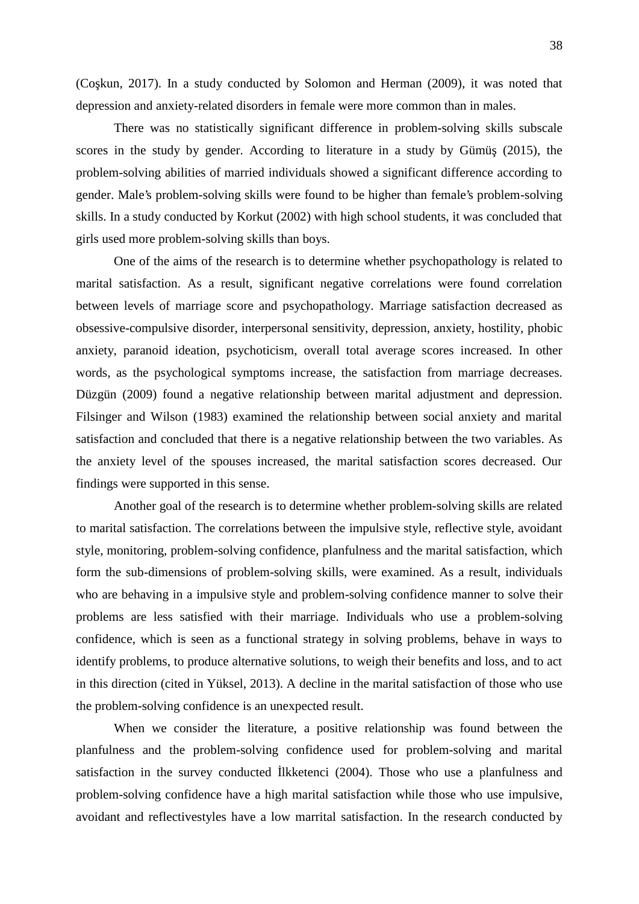(Coşkun, 2017). In a study conducted by Solomon and Herman (2009), it was noted that depression and anxiety-related disorders in female were more common than in males.

There was no statistically significant difference in problem-solving skills subscale scores in the study by gender. According to literature in a study by Gümüş (2015), the problem-solving abilities of married individuals showed a significant difference according to gender. Male's problem-solving skills were found to be higher than female's problem-solving skills. In a study conducted by Korkut (2002) with high school students, it was concluded that girls used more problem-solving skills than boys.

One of the aims of the research is to determine whether psychopathology is related to marital satisfaction. As a result, significant negative correlations were found correlation between levels of marriage score and psychopathology. Marriage satisfaction decreased as obsessive-compulsive disorder, interpersonal sensitivity, depression, anxiety, hostility, phobic anxiety, paranoid ideation, psychoticism, overall total average scores increased. In other words, as the psychological symptoms increase, the satisfaction from marriage decreases. Düzgün (2009) found a negative relationship between marital adjustment and depression. Filsinger and Wilson (1983) examined the relationship between social anxiety and marital satisfaction and concluded that there is a negative relationship between the two variables. As the anxiety level of the spouses increased, the marital satisfaction scores decreased. Our findings were supported in this sense.

Another goal of the research is to determine whether problem-solving skills are related to marital satisfaction. The correlations between the impulsive style, reflective style, avoidant style, monitoring, problem-solving confidence, planfulness and the marital satisfaction, which form the sub-dimensions of problem-solving skills, were examined. As a result, individuals who are behaving in a impulsive style and problem-solving confidence manner to solve their problems are less satisfied with their marriage. Individuals who use a problem-solving confidence, which is seen as a functional strategy in solving problems, behave in ways to identify problems, to produce alternative solutions, to weigh their benefits and loss, and to act in this direction (cited in Yüksel, 2013). A decline in the marital satisfaction of those who use the problem-solving confidence is an unexpected result.

When we consider the literature, a positive relationship was found between the planfulness and the problem-solving confidence used for problem-solving and marital satisfaction in the survey conducted İlkketenci (2004). Those who use a planfulness and problem-solving confidence have a high marital satisfaction while those who use impulsive, avoidant and reflectivestyles have a low marrital satisfaction. In the research conducted by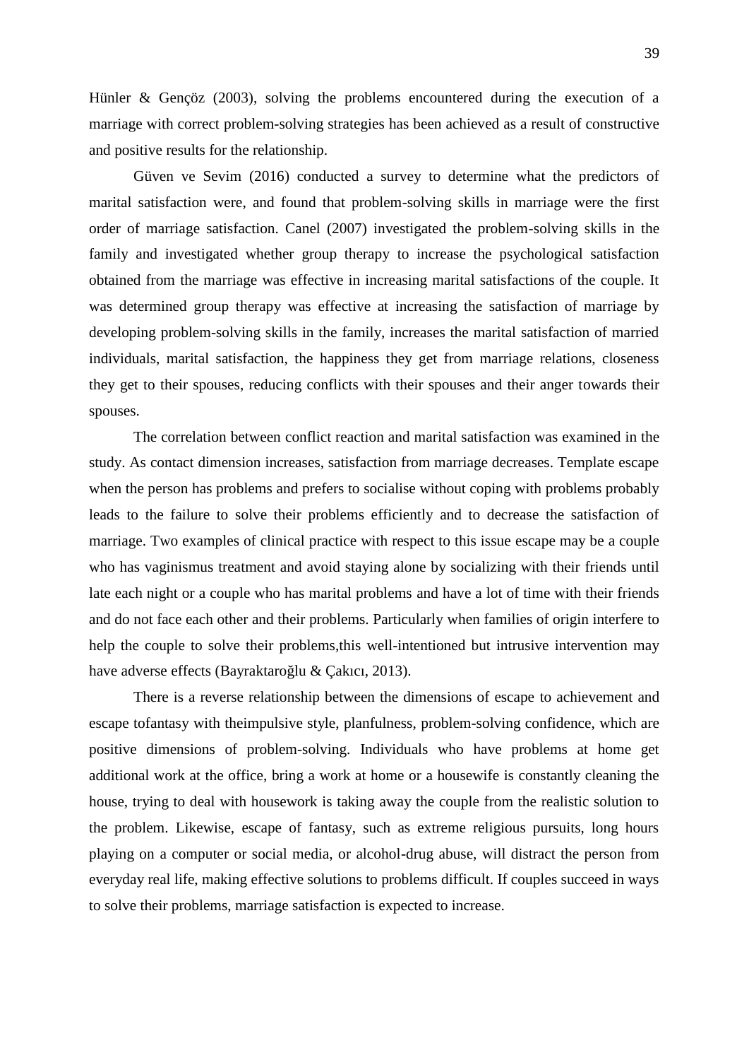Hünler & Gençöz (2003), solving the problems encountered during the execution of a marriage with correct problem-solving strategies has been achieved as a result of constructive and positive results for the relationship.

Güven ve Sevim (2016) conducted a survey to determine what the predictors of marital satisfaction were, and found that problem-solving skills in marriage were the first order of marriage satisfaction. Canel (2007) investigated the problem-solving skills in the family and investigated whether group therapy to increase the psychological satisfaction obtained from the marriage was effective in increasing marital satisfactions of the couple. It was determined group therapy was effective at increasing the satisfaction of marriage by developing problem-solving skills in the family, increases the marital satisfaction of married individuals, marital satisfaction, the happiness they get from marriage relations, closeness they get to their spouses, reducing conflicts with their spouses and their anger towards their spouses.

The correlation between conflict reaction and marital satisfaction was examined in the study. As contact dimension increases, satisfaction from marriage decreases. Template escape when the person has problems and prefers to socialise without coping with problems probably leads to the failure to solve their problems efficiently and to decrease the satisfaction of marriage. Two examples of clinical practice with respect to this issue escape may be a couple who has vaginismus treatment and avoid staying alone by socializing with their friends until late each night or a couple who has marital problems and have a lot of time with their friends and do not face each other and their problems. Particularly when families of origin interfere to help the couple to solve their problems,this well-intentioned but intrusive intervention may have adverse effects (Bayraktaroğlu & Çakıcı, 2013).

There is a reverse relationship between the dimensions of escape to achievement and escape tofantasy with theimpulsive style, planfulness, problem-solving confidence, which are positive dimensions of problem-solving. Individuals who have problems at home get additional work at the office, bring a work at home or a housewife is constantly cleaning the house, trying to deal with housework is taking away the couple from the realistic solution to the problem. Likewise, escape of fantasy, such as extreme religious pursuits, long hours playing on a computer or social media, or alcohol-drug abuse, will distract the person from everyday real life, making effective solutions to problems difficult. If couples succeed in ways to solve their problems, marriage satisfaction is expected to increase.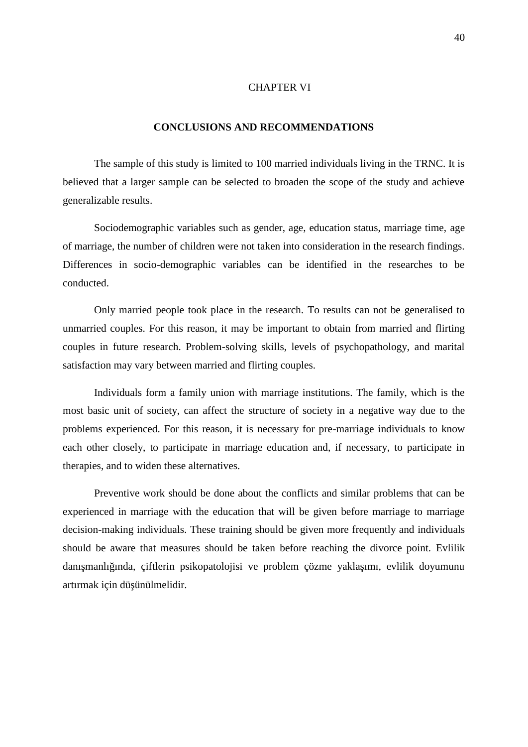# CHAPTER VI

## CONCLUSIONS AND RECOMMENDATIONS

The sample of this study is limited to 100 married individuals living in the TRNC. It is believed that a larger sample can be selected to broaden the scope of the study and achieve generalizable results.

Sociodemographic variables such as gender, age, education status, marriage time, age of marriage, the number of children were not taken into consideration in the research findings. Differences in socio-demographic variables can be identified in the researches to be conducted.

Only married people took place in the research. To results can not be generalised to unmarried couples. For this reason, it may be important to obtain from married and flirting couples in future research. Problem-solving skills, levels of psychopathology, and marital satisfaction may vary between married and flirting couples.

Individuals form a family union with marriage institutions. The family, which is the most basic unit of society, can affect the structure of society in a negative way due to the problems experienced. For this reason, it is necessary for pre-marriage individuals to know each other closely, to participate in marriage education and, if necessary, to participate in therapies, and to widen these alternatives.

Preventive work should be done about the conflicts and similar problems that can be experienced in marriage with the education that will be given before marriage to marriage decision-making individuals. These training should be given more frequently and individuals should be aware that measures should be taken before reaching the divorce point. Evlilik danışmanlığında, çiftlerin psikopatolojisi ve problem çözme yaklaşımı, evlilik doyumunu artırmak için düşünülmelidir.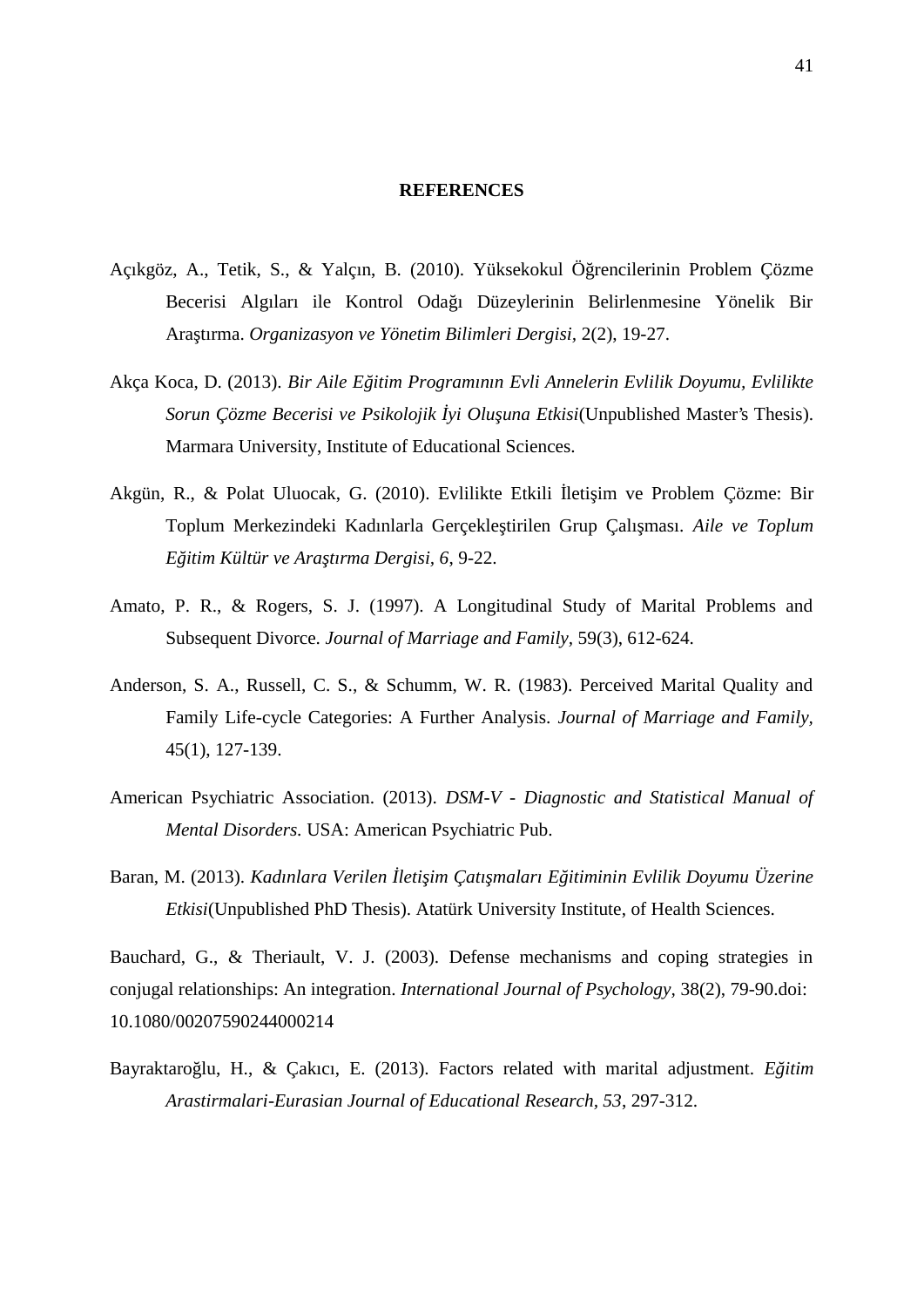**REFERENCES**

Açıkgöz, A., Tetik, S., & Yalçın, B. (2010). Yüksekokul Öğrencilerinin Problem Çözme Becerisi Algıları ile Kontrol Odağı Düzeylerinin Belirlenmesine Yönelik Bir Araştırma. *Organizasyon ve Yönetim Bilimleri Dergisi,* 2(2), 19-27.

Akça Koca, D. (2013). *Bir Aile Eğitim Programının Evli Annelerin Evlilik Doyumu, Evlilikte Sorun Çözme Becerisi ve Psikolojik İyi Oluşuna Etkisi*(Unpublished Master's Thesis). Marmara University, Institute of Educational Sciences.

Akgün, R., & Polat Uluocak, G. (2010). Evlilikte Etkili İletişim ve Problem Çözme: Bir Toplum Merkezindeki Kadınlarla Gerçekleştirilen Grup Çalışması. *Aile ve Toplum Eğitim Kültür ve Araştırma Dergisi, 6,* 9-22.

Amato, P. R., & Rogers, S. J. (1997). A Longitudinal Study of Marital Problems and Subsequent Divorce. *Journal of Marriage and Family,* 59(3), 612-624.

Anderson, S. A., Russell, C. S., & Schumm, W. R. (1983). Perceived Marital Quality and Family Life-cycle Categories: A Further Analysis. *Journal of Marriage and Family,* 45(1), 127-139.

American Psychiatric Association. (2013). *DSM-V - Diagnostic and Statistical Manual of Mental Disorders.* USA: American Psychiatric Pub.

Baran, M. (2013). *Kadınlara Verilen İletişim Çatışmaları Eğitiminin Evlilik Doyumu Üzerine Etkisi*(Unpublished PhD Thesis). Atatürk University Institute, of Health Sciences.

Bauchard, G., & Theriault, V. J. (2003). Defense mechanisms and coping strategies in conjugal relationships: An integration. *International Journal of Psychology*, 38(2), 79-90.doi: 10.1080/00207590244000214

Bayraktaroğlu, H., & Çakıcı, E. (2013). Factors related with marital adjustment. *Eğitim Arastirmalari-Eurasian Journal of Educational Research*, *53*, 297-312.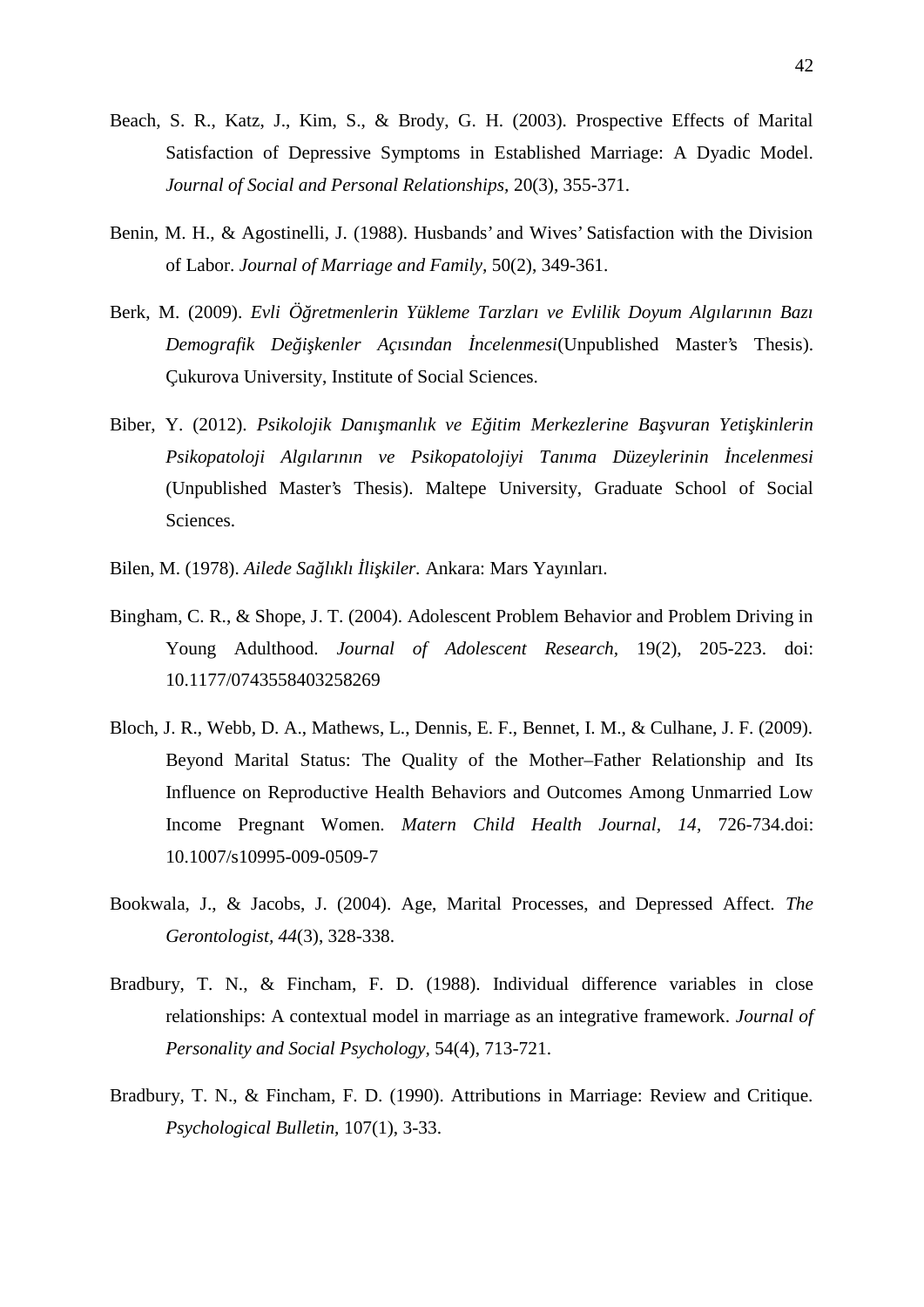Beach, S. R., Katz, J., Kim, S., & Brody, G. H. (2003). Prospective Effects of Marital Satisfaction of Depressive Symptoms in Established Marriage: A Dyadic Model. *Journal of Social and Personal Relationships,* 20(3), 355-371.

Benin, M. H., & Agostinelli, J. (1988). Husbands' and Wives' Satisfaction with the Division of Labor. *Journal of Marriage and Family,* 50(2), 349-361.

Berk, M. (2009). *Evli Öğretmenlerin Yükleme Tarzları ve Evlilik Doyum Algılarının Bazı Demografik Değişkenler Açısından İncelenmesi*(Unpublished Master's Thesis). Çukurova University, Institute of Social Sciences.

Biber, Y. (2012). *Psikolojik Danışmanlık ve Eğitim Merkezlerine Başvuran Yetişkinlerin Psikopatoloji Algılarının ve Psikopatolojiyi Tanıma Düzeylerinin İncelenmesi* (Unpublished Master's Thesis). Maltepe University, Graduate School of Social Sciences.

Bilen, M. (1978). *Ailede Sağlıklı İlişkiler.* Ankara: Mars Yayınları.

Bingham, C. R., & Shope, J. T. (2004). Adolescent Problem Behavior and Problem Driving in Young Adulthood. *Journal of Adolescent Research,* 19(2), 205-223. doi: 10.1177/0743558403258269

Bloch, J. R., Webb, D. A., Mathews, L., Dennis, E. F., Bennet, I. M., & Culhane, J. F. (2009). Beyond Marital Status: The Quality of the Mother–Father Relationship and Its Influence on Reproductive Health Behaviors and Outcomes Among Unmarried Low Income Pregnant Women. *Matern Child Health Journal*, *14*, 726-734.doi: 10.1007/s10995-009-0509-7

Bookwala, J., & Jacobs, J. (2004). Age, Marital Processes, and Depressed Affect. *The Gerontologist*, *44*(3), 328-338.

Bradbury, T. N., & Fincham, F. D. (1988). Individual difference variables in close relationships: A contextual model in marriage as an integrative framework. *Journal of Personality and Social Psychology,* 54(4), 713-721.

Bradbury, T. N., & Fincham, F. D. (1990). Attributions in Marriage: Review and Critique. *Psychological Bulletin,* 107(1), 3-33.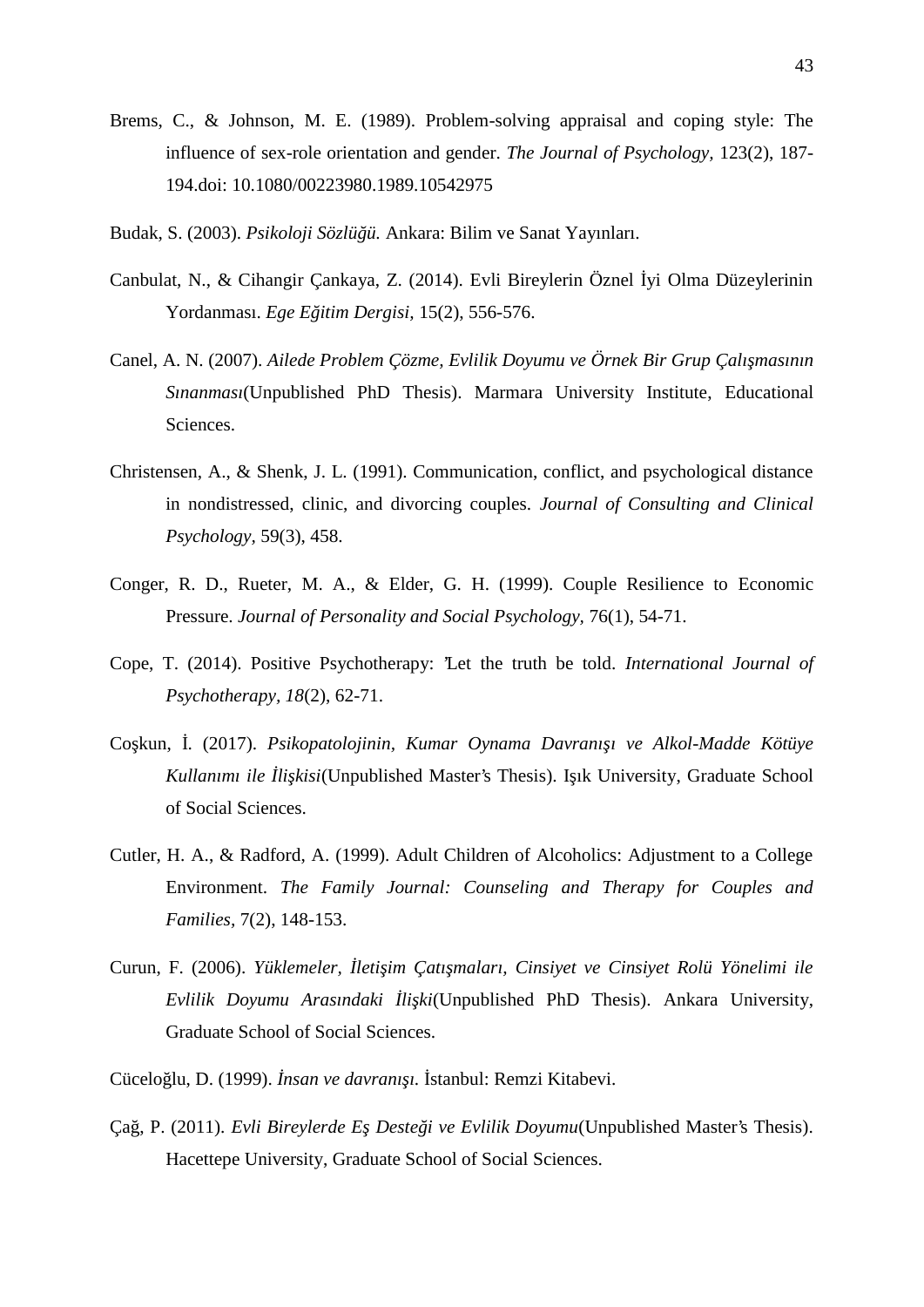Brems, C., & Johnson, M. E. (1989). Problem-solving appraisal and coping style: The influence of sex-role orientation and gender. *The Journal of Psychology,* 123(2), 187-194.doi: 10.1080/00223980.1989.10542975

Budak, S. (2003). *Psikoloji Sözlüğü.* Ankara: Bilim ve Sanat Yayınları.

Canbulat, N., & Cihangir Çankaya, Z. (2014). Evli Bireylerin Öznel İyi Olma Düzeylerinin Yordanması. *Ege Eğitim Dergisi,* 15(2), 556-576.

Canel, A. N. (2007). *Ailede Problem Çözme, Evlilik Doyumu ve Örnek Bir Grup Çalışmasının Sınanması*(Unpublished PhD Thesis). Marmara University Institute, Educational Sciences.

Christensen, A., & Shenk, J. L. (1991). Communication, conflict, and psychological distance in nondistressed, clinic, and divorcing couples. *Journal of Consulting and Clinical Psychology,* 59(3), 458.

Conger, R. D., Rueter, M. A., & Elder, G. H. (1999). Couple Resilience to Economic Pressure. *Journal of Personality and Social Psychology,* 76(1), 54-71.

Cope, T. (2014). Positive Psychotherapy: 'Let the truth be told. *International Journal of Psychotherapy, 18*(2), 62-71.

Coşkun, İ. (2017). *Psikopatolojinin, Kumar Oynama Davranışı ve Alkol-Madde Kötüye Kullanımı ile İlişkisi*(Unpublished Master's Thesis). Işık University, Graduate School of Social Sciences.

Cutler, H. A., & Radford, A. (1999). Adult Children of Alcoholics: Adjustment to a College Environment. *The Family Journal: Counseling and Therapy for Couples and Families,* 7(2), 148-153.

Curun, F. (2006). *Yüklemeler, İletişim Çatışmaları, Cinsiyet ve Cinsiyet Rolü Yönelimi ile Evlilik Doyumu Arasındaki İlişki*(Unpublished PhD Thesis). Ankara University, Graduate School of Social Sciences.

Cüceloğlu, D. (1999). *İnsan ve davranışı.* İstanbul: Remzi Kitabevi.

Çağ, P. (2011). *Evli Bireylerde Eş Desteği ve Evlilik Doyumu*(Unpublished Master's Thesis). Hacettepe University, Graduate School of Social Sciences.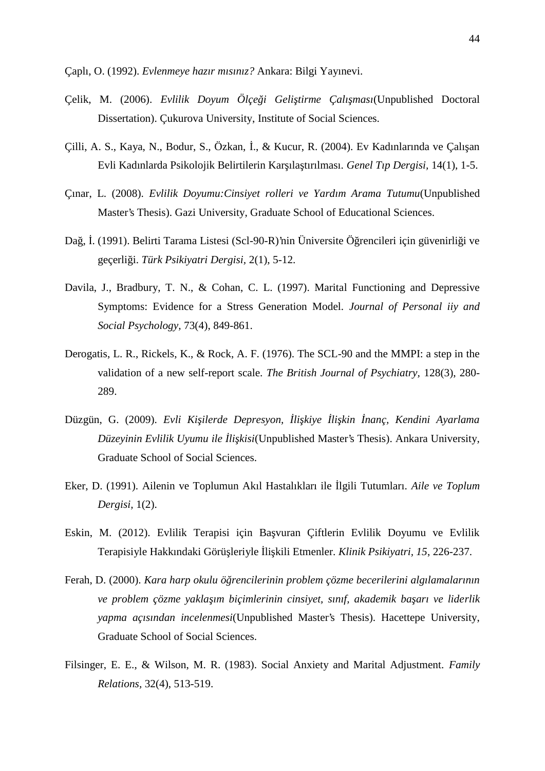Çaplı, O. (1992). *Evlenmeye hazır mısınız?* Ankara: Bilgi Yayınevi.

Çelik, M. (2006). *Evlilik Doyum Ölçeği Geliştirme Çalışması*(Unpublished Doctoral Dissertation). Çukurova University, Institute of Social Sciences.

Çilli, A. S., Kaya, N., Bodur, S., Özkan, İ., & Kucur, R. (2004). Ev Kadınlarında ve Çalışan Evli Kadınlarda Psikolojik Belirtilerin Karşılaştırılması. *Genel Tıp Dergisi,* 14(1), 1-5.

Çınar, L. (2008). *Evlilik Doyumu:Cinsiyet rolleri ve Yardım Arama Tutumu*(Unpublished Master's Thesis). Gazi University, Graduate School of Educational Sciences.

Dağ, İ. (1991). Belirti Tarama Listesi (Scl-90-R)'nin Üniversite Öğrencileri için güvenirliği ve geçerliği. *Türk Psikiyatri Dergisi,* 2(1), 5-12.

Davila, J., Bradbury, T. N., & Cohan, C. L. (1997). Marital Functioning and Depressive Symptoms: Evidence for a Stress Generation Model. *Journal of Personal iiy and Social Psychology,* 73(4), 849-861.

Derogatis, L. R., Rickels, K., & Rock, A. F. (1976). The SCL-90 and the MMPI: a step in the validation of a new self-report scale. *The British Journal of Psychiatry,* 128(3), 280-289.

Düzgün, G. (2009). *Evli Kişilerde Depresyon, İlişkiye İlişkin İnanç, Kendini Ayarlama Düzeyinin Evlilik Uyumu ile İlişkisi*(Unpublished Master's Thesis). Ankara University, Graduate School of Social Sciences.

Eker, D. (1991). Ailenin ve Toplumun Akıl Hastalıkları ile İlgili Tutumları. *Aile ve Toplum Dergisi,* 1(2).

Eskin, M. (2012). Evlilik Terapisi için Başvuran Çiftlerin Evlilik Doyumu ve Evlilik Terapisiyle Hakkındaki Görüşleriyle İlişkili Etmenler. *Klinik Psikiyatri, 15*, 226-237.

Ferah, D. (2000). *Kara harp okulu öğrencilerinin problem çözme becerilerini algılamalarının ve problem çözme yaklaşım biçimlerinin cinsiyet, sınıf, akademik başarı ve liderlik yapma açısından incelenmesi*(Unpublished Master's Thesis). Hacettepe University, Graduate School of Social Sciences.

Filsinger, E. E., & Wilson, M. R. (1983). Social Anxiety and Marital Adjustment. *Family Relations,* 32(4), 513-519.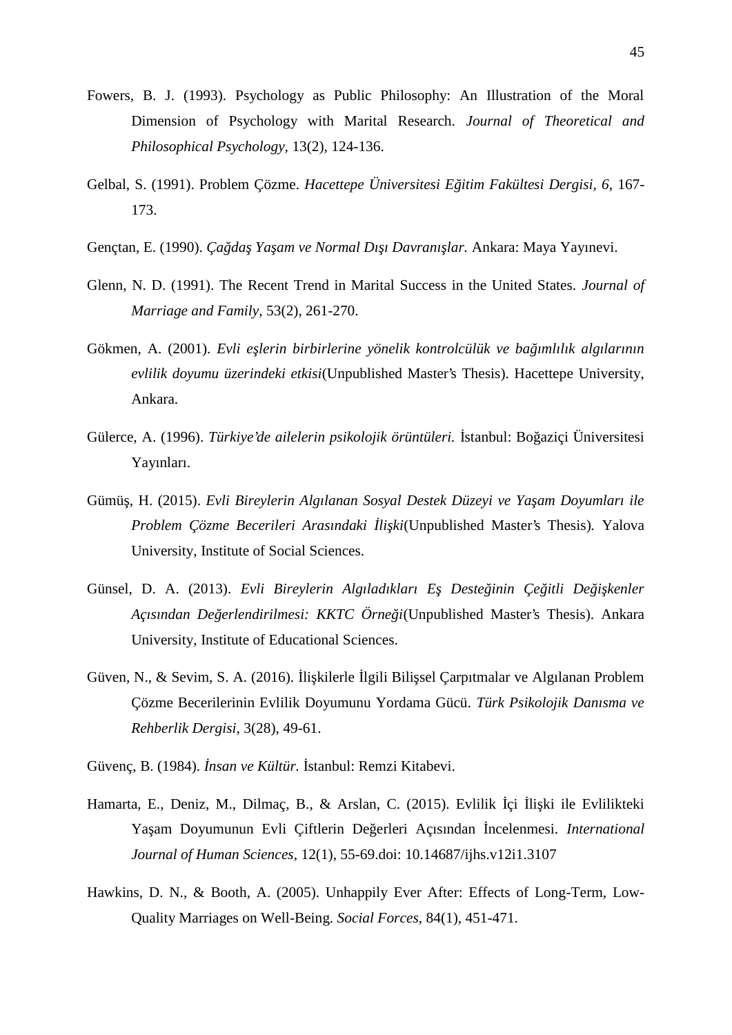Fowers, B. J. (1993). Psychology as Public Philosophy: An Illustration of the Moral Dimension of Psychology with Marital Research. *Journal of Theoretical and Philosophical Psychology*, 13(2), 124-136.

Gelbal, S. (1991). Problem Çözme. *Hacettepe Üniversitesi Eğitim Fakültesi Dergisi*, *6*, 167-173.

Gençtan, E. (1990). *Çağdaş Yaşam ve Normal Dışı Davranışlar.* Ankara: Maya Yayınevi.

Glenn, N. D. (1991). The Recent Trend in Marital Success in the United States. *Journal of Marriage and Family*, 53(2), 261-270.

Gökmen, A. (2001). *Evli eşlerin birbirlerine yönelik kontrolcülük ve bağımlılık algılarının evlilik doyumu üzerindeki etkisi*(Unpublished Master's Thesis). Hacettepe University, Ankara.

Gülerce, A. (1996). *Türkiye'de ailelerin psikolojik örüntüleri.* İstanbul: Boğaziçi Üniversitesi Yayınları.

Gümüş, H. (2015). *Evli Bireylerin Algılanan Sosyal Destek Düzeyi ve Yaşam Doyumları ile Problem Çözme Becerileri Arasındaki İlişki*(Unpublished Master's Thesis)*.* Yalova University, Institute of Social Sciences.

Günsel, D. A. (2013). *Evli Bireylerin Algıladıkları Eş Desteğinin Çeğitli Değişkenler Açısından Değerlendirilmesi: KKTC Örneği*(Unpublished Master's Thesis). Ankara University, Institute of Educational Sciences.

Güven, N., & Sevim, S. A. (2016). İlişkilerle İlgili Bilişsel Çarpıtmalar ve Algılanan Problem Çözme Becerilerinin Evlilik Doyumunu Yordama Gücü. *Türk Psikolojik Danısma ve Rehberlik Dergisi,* 3(28), 49-61.

Güvenç, B. (1984). *İnsan ve Kültür.* İstanbul: Remzi Kitabevi.

Hamarta, E., Deniz, M., Dilmaç, B., & Arslan, C. (2015). Evlilik İçi İlişki ile Evlilikteki Yaşam Doyumunun Evli Çiftlerin Değerleri Açısından İncelenmesi. *International Journal of Human Sciences,* 12(1), 55-69.doi: 10.14687/ijhs.v12i1.3107

Hawkins, D. N., & Booth, A. (2005). Unhappily Ever After: Effects of Long-Term, Low-Quality Marriages on Well-Being. *Social Forces*, 84(1), 451-471.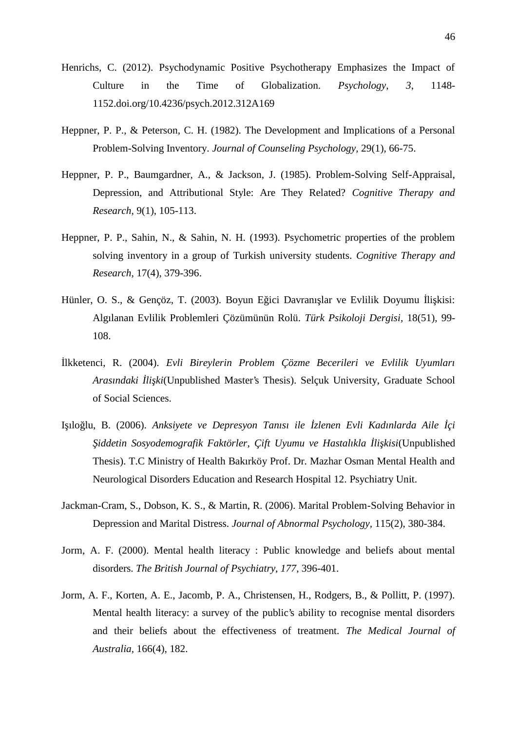Henrichs, C. (2012). Psychodynamic Positive Psychotherapy Emphasizes the Impact of Culture in the Time of Globalization. *Psychology*, *3*, 1148-1152.doi.org/10.4236/psych.2012.312A169

Heppner, P. P., & Peterson, C. H. (1982). The Development and Implications of a Personal Problem-Solving Inventory. *Journal of Counseling Psychology*, 29(1), 66-75.

Heppner, P. P., Baumgardner, A., & Jackson, J. (1985). Problem-Solving Self-Appraisal, Depression, and Attributional Style: Are They Related? *Cognitive Therapy and Research*, 9(1), 105-113.

Heppner, P. P., Sahin, N., & Sahin, N. H. (1993). Psychometric properties of the problem solving inventory in a group of Turkish university students. *Cognitive Therapy and Research*, 17(4), 379-396.

Hünler, O. S., & Gençöz, T. (2003). Boyun Eğici Davranışlar ve Evlilik Doyumu İlişkisi: Algılanan Evlilik Problemleri Çözümünün Rolü. *Türk Psikoloji Dergisi*, 18(51), 99-108.

İlkketenci, R. (2004). *Evli Bireylerin Problem Çözme Becerileri ve Evlilik Uyumları Arasındaki İlişki*(Unpublished Master's Thesis). Selçuk University, Graduate School of Social Sciences.

Işıloğlu, B. (2006). *Anksiyete ve Depresyon Tanısı ile İzlenen Evli Kadınlarda Aile İçi Şiddetin Sosyodemografik Faktörler, Çift Uyumu ve Hastalıkla İlişkisi*(Unpublished Thesis). T.C Ministry of Health Bakırköy Prof. Dr. Mazhar Osman Mental Health and Neurological Disorders Education and Research Hospital 12. Psychiatry Unit.

Jackman-Cram, S., Dobson, K. S., & Martin, R. (2006). Marital Problem-Solving Behavior in Depression and Marital Distress. *Journal of Abnormal Psychology*, 115(2), 380-384.

Jorm, A. F. (2000). Mental health literacy : Public knowledge and beliefs about mental disorders. *The British Journal of Psychiatry*, *177*, 396-401.

Jorm, A. F., Korten, A. E., Jacomb, P. A., Christensen, H., Rodgers, B., & Pollitt, P. (1997). Mental health literacy: a survey of the public's ability to recognise mental disorders and their beliefs about the effectiveness of treatment. *The Medical Journal of Australia*, 166(4), 182.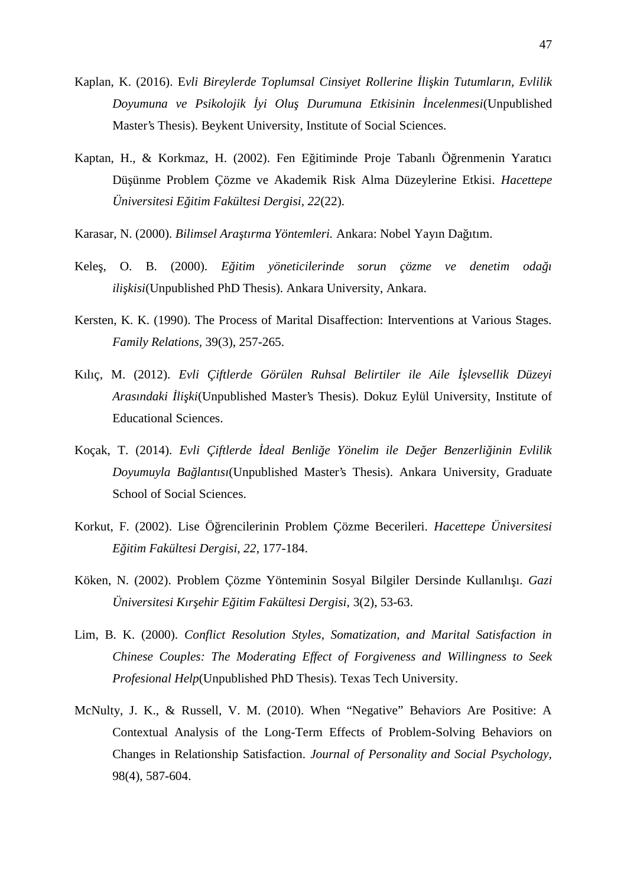Kaplan, K. (2016). E*vli Bireylerde Toplumsal Cinsiyet Rollerine İlişkin Tutumların, Evlilik Doyumuna ve Psikolojik İyi Oluş Durumuna Etkisinin İncelenmesi*(Unpublished Master's Thesis). Beykent University, Institute of Social Sciences.

Kaptan, H., & Korkmaz, H. (2002). Fen Eğitiminde Proje Tabanlı Öğrenmenin Yaratıcı Düşünme Problem Çözme ve Akademik Risk Alma Düzeylerine Etkisi. *Hacettepe Üniversitesi Eğitim Fakültesi Dergisi*, *22*(22).

Karasar, N. (2000). *Bilimsel Araştırma Yöntemleri.* Ankara: Nobel Yayın Dağıtım.

Keleş, O. B. (2000). *Eğitim yöneticilerinde sorun çözme ve denetim odağı ilişkisi*(Unpublished PhD Thesis). Ankara University, Ankara.

Kersten, K. K. (1990). The Process of Marital Disaffection: Interventions at Various Stages. *Family Relations*, 39(3), 257-265.

Kılıç, M. (2012). *Evli Çiftlerde Görülen Ruhsal Belirtiler ile Aile İşlevsellik Düzeyi Arasındaki İlişki*(Unpublished Master's Thesis). Dokuz Eylül University, Institute of Educational Sciences.

Koçak, T. (2014). *Evli Çiftlerde İdeal Benliğe Yönelim ile Değer Benzerliğinin Evlilik Doyumuyla Bağlantısı*(Unpublished Master's Thesis). Ankara University, Graduate School of Social Sciences.

Korkut, F. (2002). Lise Öğrencilerinin Problem Çözme Becerileri. *Hacettepe Üniversitesi Eğitim Fakültesi Dergisi*, *22*, 177-184.

Köken, N. (2002). Problem Çözme Yönteminin Sosyal Bilgiler Dersinde Kullanılışı. *Gazi Üniversitesi Kırşehir Eğitim Fakültesi Dergisi*, 3(2), 53-63.

Lim, B. K. (2000). *Conflict Resolution Styles, Somatization, and Marital Satisfaction in Chinese Couples: The Moderating Effect of Forgiveness and Willingness to Seek Profesional Help*(Unpublished PhD Thesis). Texas Tech University.

McNulty, J. K., & Russell, V. M. (2010). When "Negative" Behaviors Are Positive: A Contextual Analysis of the Long-Term Effects of Problem-Solving Behaviors on Changes in Relationship Satisfaction. *Journal of Personality and Social Psychology*, 98(4), 587-604.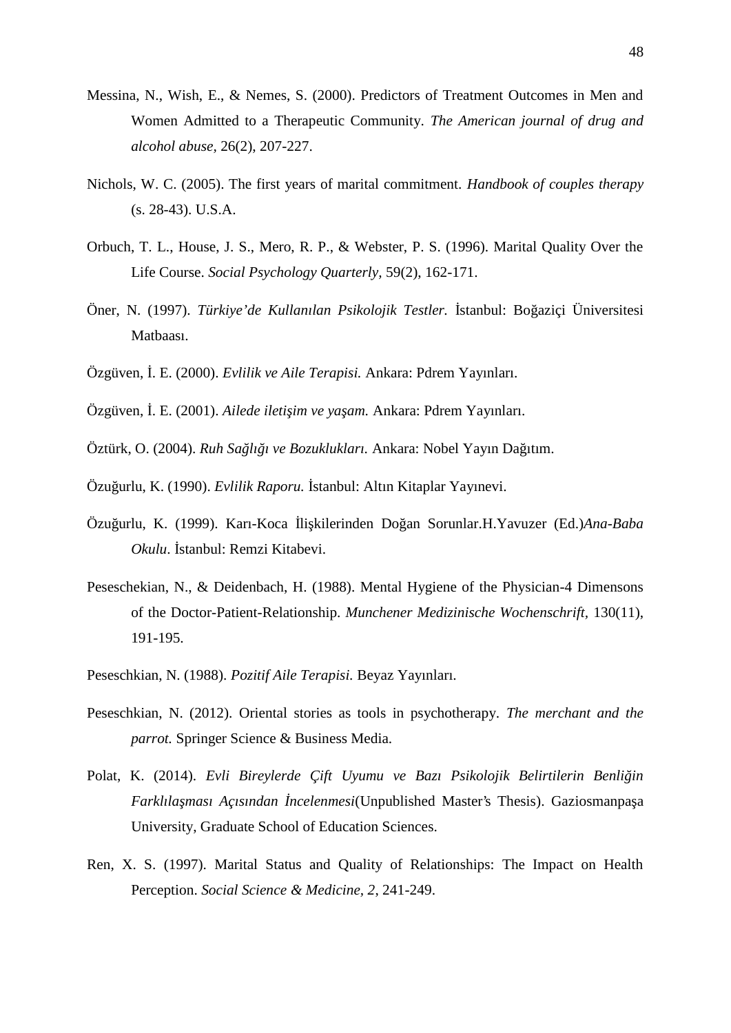Messina, N., Wish, E., & Nemes, S. (2000). Predictors of Treatment Outcomes in Men and Women Admitted to a Therapeutic Community. *The American journal of drug and alcohol abuse*, 26(2), 207-227.

Nichols, W. C. (2005). The first years of marital commitment. *Handbook of couples therapy* (s. 28-43). U.S.A.

Orbuch, T. L., House, J. S., Mero, R. P., & Webster, P. S. (1996). Marital Quality Over the Life Course. *Social Psychology Quarterly*, 59(2), 162-171.

Öner, N. (1997). *Türkiye'de Kullanılan Psikolojik Testler.* İstanbul: Boğaziçi Üniversitesi Matbaası.

Özgüven, İ. E. (2000). *Evlilik ve Aile Terapisi.* Ankara: Pdrem Yayınları.

Özgüven, İ. E. (2001). *Ailede iletişim ve yaşam.* Ankara: Pdrem Yayınları.

Öztürk, O. (2004). *Ruh Sağlığı ve Bozuklukları.* Ankara: Nobel Yayın Dağıtım.

Özuğurlu, K. (1990). *Evlilik Raporu.* İstanbul: Altın Kitaplar Yayınevi.

Özuğurlu, K. (1999). Karı-Koca İlişkilerinden Doğan Sorunlar.H.Yavuzer (Ed.)*Ana-Baba Okulu*. İstanbul: Remzi Kitabevi.

Peseschekian, N., & Deidenbach, H. (1988). Mental Hygiene of the Physician-4 Dimensons of the Doctor-Patient-Relationship. *Munchener Medizinische Wochenschrift*, 130(11), 191-195.

Peseschkian, N. (1988). *Pozitif Aile Terapisi.* Beyaz Yayınları.

Peseschkian, N. (2012). Oriental stories as tools in psychotherapy. *The merchant and the parrot.* Springer Science & Business Media.

Polat, K. (2014). *Evli Bireylerde Çift Uyumu ve Bazı Psikolojik Belirtilerin Benliğin Farklılaşması Açısından İncelenmesi*(Unpublished Master's Thesis). Gaziosmanpaşa University, Graduate School of Education Sciences.

Ren, X. S. (1997). Marital Status and Quality of Relationships: The Impact on Health Perception. *Social Science & Medicine, 2*, 241-249.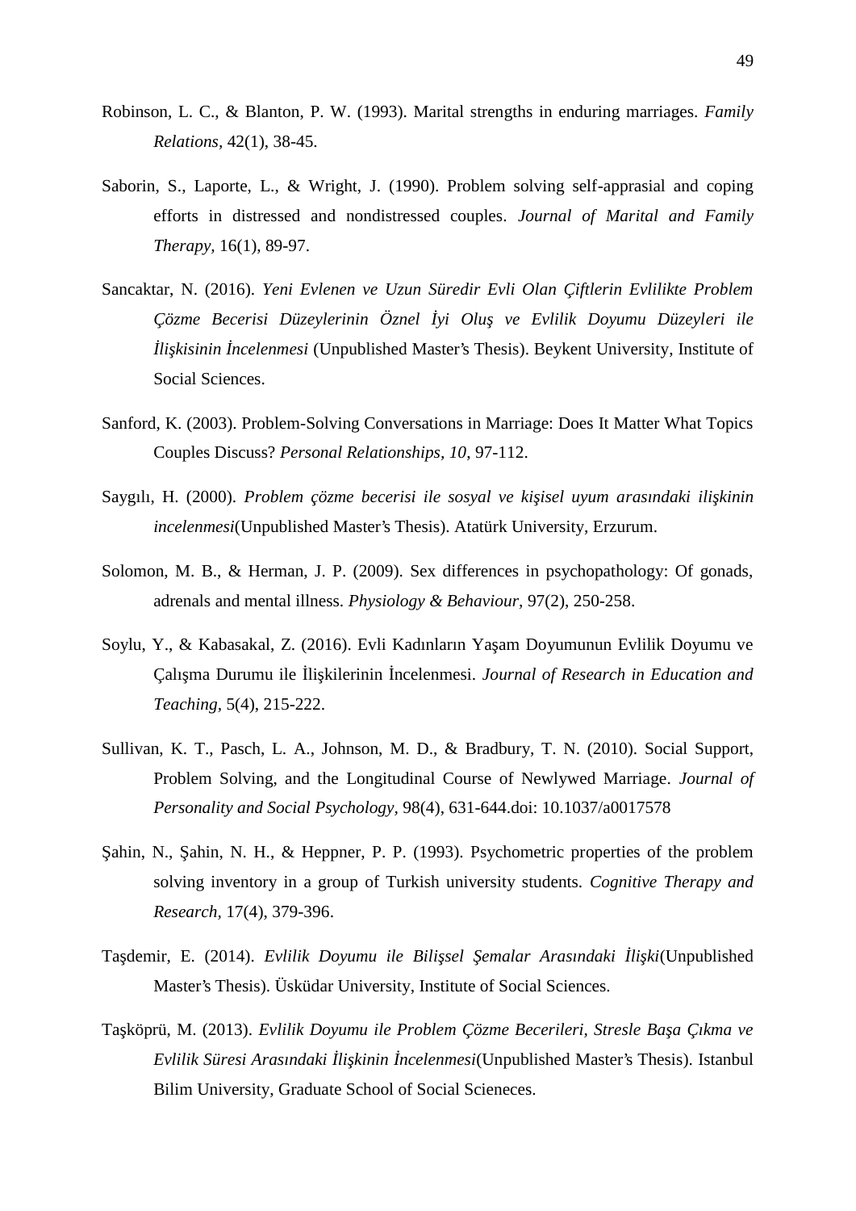Robinson, L. C., & Blanton, P. W. (1993). Marital strengths in enduring marriages. *Family Relations,* 42(1), 38-45.

Saborin, S., Laporte, L., & Wright, J. (1990). Problem solving self-apprasial and coping efforts in distressed and nondistressed couples. *Journal of Marital and Family Therapy,* 16(1), 89-97.

Sancaktar, N. (2016). *Yeni Evlenen ve Uzun Süredir Evli Olan Çiftlerin Evlilikte Problem Çözme Becerisi Düzeylerinin Öznel İyi Oluş ve Evlilik Doyumu Düzeyleri ile İlişkisinin İncelenmesi* (Unpublished Master's Thesis). Beykent University, Institute of Social Sciences.

Sanford, K. (2003). Problem-Solving Conversations in Marriage: Does It Matter What Topics Couples Discuss? *Personal Relationships, 10,* 97-112.

Saygılı, H. (2000). *Problem çözme becerisi ile sosyal ve kişisel uyum arasındaki ilişkinin incelenmesi*(Unpublished Master's Thesis). Atatürk University, Erzurum.

Solomon, M. B., & Herman, J. P. (2009). Sex differences in psychopathology: Of gonads, adrenals and mental illness. *Physiology & Behaviour,* 97(2), 250-258.

Soylu, Y., & Kabasakal, Z. (2016). Evli Kadınların Yaşam Doyumunun Evlilik Doyumu ve Çalışma Durumu ile İlişkilerinin İncelenmesi. *Journal of Research in Education and Teaching,* 5(4), 215-222.

Sullivan, K. T., Pasch, L. A., Johnson, M. D., & Bradbury, T. N. (2010). Social Support, Problem Solving, and the Longitudinal Course of Newlywed Marriage. *Journal of Personality and Social Psychology,* 98(4), 631-644.doi: 10.1037/a0017578

Şahin, N., Şahin, N. H., & Heppner, P. P. (1993). Psychometric properties of the problem solving inventory in a group of Turkish university students. *Cognitive Therapy and Research*, 17(4), 379-396.

Taşdemir, E. (2014). *Evlilik Doyumu ile Bilişsel Şemalar Arasındaki İlişki*(Unpublished Master's Thesis). Üsküdar University, Institute of Social Sciences.

Taşköprü, M. (2013). *Evlilik Doyumu ile Problem Çözme Becerileri, Stresle Başa Çıkma ve Evlilik Süresi Arasındaki İlişkinin İncelenmesi*(Unpublished Master's Thesis). Istanbul Bilim University, Graduate School of Social Scieneces.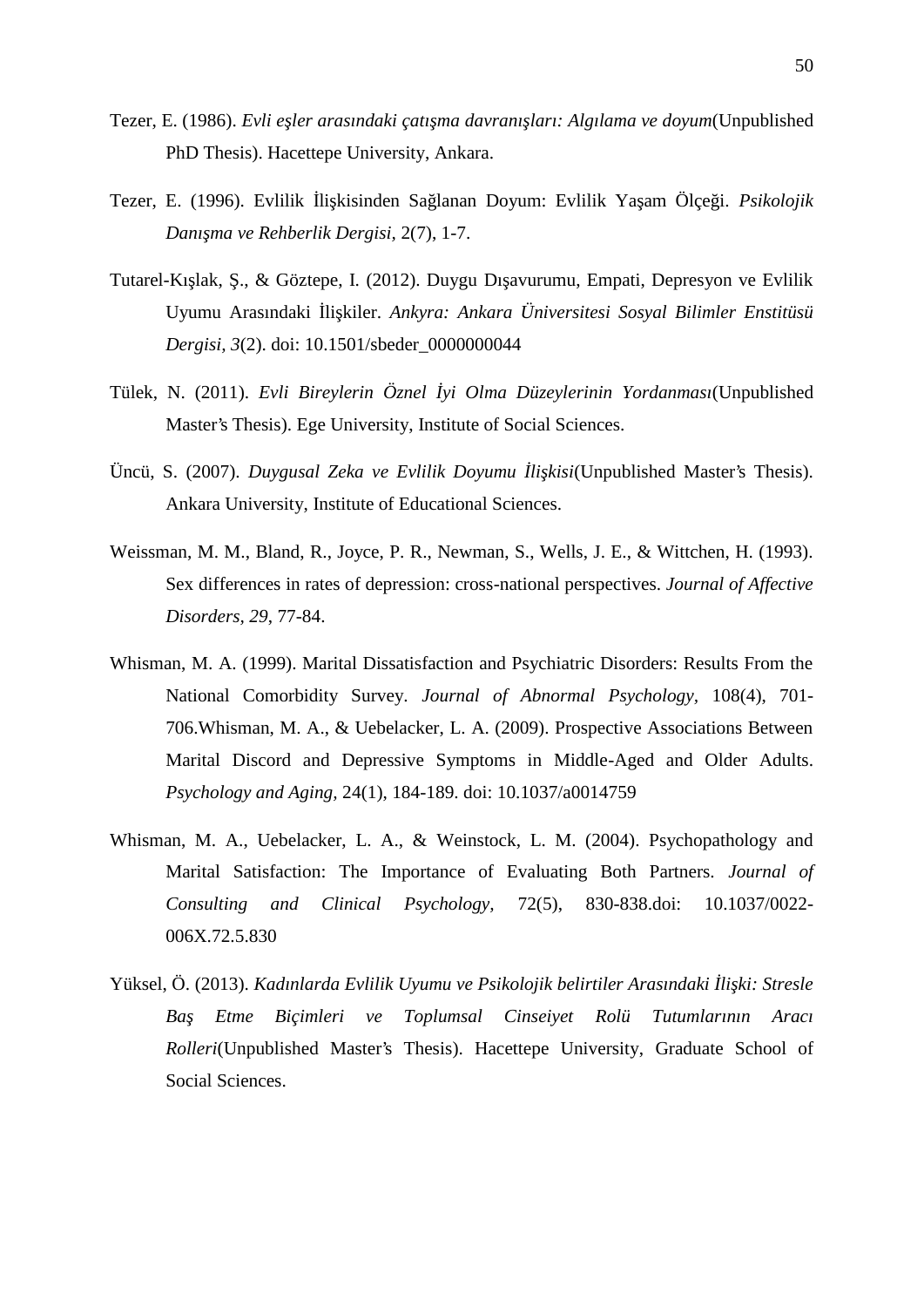Tezer, E. (1986). *Evli eşler arasındaki çatışma davranışları: Algılama ve doyum*(Unpublished PhD Thesis). Hacettepe University, Ankara.

Tezer, E. (1996). Evlilik İlişkisinden Sağlanan Doyum: Evlilik Yaşam Ölçeği. *Psikolojik Danışma ve Rehberlik Dergisi,* 2(7), 1-7.

Tutarel-Kışlak, Ş., & Göztepe, I. (2012). Duygu Dışavurumu, Empati, Depresyon ve Evlilik Uyumu Arasındaki İlişkiler. *Ankyra: Ankara Üniversitesi Sosyal Bilimler Enstitüsü Dergisi, 3*(2). doi: 10.1501/sbeder_0000000044

Tülek, N. (2011). *Evli Bireylerin Öznel İyi Olma Düzeylerinin Yordanması*(Unpublished Master's Thesis). Ege University, Institute of Social Sciences.

Üncü, S. (2007). *Duygusal Zeka ve Evlilik Doyumu İlişkisi*(Unpublished Master's Thesis). Ankara University, Institute of Educational Sciences.

Weissman, M. M., Bland, R., Joyce, P. R., Newman, S., Wells, J. E., & Wittchen, H. (1993). Sex differences in rates of depression: cross-national perspectives. *Journal of Affective Disorders, 29*, 77-84.

Whisman, M. A. (1999). Marital Dissatisfaction and Psychiatric Disorders: Results From the National Comorbidity Survey. *Journal of Abnormal Psychology*, 108(4), 701-706.Whisman, M. A., & Uebelacker, L. A. (2009). Prospective Associations Between Marital Discord and Depressive Symptoms in Middle-Aged and Older Adults. *Psychology and Aging,* 24(1), 184-189. doi: 10.1037/a0014759

Whisman, M. A., Uebelacker, L. A., & Weinstock, L. M. (2004). Psychopathology and Marital Satisfaction: The Importance of Evaluating Both Partners. *Journal of Consulting and Clinical Psychology,* 72(5), 830-838.doi: 10.1037/0022-006X.72.5.830

Yüksel, Ö. (2013). *Kadınlarda Evlilik Uyumu ve Psikolojik belirtiler Arasındaki İlişki: Stresle Baş Etme Biçimleri ve Toplumsal Cinseiyet Rolü Tutumlarının Aracı Rolleri*(Unpublished Master's Thesis). Hacettepe University, Graduate School of Social Sciences.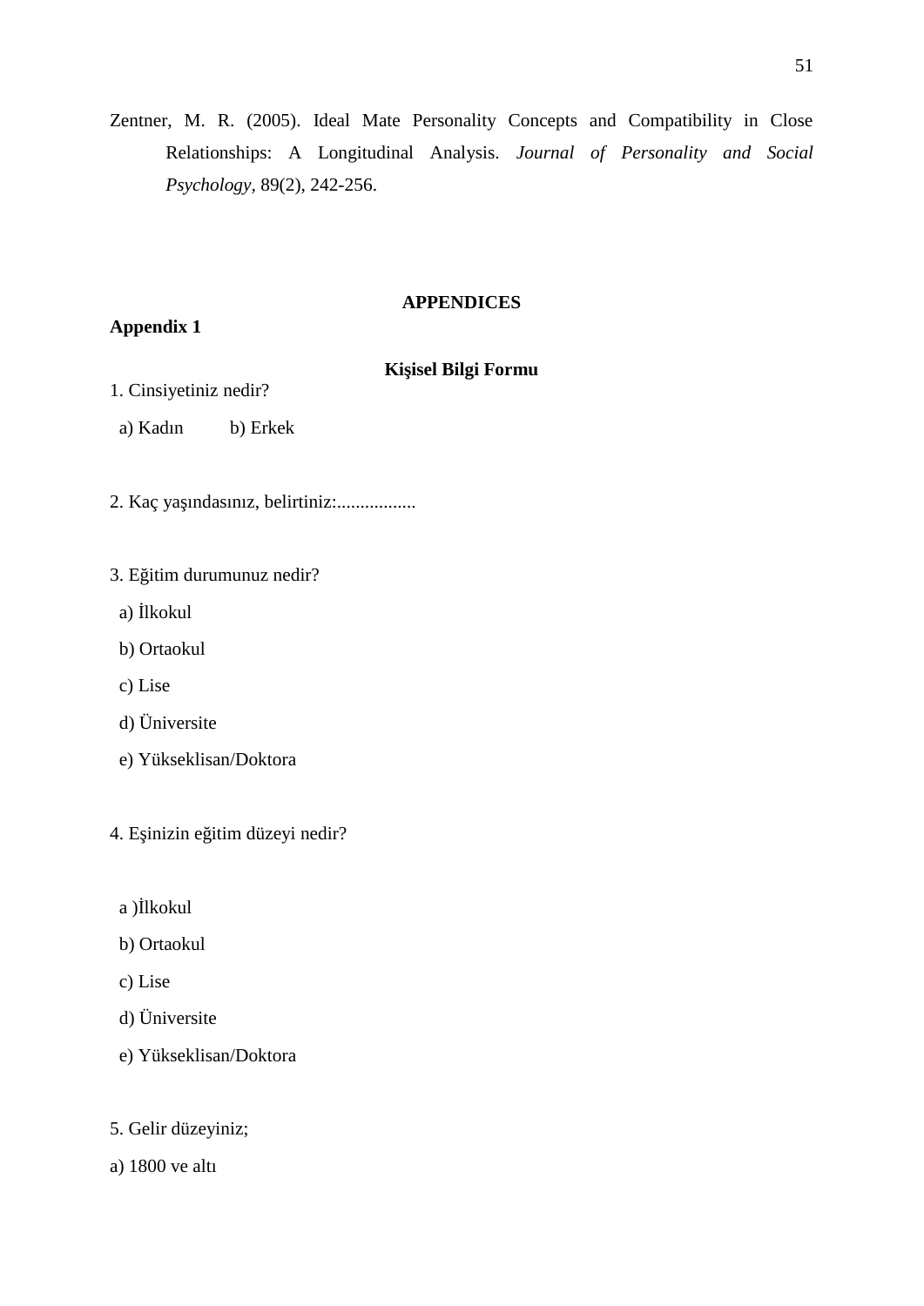Zentner, M. R. (2005). Ideal Mate Personality Concepts and Compatibility in Close Relationships: A Longitudinal Analysis. *Journal of Personality and Social Psychology*, 89(2), 242-256.

# APPENDICES

## Appendix 1

### Kişisel Bilgi Formu

1. Cinsiyetiniz nedir?

   a) Kadın b) Erkek

2. Kaç yaşındasınız, belirtiniz:.................

3. Eğitim durumunuz nedir?

   a) İlkokul

   b) Ortaokul

   c) Lise

   d) Üniversite

   e) Yükseklisan/Doktora

4. Eşinizin eğitim düzeyi nedir?

   a )İlkokul

   b) Ortaokul

   c) Lise

   d) Üniversite

   e) Yükseklisan/Doktora

5. Gelir düzeyiniz;

a) 1800 ve altı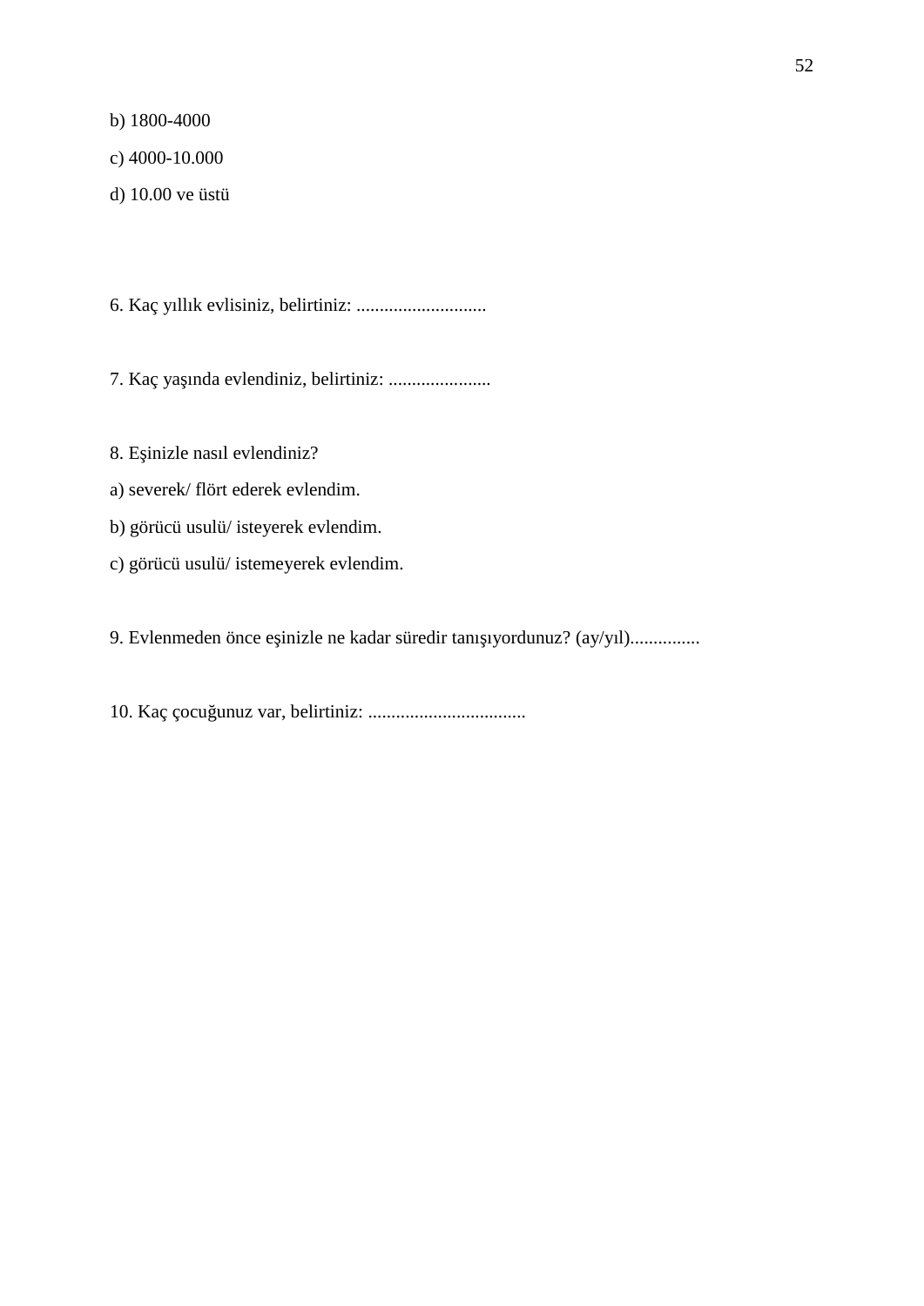b) 1800-4000

c) 4000-10.000

d) 10.00 ve üstü

6. Kaç yıllık evlisiniz, belirtiniz: ............................

7. Kaç yaşında evlendiniz, belirtiniz: ......................

8. Eşinizle nasıl evlendiniz?

a) severek/ flört ederek evlendim.

b) görücü usulü/ isteyerek evlendim.

c) görücü usulü/ istemeyerek evlendim.

9. Evlenmeden önce eşinizle ne kadar süredir tanışıyordunuz? (ay/yıl)...............

10. Kaç çocuğunuz var, belirtiniz: ..................................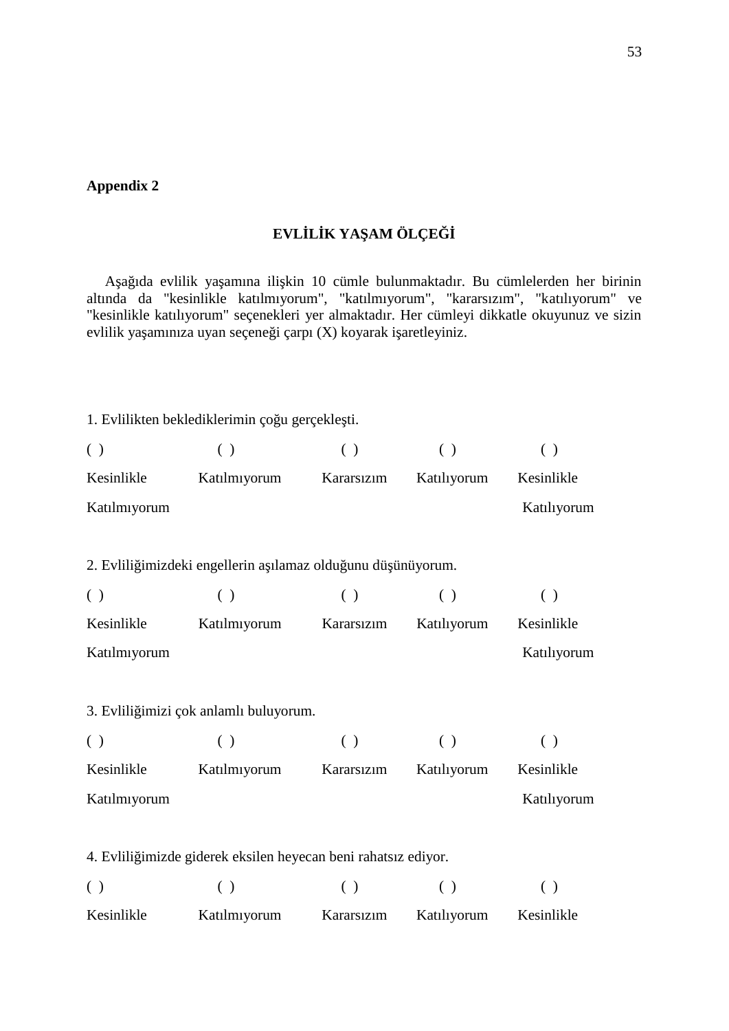**Appendix 2**

## EVLİLİK YAŞAM ÖLÇEĞİ

Aşağıda evlilik yaşamına ilişkin 10 cümle bulunmaktadır. Bu cümlelerden her birinin altında da "kesinlikle katılmıyorum", "katılmıyorum", "kararsızım", "katılıyorum" ve "kesinlikle katılıyorum" seçenekleri yer almaktadır. Her cümleyi dikkatle okuyunuz ve sizin evlilik yaşamınıza uyan seçeneği çarpı (X) koyarak işaretleyiniz.

1. Evlilikten beklediklerimin çoğu gerçekleşti.

| ( ) | ( ) | ( ) | ( ) | ( ) |
|---|---|---|---|---|
| Kesinlikle Katılmıyorum | Katılmıyorum | Kararsızım | Katılıyorum | Kesinlikle Katılıyorum |

2. Evliliğimizdeki engellerin aşılamaz olduğunu düşünüyorum.

| ( ) | ( ) | ( ) | ( ) | ( ) |
|---|---|---|---|---|
| Kesinlikle Katılmıyorum | Katılmıyorum | Kararsızım | Katılıyorum | Kesinlikle Katılıyorum |

3. Evliliğimizi çok anlamlı buluyorum.

| ( ) | ( ) | ( ) | ( ) | ( ) |
|---|---|---|---|---|
| Kesinlikle Katılmıyorum | Katılmıyorum | Kararsızım | Katılıyorum | Kesinlikle Katılıyorum |

4. Evliliğimizde giderek eksilen heyecan beni rahatsız ediyor.

| ( ) | ( ) | ( ) | ( ) | ( ) |
|---|---|---|---|---|
| Kesinlikle | Katılmıyorum | Kararsızım | Katılıyorum | Kesinlikle |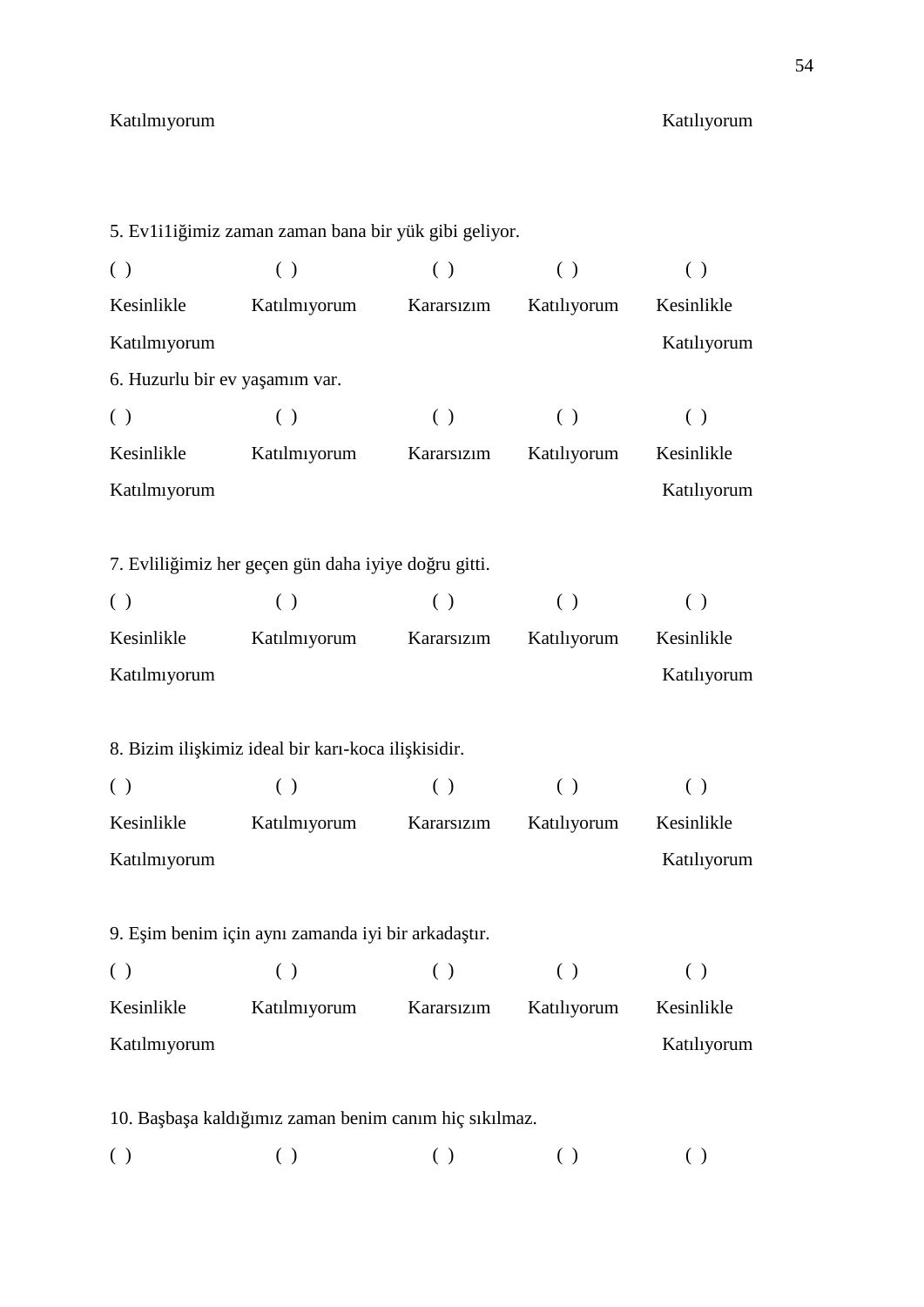Katılmıyorum Katılıyorum

5. Ev1i1iğimiz zaman zaman bana bir yük gibi geliyor.

| ( ) | ( ) | ( ) | ( ) | ( ) |
|---|---|---|---|---|
| Kesinlikle Katılmıyorum | Katılmıyorum | Kararsızım | Katılıyorum | Kesinlikle Katılıyorum |

6. Huzurlu bir ev yaşamım var.

| ( ) | ( ) | ( ) | ( ) | ( ) |
|---|---|---|---|---|
| Kesinlikle Katılmıyorum | Katılmıyorum | Kararsızım | Katılıyorum | Kesinlikle Katılıyorum |

7. Evliliğimiz her geçen gün daha iyiye doğru gitti.

| ( ) | ( ) | ( ) | ( ) | ( ) |
|---|---|---|---|---|
| Kesinlikle Katılmıyorum | Katılmıyorum | Kararsızım | Katılıyorum | Kesinlikle Katılıyorum |

8. Bizim ilişkimiz ideal bir karı-koca ilişkisidir.

| ( ) | ( ) | ( ) | ( ) | ( ) |
|---|---|---|---|---|
| Kesinlikle Katılmıyorum | Katılmıyorum | Kararsızım | Katılıyorum | Kesinlikle Katılıyorum |

9. Eşim benim için aynı zamanda iyi bir arkadaştır.

| ( ) | ( ) | ( ) | ( ) | ( ) |
|---|---|---|---|---|
| Kesinlikle Katılmıyorum | Katılmıyorum | Kararsızım | Katılıyorum | Kesinlikle Katılıyorum |

10. Başbaşa kaldığımız zaman benim canım hiç sıkılmaz.

( ) ( ) ( ) ( ) ( )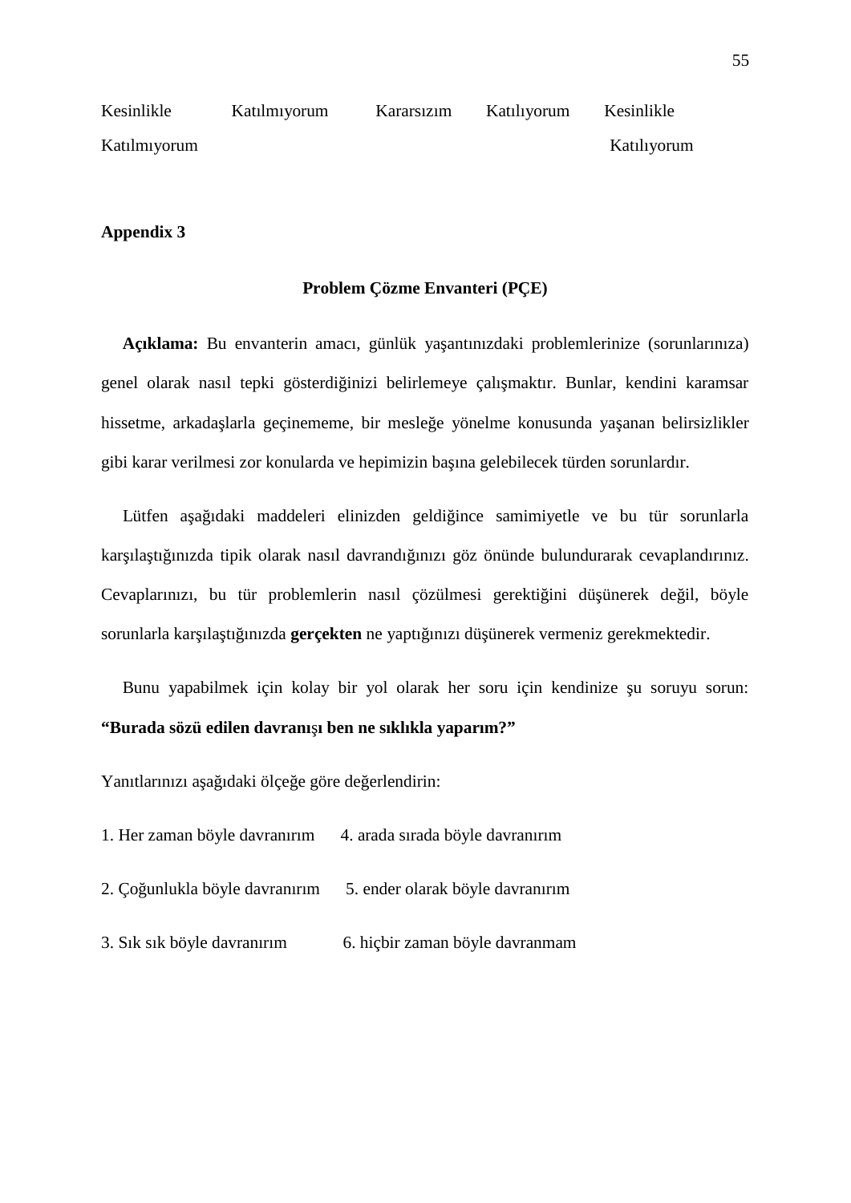| Kesinlikle Katılmıyorum | Katılmıyorum | Kararsızım | Katılıyorum | Kesinlikle Katılıyorum |
|---|---|---|---|---|

**Appendix 3**

**Problem Çözme Envanteri (PÇE)**

**Açıklama:** Bu envanterin amacı, günlük yaşantınızdaki problemlerinize (sorunlarınıza) genel olarak nasıl tepki gösterdiğinizi belirlemeye çalışmaktır. Bunlar, kendini karamsar hissetme, arkadaşlarla geçinememe, bir mesleğe yönelme konusunda yaşanan belirsizlikler gibi karar verilmesi zor konularda ve hepimizin başına gelebilecek türden sorunlardır.

Lütfen aşağıdaki maddeleri elinizden geldiğince samimiyetle ve bu tür sorunlarla karşılaştığınızda tipik olarak nasıl davrandığınızı göz önünde bulundurarak cevaplandırınız. Cevaplarınızı, bu tür problemlerin nasıl çözülmesi gerektiğini düşünerek değil, böyle sorunlarla karşılaştığınızda **gerçekten** ne yaptığınızı düşünerek vermeniz gerekmektedir.

Bunu yapabilmek için kolay bir yol olarak her soru için kendinize şu soruyu sorun: **"Burada sözü edilen davranışı ben ne sıklıkla yaparım?"**

Yanıtlarınızı aşağıdaki ölçeğe göre değerlendirin:

1. Her zaman böyle davranırım
2. Çoğunlukla böyle davranırım
3. Sık sık böyle davranırım
4. arada sırada böyle davranırım
5. ender olarak böyle davranırım
6. hiçbir zaman böyle davranmam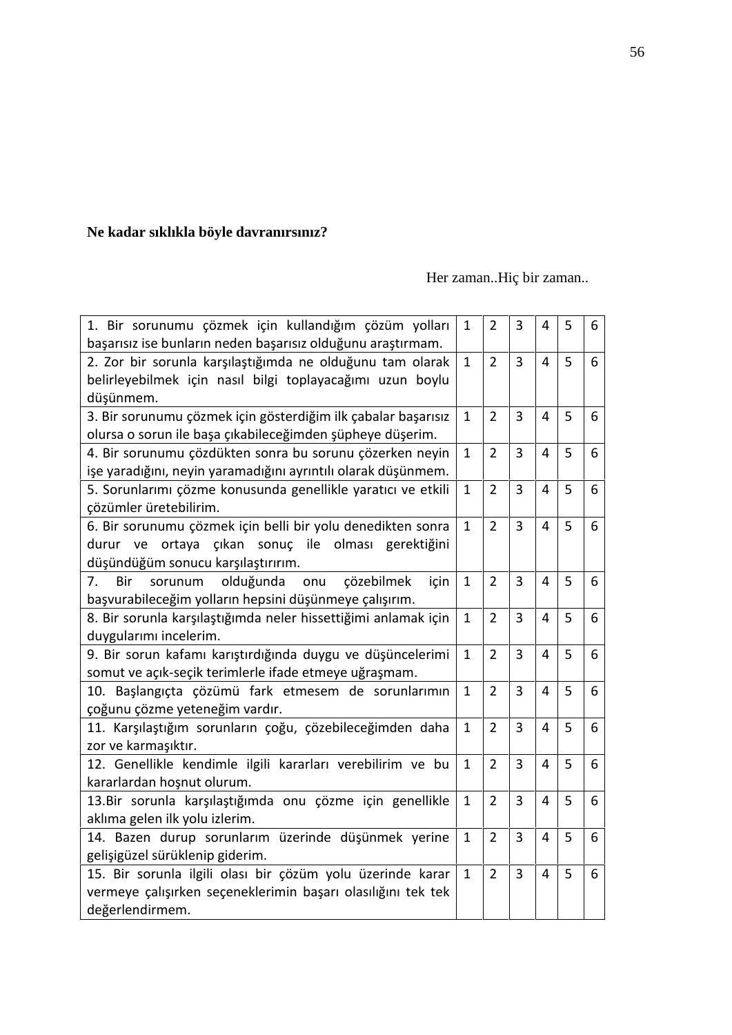**Ne kadar sıklıkla böyle davranırsınız?**

Her zaman..Hiç bir zaman..

| | | | | | | |
|---|---|---|---|---|---|---|
| 1. Bir sorunumu çözmek için kullandığım çözüm yolları başarısız ise bunların neden başarısız olduğunu araştırmam. | 1 | 2 | 3 | 4 | 5 | 6 |
| 2. Zor bir sorunla karşılaştığımda ne olduğunu tam olarak belirleyebilmek için nasıl bilgi toplayacağımı uzun boylu düşünmem. | 1 | 2 | 3 | 4 | 5 | 6 |
| 3. Bir sorunumu çözmek için gösterdiğim ilk çabalar başarısız olursa o sorun ile başa çıkabileceğimden şüpheye düşerim. | 1 | 2 | 3 | 4 | 5 | 6 |
| 4. Bir sorunumu çözdükten sonra bu sorunu çözerken neyin işe yaradığını, neyin yaramadığını ayrıntılı olarak düşünmem. | 1 | 2 | 3 | 4 | 5 | 6 |
| 5. Sorunlarımı çözme konusunda genellikle yaratıcı ve etkili çözümler üretebilirim. | 1 | 2 | 3 | 4 | 5 | 6 |
| 6. Bir sorunumu çözmek için belli bir yolu denedikten sonra durur ve ortaya çıkan sonuç ile olması gerektiğini düşündüğüm sonucu karşılaştırırım. | 1 | 2 | 3 | 4 | 5 | 6 |
| 7. Bir sorunum olduğunda onu çözebilmek için başvurabileceğim yolların hepsini düşünmeye çalışırım. | 1 | 2 | 3 | 4 | 5 | 6 |
| 8. Bir sorunla karşılaştığımda neler hissettiğimi anlamak için duygularımı incelerim. | 1 | 2 | 3 | 4 | 5 | 6 |
| 9. Bir sorun kafamı karıştırdığında duygu ve düşüncelerimi somut ve açık-seçik terimlerle ifade etmeye uğraşmam. | 1 | 2 | 3 | 4 | 5 | 6 |
| 10. Başlangıçta çözümü fark etmesem de sorunlarımın çoğunu çözme yeteneğim vardır. | 1 | 2 | 3 | 4 | 5 | 6 |
| 11. Karşılaştığım sorunların çoğu, çözebileceğimden daha zor ve karmaşıktır. | 1 | 2 | 3 | 4 | 5 | 6 |
| 12. Genellikle kendimle ilgili kararları verebilirim ve bu kararlardan hoşnut olurum. | 1 | 2 | 3 | 4 | 5 | 6 |
| 13.Bir sorunla karşılaştığımda onu çözme için genellikle aklıma gelen ilk yolu izlerim. | 1 | 2 | 3 | 4 | 5 | 6 |
| 14. Bazen durup sorunlarım üzerinde düşünmek yerine gelişigüzel sürüklenip giderim. | 1 | 2 | 3 | 4 | 5 | 6 |
| 15. Bir sorunla ilgili olası bir çözüm yolu üzerinde karar vermeye çalışırken seçeneklerimin başarı olasılığını tek tek değerlendirmem. | 1 | 2 | 3 | 4 | 5 | 6 |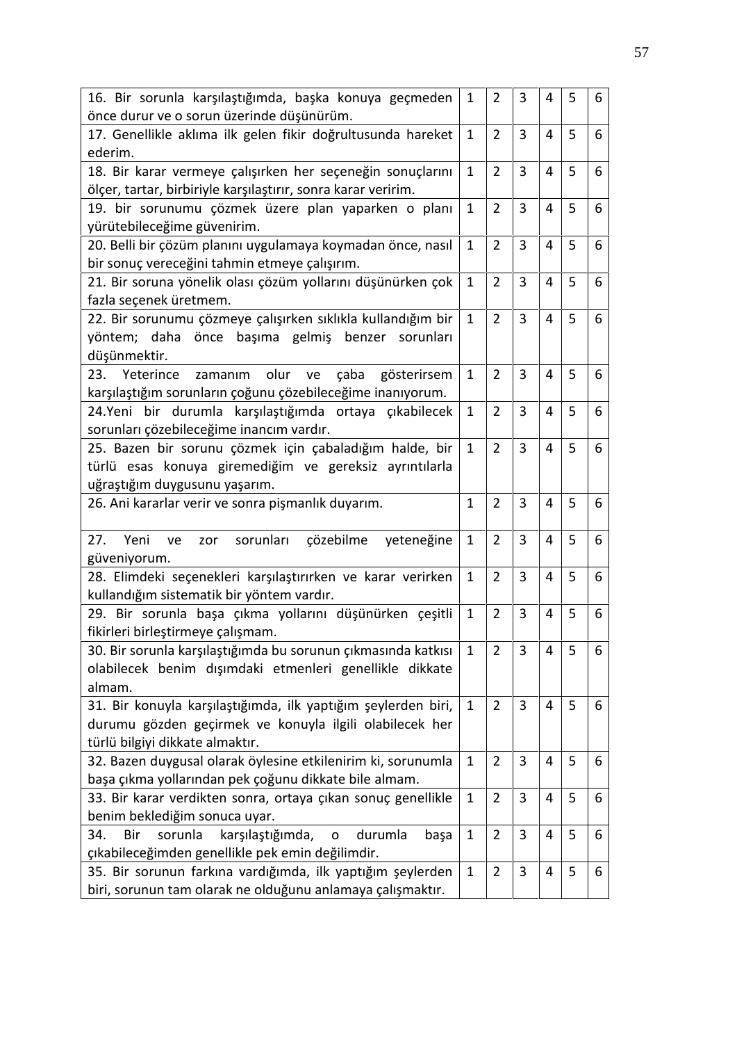| | | | | | | |
|---|---|---|---|---|---|---|
| 16. Bir sorunla karşılaştığımda, başka konuya geçmeden önce durur ve o sorun üzerinde düşünürüm. | 1 | 2 | 3 | 4 | 5 | 6 |
| 17. Genellikle aklıma ilk gelen fikir doğrultusunda hareket ederim. | 1 | 2 | 3 | 4 | 5 | 6 |
| 18. Bir karar vermeye çalışırken her seçeneğin sonuçlarını ölçer, tartar, birbiriyle karşılaştırır, sonra karar veririm. | 1 | 2 | 3 | 4 | 5 | 6 |
| 19. bir sorunumu çözmek üzere plan yaparken o planı yürütebileceğime güvenirim. | 1 | 2 | 3 | 4 | 5 | 6 |
| 20. Belli bir çözüm planını uygulamaya koymadan önce, nasıl bir sonuç vereceğini tahmin etmeye çalışırım. | 1 | 2 | 3 | 4 | 5 | 6 |
| 21. Bir soruna yönelik olası çözüm yollarını düşünürken çok fazla seçenek üretmem. | 1 | 2 | 3 | 4 | 5 | 6 |
| 22. Bir sorunumu çözmeye çalışırken sıklıkla kullandığım bir yöntem; daha önce başıma gelmiş benzer sorunları düşünmektir. | 1 | 2 | 3 | 4 | 5 | 6 |
| 23. Yeterince zamanım olur ve çaba gösterirsem karşılaştığım sorunların çoğunu çözebileceğime inanıyorum. | 1 | 2 | 3 | 4 | 5 | 6 |
| 24.Yeni bir durumla karşılaştığımda ortaya çıkabilecek sorunları çözebileceğime inancım vardır. | 1 | 2 | 3 | 4 | 5 | 6 |
| 25. Bazen bir sorunu çözmek için çabaladığım halde, bir türlü esas konuya giremediğim ve gereksiz ayrıntılarla uğraştığım duygusunu yaşarım. | 1 | 2 | 3 | 4 | 5 | 6 |
| 26. Ani kararlar verir ve sonra pişmanlık duyarım. | 1 | 2 | 3 | 4 | 5 | 6 |
| 27. Yeni ve zor sorunları çözebilme yeteneğine güveniyorum. | 1 | 2 | 3 | 4 | 5 | 6 |
| 28. Elimdeki seçenekleri karşılaştırırken ve karar verirken kullandığım sistematik bir yöntem vardır. | 1 | 2 | 3 | 4 | 5 | 6 |
| 29. Bir sorunla başa çıkma yollarını düşünürken çeşitli fikirleri birleştirmeye çalışmam. | 1 | 2 | 3 | 4 | 5 | 6 |
| 30. Bir sorunla karşılaştığımda bu sorunun çıkmasında katkısı olabilecek benim dışımdaki etmenleri genellikle dikkate almam. | 1 | 2 | 3 | 4 | 5 | 6 |
| 31. Bir konuyla karşılaştığımda, ilk yaptığım şeylerden biri, durumu gözden geçirmek ve konuyla ilgili olabilecek her türlü bilgiyi dikkate almaktır. | 1 | 2 | 3 | 4 | 5 | 6 |
| 32. Bazen duygusal olarak öylesine etkilenirim ki, sorunumla başa çıkma yollarından pek çoğunu dikkate bile almam. | 1 | 2 | 3 | 4 | 5 | 6 |
| 33. Bir karar verdikten sonra, ortaya çıkan sonuç genellikle benim beklediğim sonuca uyar. | 1 | 2 | 3 | 4 | 5 | 6 |
| 34. Bir sorunla karşılaştığımda, o durumla başa çıkabileceğimden genellikle pek emin değilimdir. | 1 | 2 | 3 | 4 | 5 | 6 |
| 35. Bir sorunun farkına vardığımda, ilk yaptığım şeylerden biri, sorunun tam olarak ne olduğunu anlamaya çalışmaktır. | 1 | 2 | 3 | 4 | 5 | 6 |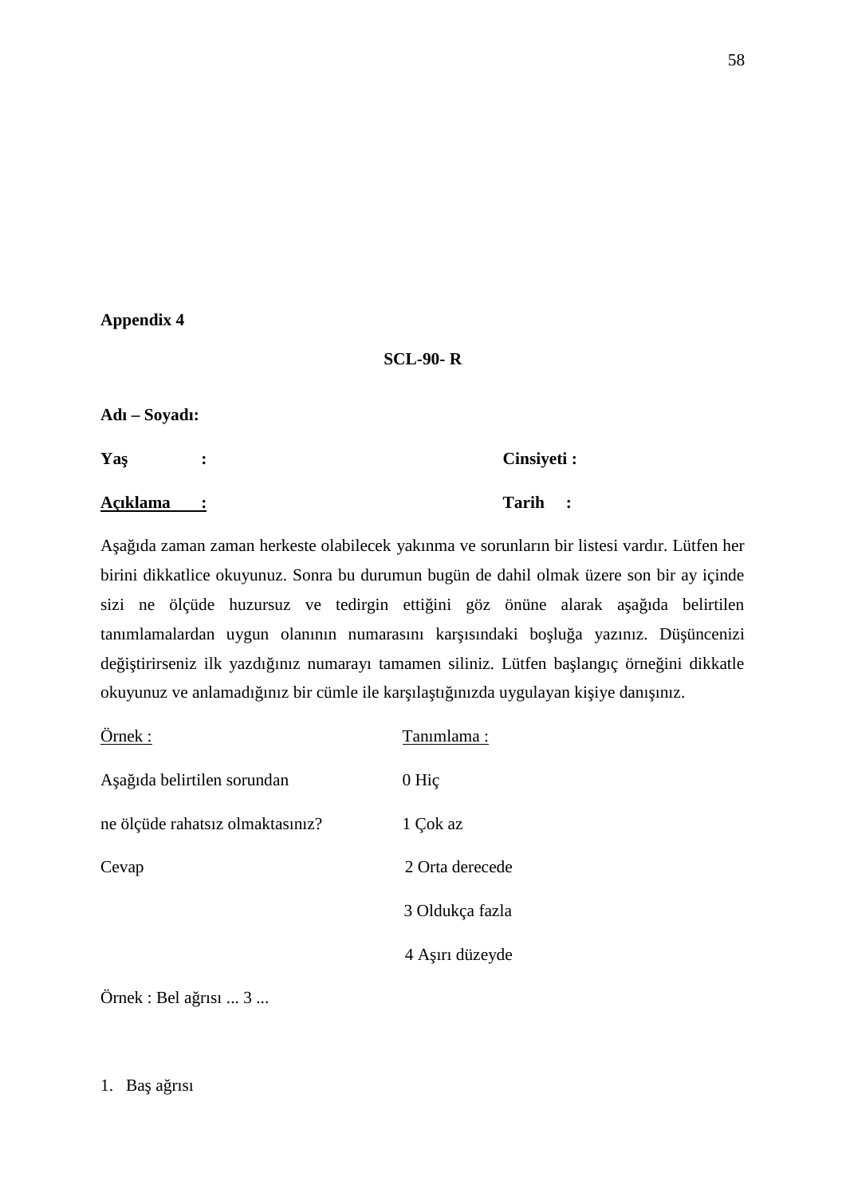**Appendix 4**

**SCL-90- R**

**Adı – Soyadı:**

**Yaş :** **Cinsiyeti :**

**Açıklama :** **Tarih :**

Aşağıda zaman zaman herkeste olabilecek yakınma ve sorunların bir listesi vardır. Lütfen her birini dikkatlice okuyunuz. Sonra bu durumun bugün de dahil olmak üzere son bir ay içinde sizi ne ölçüde huzursuz ve tedirgin ettiğini göz önüne alarak aşağıda belirtilen tanımlamalardan uygun olanının numarasını karşısındaki boşluğa yazınız. Düşüncenizi değiştirirseniz ilk yazdığınız numarayı tamamen siliniz. Lütfen başlangıç örneğini dikkatle okuyunuz ve anlamadığınız bir cümle ile karşılaştığınızda uygulayan kişiye danışınız.

| Örnek : | Tanımlama : |
|---|---|
| Aşağıda belirtilen sorundan | 0 Hiç |
| ne ölçüde rahatsız olmaktasınız? | 1 Çok az |
| Cevap | 2 Orta derecede |
| | 3 Oldukça fazla |
| | 4 Aşırı düzeyde |

Örnek : Bel ağrısı ... 3 ...

1. Baş ağrısı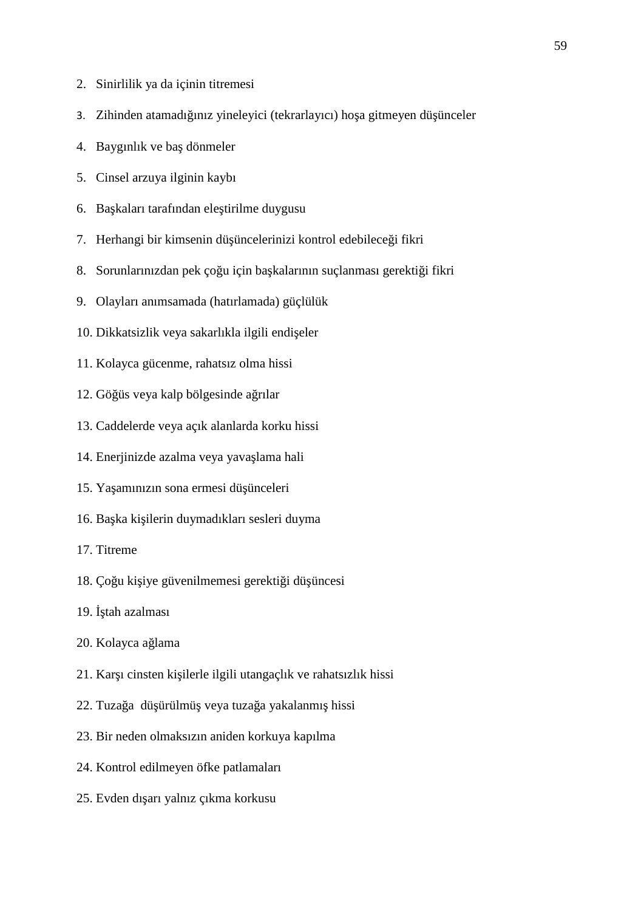2. Sinirlilik ya da içinin titremesi
3. Zihinden atamadığınız yineleyici (tekrarlayıcı) hoşa gitmeyen düşünceler
4. Baygınlık ve baş dönmeler
5. Cinsel arzuya ilginin kaybı
6. Başkaları tarafından eleştirilme duygusu
7. Herhangi bir kimsenin düşüncelerinizi kontrol edebileceği fikri
8. Sorunlarınızdan pek çoğu için başkalarının suçlanması gerektiği fikri
9. Olayları anımsamada (hatırlamada) güçlülük
10. Dikkatsizlik veya sakarlıkla ilgili endişeler
11. Kolayca gücenme, rahatsız olma hissi
12. Göğüs veya kalp bölgesinde ağrılar
13. Caddelerde veya açık alanlarda korku hissi
14. Enerjinizde azalma veya yavaşlama hali
15. Yaşamınızın sona ermesi düşünceleri
16. Başka kişilerin duymadıkları sesleri duyma
17. Titreme
18. Çoğu kişiye güvenilmemesi gerektiği düşüncesi
19. İştah azalması
20. Kolayca ağlama
21. Karşı cinsten kişilerle ilgili utangaçlık ve rahatsızlık hissi
22. Tuzağa düşürülmüş veya tuzağa yakalanmış hissi
23. Bir neden olmaksızın aniden korkuya kapılma
24. Kontrol edilmeyen öfke patlamaları
25. Evden dışarı yalnız çıkma korkusu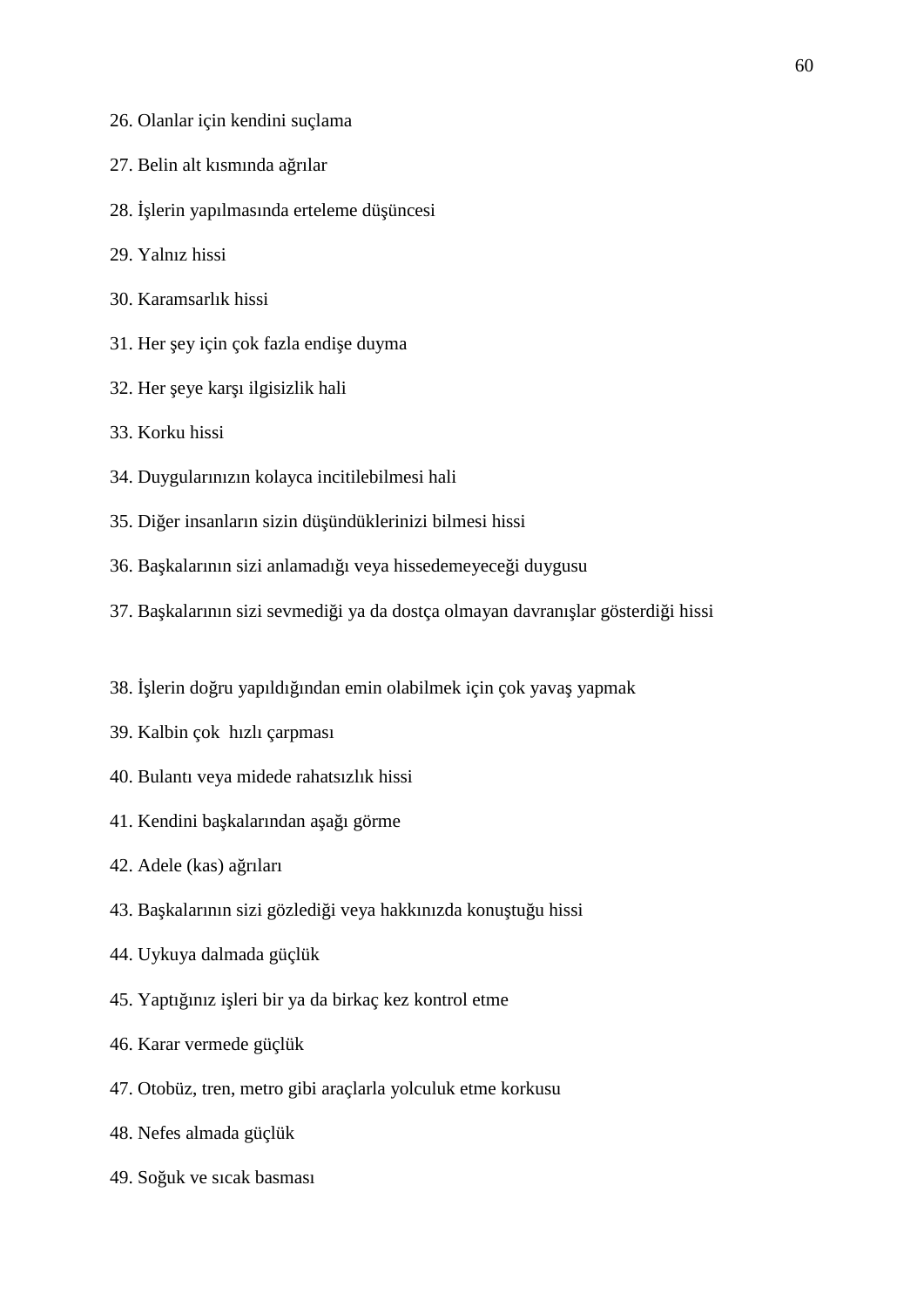26. Olanlar için kendini suçlama

27. Belin alt kısmında ağrılar

28. İşlerin yapılmasında erteleme düşüncesi

29. Yalnız hissi

30. Karamsarlık hissi

31. Her şey için çok fazla endişe duyma

32. Her şeye karşı ilgisizlik hali

33. Korku hissi

34. Duygularınızın kolayca incitilebilmesi hali

35. Diğer insanların sizin düşündüklerinizi bilmesi hissi

36. Başkalarının sizi anlamadığı veya hissedemeyeceği duygusu

37. Başkalarının sizi sevmediği ya da dostça olmayan davranışlar gösterdiği hissi

38. İşlerin doğru yapıldığından emin olabilmek için çok yavaş yapmak

39. Kalbin çok hızlı çarpması

40. Bulantı veya midede rahatsızlık hissi

41. Kendini başkalarından aşağı görme

42. Adele (kas) ağrıları

43. Başkalarının sizi gözlediği veya hakkınızda konuştuğu hissi

44. Uykuya dalmada güçlük

45. Yaptığınız işleri bir ya da birkaç kez kontrol etme

46. Karar vermede güçlük

47. Otobüz, tren, metro gibi araçlarla yolculuk etme korkusu

48. Nefes almada güçlük

49. Soğuk ve sıcak basması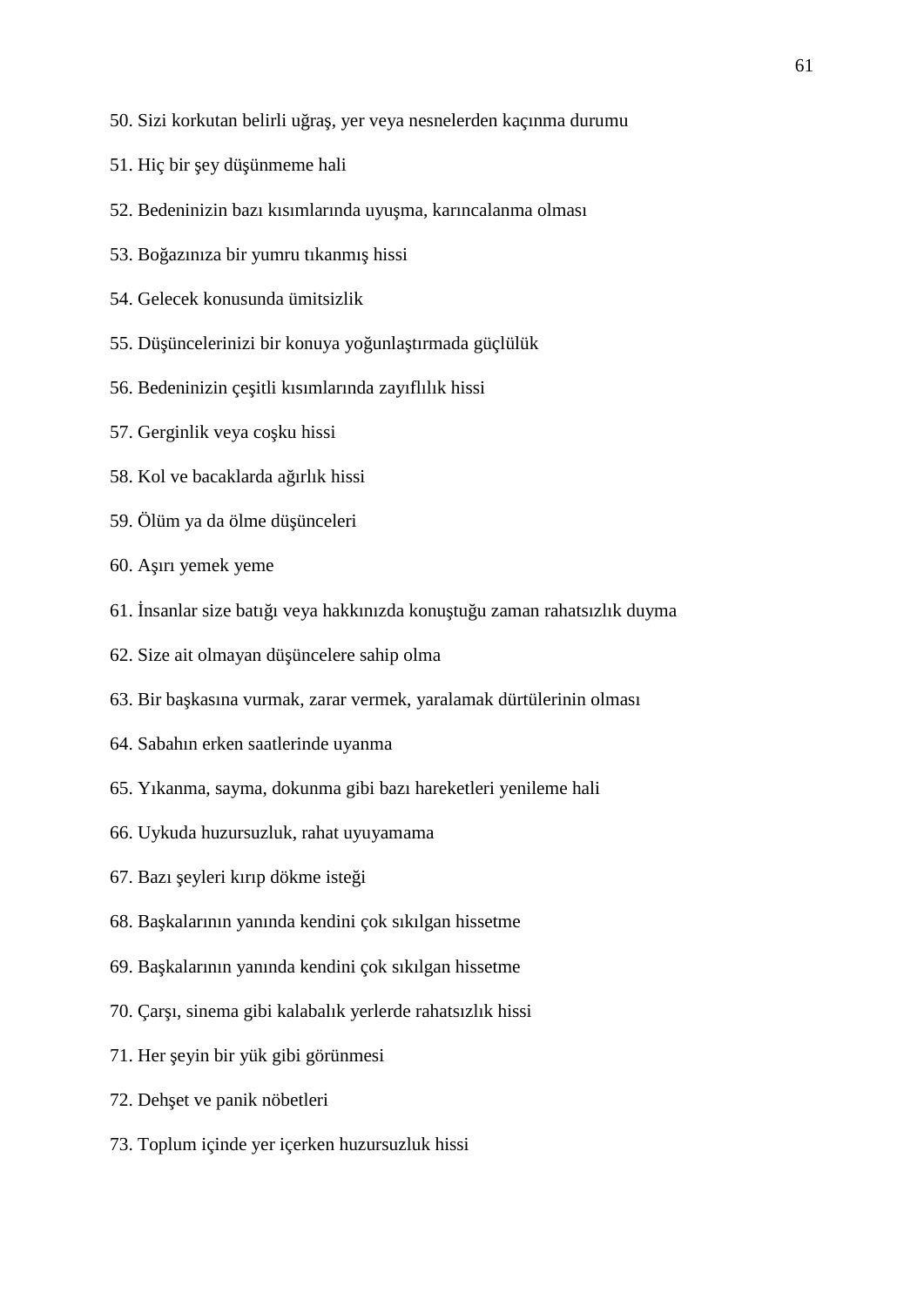50. Sizi korkutan belirli uğraş, yer veya nesnelerden kaçınma durumu

51. Hiç bir şey düşünmeme hali

52. Bedeninizin bazı kısımlarında uyuşma, karıncalanma olması

53. Boğazınıza bir yumru tıkanmış hissi

54. Gelecek konusunda ümitsizlik

55. Düşüncelerinizi bir konuya yoğunlaştırmada güçlülük

56. Bedeninizin çeşitli kısımlarında zayıflılık hissi

57. Gerginlik veya coşku hissi

58. Kol ve bacaklarda ağırlık hissi

59. Ölüm ya da ölme düşünceleri

60. Aşırı yemek yeme

61. İnsanlar size batığı veya hakkınızda konuştuğu zaman rahatsızlık duyma

62. Size ait olmayan düşüncelere sahip olma

63. Bir başkasına vurmak, zarar vermek, yaralamak dürtülerinin olması

64. Sabahın erken saatlerinde uyanma

65. Yıkanma, sayma, dokunma gibi bazı hareketleri yenileme hali

66. Uykuda huzursuzluk, rahat uyuyamama

67. Bazı şeyleri kırıp dökme isteği

68. Başkalarının yanında kendini çok sıkılgan hissetme

69. Başkalarının yanında kendini çok sıkılgan hissetme

70. Çarşı, sinema gibi kalabalık yerlerde rahatsızlık hissi

71. Her şeyin bir yük gibi görünmesi

72. Dehşet ve panik nöbetleri

73. Toplum içinde yer içerken huzursuzluk hissi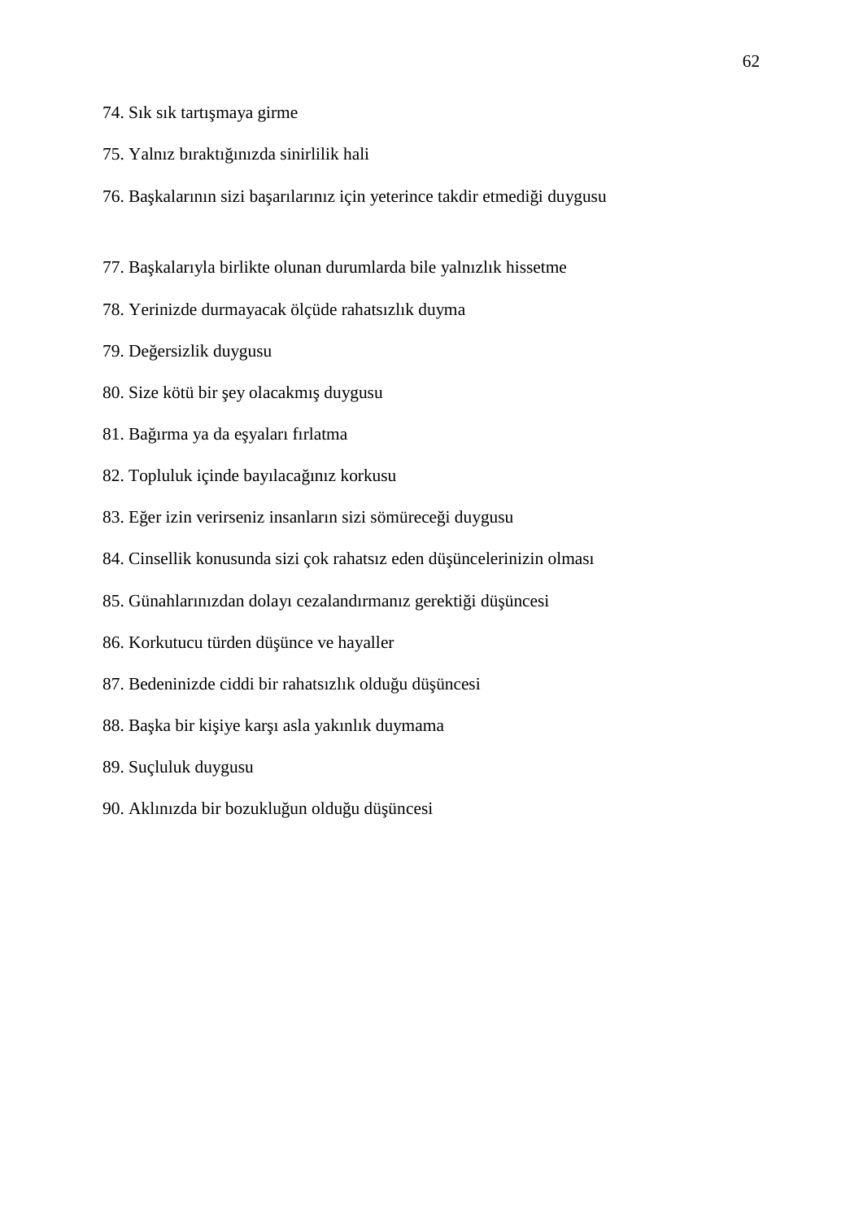74. Sık sık tartışmaya girme

75. Yalnız bıraktığınızda sinirlilik hali

76. Başkalarının sizi başarılarınız için yeterince takdir etmediği duygusu

77. Başkalarıyla birlikte olunan durumlarda bile yalnızlık hissetme

78. Yerinizde durmayacak ölçüde rahatsızlık duyma

79. Değersizlik duygusu

80. Size kötü bir şey olacakmış duygusu

81. Bağırma ya da eşyaları fırlatma

82. Topluluk içinde bayılacağınız korkusu

83. Eğer izin verirseniz insanların sizi sömüreceği duygusu

84. Cinsellik konusunda sizi çok rahatsız eden düşüncelerinizin olması

85. Günahlarınızdan dolayı cezalandırmanız gerektiği düşüncesi

86. Korkutucu türden düşünce ve hayaller

87. Bedeninizde ciddi bir rahatsızlık olduğu düşüncesi

88. Başka bir kişiye karşı asla yakınlık duymama

89. Suçluluk duygusu

90. Aklınızda bir bozukluğun olduğu düşüncesi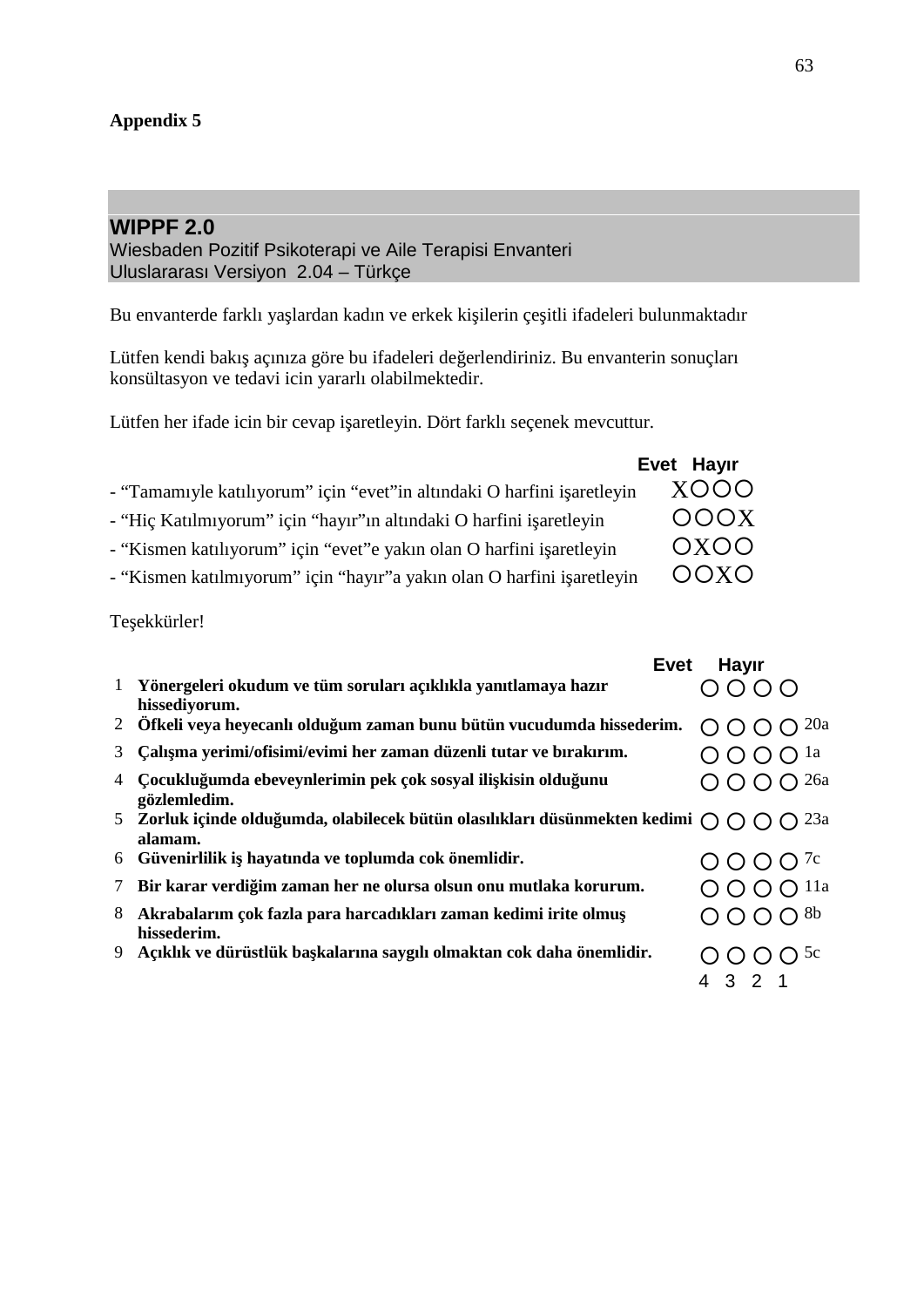**Appendix 5**

## WIPPF 2.0

Wiesbaden Pozitif Psikoterapi ve Aile Terapisi Envanteri
Uluslararası Versiyon 2.04 – Türkçe

Bu envanterde farklı yaşlardan kadın ve erkek kişilerin çeşitli ifadeleri bulunmaktadır

Lütfen kendi bakış açınıza göre bu ifadeleri değerlendiriniz. Bu envanterin sonuçları konsültasyon ve tedavi icin yararlı olabilmektedir.

Lütfen her ifade icin bir cevap işaretleyin. Dört farklı seçenek mevcuttur.

| | Evet Hayır |
|---|---|
| - "Tamamıyle katılıyorum" için "evet"in altındaki O harfini işaretleyin | XOOO |
| - "Hiç Katılmıyorum" için "hayır"ın altındaki O harfini işaretleyin | OOOX |
| - "Kismen katılıyorum" için "evet"e yakın olan O harfini işaretleyin | OXOO |
| - "Kismen katılmıyorum" için "hayır"a yakın olan O harfini işaretleyin | OOXO |

Teşekkürler!

| | | Evet | | | Hayır | |
|---|---|---|---|---|---|---|
| 1 | **Yönergeleri okudum ve tüm soruları açıklıkla yanıtlamaya hazır hissediyorum.** | O | O | O | O | |
| 2 | **Öfkeli veya heyecanlı olduğum zaman bunu bütün vucudumda hissederim.** | O | O | O | O | 20a |
| 3 | **Çalışma yerimi/ofisimi/evimi her zaman düzenli tutar ve bırakırım.** | O | O | O | O | 1a |
| 4 | **Çocukluğumda ebeveynlerimin pek çok sosyal ilişkisin olduğunu gözlemledim.** | O | O | O | O | 26a |
| 5 | **Zorluk içinde olduğumda, olabilecek bütün olasılıkları düsünmekten kedimi alamam.** | O | O | O | O | 23a |
| 6 | **Güvenirlilik iş hayatında ve toplumda cok önemlidir.** | O | O | O | O | 7c |
| 7 | **Bir karar verdiğim zaman her ne olursa olsun onu mutlaka korurum.** | O | O | O | O | 11a |
| 8 | **Akrabalarım çok fazla para harcadıkları zaman kedimi irite olmuş hissederim.** | O | O | O | O | 8b |
| 9 | **Açıklık ve dürüstlük başkalarına saygılı olmaktan cok daha önemlidir.** | O | O | O | O | 5c |
| | | 4 | 3 | 2 | 1 | |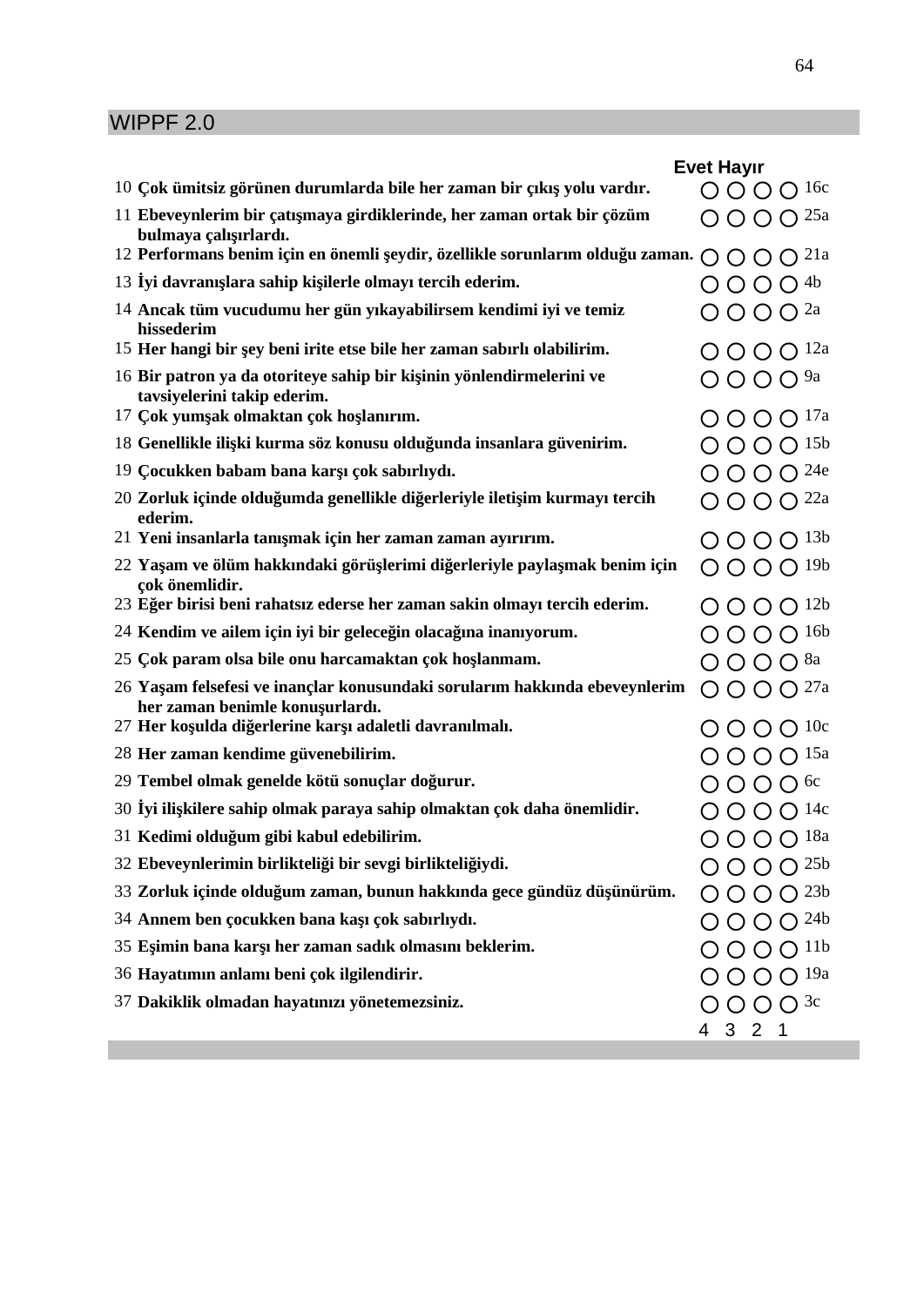## WIPPF 2.0

| No | Madde | Evet | | | Hayır | Kod |
|---|---|---|---|---|---|---|
| 10 | **Çok ümitsiz görünen durumlarda bile her zaman bir çıkış yolu vardır.** | ○ | ○ | ○ | ○ | 16c |
| 11 | **Ebeveynlerim bir çatışmaya girdiklerinde, her zaman ortak bir çözüm bulmaya çalışırlardı.** | ○ | ○ | ○ | ○ | 25a |
| 12 | **Performans benim için en önemli şeydir, özellikle sorunlarım olduğu zaman.** | ○ | ○ | ○ | ○ | 21a |
| 13 | **İyi davranışlara sahip kişilerle olmayı tercih ederim.** | ○ | ○ | ○ | ○ | 4b |
| 14 | **Ancak tüm vucudumu her gün yıkayabilirsem kendimi iyi ve temiz hissederim** | ○ | ○ | ○ | ○ | 2a |
| 15 | **Her hangi bir şey beni irite etse bile her zaman sabırlı olabilirim.** | ○ | ○ | ○ | ○ | 12a |
| 16 | **Bir patron ya da otoriteye sahip bir kişinin yönlendirmelerini ve tavsiyelerini takip ederim.** | ○ | ○ | ○ | ○ | 9a |
| 17 | **Çok yumşak olmaktan çok hoşlanırım.** | ○ | ○ | ○ | ○ | 17a |
| 18 | **Genellikle ilişki kurma söz konusu olduğunda insanlara güvenirim.** | ○ | ○ | ○ | ○ | 15b |
| 19 | **Çocukken babam bana karşı çok sabırlıydı.** | ○ | ○ | ○ | ○ | 24e |
| 20 | **Zorluk içinde olduğumda genellikle diğerleriyle iletişim kurmayı tercih ederim.** | ○ | ○ | ○ | ○ | 22a |
| 21 | **Yeni insanlarla tanışmak için her zaman zaman ayırırım.** | ○ | ○ | ○ | ○ | 13b |
| 22 | **Yaşam ve ölüm hakkındaki görüşlerimi diğerleriyle paylaşmak benim için çok önemlidir.** | ○ | ○ | ○ | ○ | 19b |
| 23 | **Eğer birisi beni rahatsız ederse her zaman sakin olmayı tercih ederim.** | ○ | ○ | ○ | ○ | 12b |
| 24 | **Kendim ve ailem için iyi bir geleceğin olacağına inanıyorum.** | ○ | ○ | ○ | ○ | 16b |
| 25 | **Çok param olsa bile onu harcamaktan çok hoşlanmam.** | ○ | ○ | ○ | ○ | 8a |
| 26 | **Yaşam felsefesi ve inançlar konusundaki sorularım hakkında ebeveynlerim her zaman benimle konuşurlardı.** | ○ | ○ | ○ | ○ | 27a |
| 27 | **Her koşulda diğerlerine karşı adaletli davranılmalı.** | ○ | ○ | ○ | ○ | 10c |
| 28 | **Her zaman kendime güvenebilirim.** | ○ | ○ | ○ | ○ | 15a |
| 29 | **Tembel olmak genelde kötü sonuçlar doğurur.** | ○ | ○ | ○ | ○ | 6c |
| 30 | **İyi ilişkilere sahip olmak paraya sahip olmaktan çok daha önemlidir.** | ○ | ○ | ○ | ○ | 14c |
| 31 | **Kedimi olduğum gibi kabul edebilirim.** | ○ | ○ | ○ | ○ | 18a |
| 32 | **Ebeveynlerimin birlikteliği bir sevgi birlikteliğiydi.** | ○ | ○ | ○ | ○ | 25b |
| 33 | **Zorluk içinde olduğum zaman, bunun hakkında gece gündüz düşünürüm.** | ○ | ○ | ○ | ○ | 23b |
| 34 | **Annem ben çocukken bana kaşı çok sabırlıydı.** | ○ | ○ | ○ | ○ | 24b |
| 35 | **Eşimin bana karşı her zaman sadık olmasını beklerim.** | ○ | ○ | ○ | ○ | 11b |
| 36 | **Hayatımın anlamı beni çok ilgilendirir.** | ○ | ○ | ○ | ○ | 19a |
| 37 | **Dakiklik olmadan hayatınızı yönetemezsiniz.** | ○ | ○ | ○ | ○ | 3c |
| | | 4 | 3 | 2 | 1 | |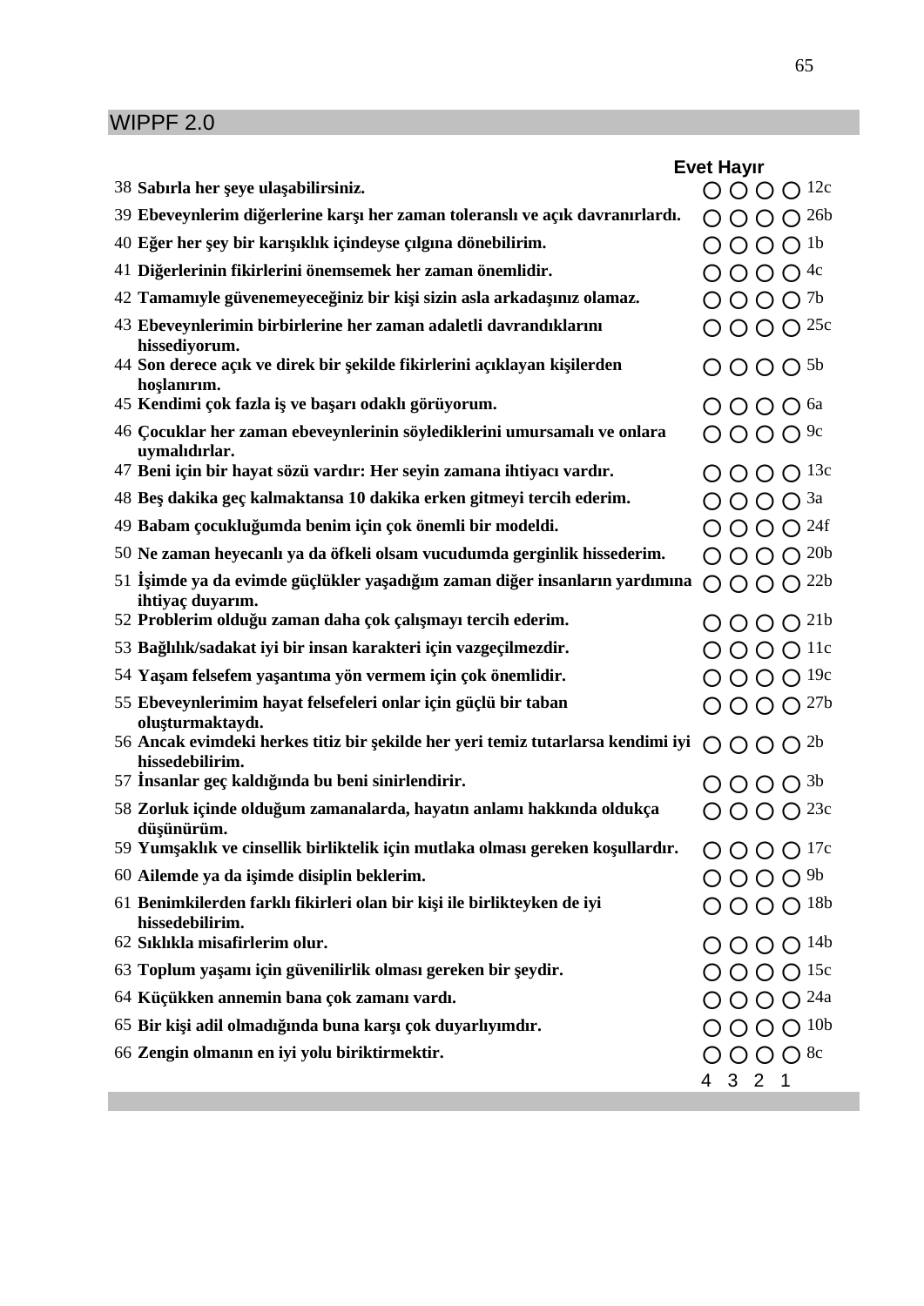## WIPPF 2.0

| No. | Madde | Evet | | | Hayır | Kod |
|---|---|---|---|---|---|---|
| 38 | **Sabırla her şeye ulaşabilirsiniz.** | ○ | ○ | ○ | ○ | 12c |
| 39 | **Ebeveynlerim diğerlerine karşı her zaman toleranslı ve açık davranırlardı.** | ○ | ○ | ○ | ○ | 26b |
| 40 | **Eğer her şey bir karışıklık içindeyse çılgına dönebilirim.** | ○ | ○ | ○ | ○ | 1b |
| 41 | **Diğerlerinin fikirlerini önemsemek her zaman önemlidir.** | ○ | ○ | ○ | ○ | 4c |
| 42 | **Tamamıyle güvenemeyeceğiniz bir kişi sizin asla arkadaşınız olamaz.** | ○ | ○ | ○ | ○ | 7b |
| 43 | **Ebeveynlerimin birbirlerine her zaman adaletli davrandıklarını hissediyorum.** | ○ | ○ | ○ | ○ | 25c |
| 44 | **Son derece açık ve direk bir şekilde fikirlerini açıklayan kişilerden hoşlanırım.** | ○ | ○ | ○ | ○ | 5b |
| 45 | **Kendimi çok fazla iş ve başarı odaklı görüyorum.** | ○ | ○ | ○ | ○ | 6a |
| 46 | **Çocuklar her zaman ebeveynlerinin söylediklerini umursamalı ve onlara uymalıdırlar.** | ○ | ○ | ○ | ○ | 9c |
| 47 | **Beni için bir hayat sözü vardır: Her seyin zamana ihtiyacı vardır.** | ○ | ○ | ○ | ○ | 13c |
| 48 | **Beş dakika geç kalmaktansa 10 dakika erken gitmeyi tercih ederim.** | ○ | ○ | ○ | ○ | 3a |
| 49 | **Babam çocukluğumda benim için çok önemli bir modeldi.** | ○ | ○ | ○ | ○ | 24f |
| 50 | **Ne zaman heyecanlı ya da öfkeli olsam vucudumda gerginlik hissederim.** | ○ | ○ | ○ | ○ | 20b |
| 51 | **İşimde ya da evimde güçlükler yaşadığım zaman diğer insanların yardımına ihtiyaç duyarım.** | ○ | ○ | ○ | ○ | 22b |
| 52 | **Problerim olduğu zaman daha çok çalışmayı tercih ederim.** | ○ | ○ | ○ | ○ | 21b |
| 53 | **Bağlılık/sadakat iyi bir insan karakteri için vazgeçilmezdir.** | ○ | ○ | ○ | ○ | 11c |
| 54 | **Yaşam felsefem yaşantıma yön vermem için çok önemlidir.** | ○ | ○ | ○ | ○ | 19c |
| 55 | **Ebeveynlerimim hayat felsefeleri onlar için güçlü bir taban oluşturmaktaydı.** | ○ | ○ | ○ | ○ | 27b |
| 56 | **Ancak evimdeki herkes titiz bir şekilde her yeri temiz tutarlarsa kendimi iyi hissedebilirim.** | ○ | ○ | ○ | ○ | 2b |
| 57 | **İnsanlar geç kaldığında bu beni sinirlendirir.** | ○ | ○ | ○ | ○ | 3b |
| 58 | **Zorluk içinde olduğum zamanalarda, hayatın anlamı hakkında oldukça düşünürüm.** | ○ | ○ | ○ | ○ | 23c |
| 59 | **Yumşaklık ve cinsellik birliktelik için mutlaka olması gereken koşullardır.** | ○ | ○ | ○ | ○ | 17c |
| 60 | **Ailemde ya da işimde disiplin beklerim.** | ○ | ○ | ○ | ○ | 9b |
| 61 | **Benimkilerden farklı fikirleri olan bir kişi ile birlikteyken de iyi hissedebilirim.** | ○ | ○ | ○ | ○ | 18b |
| 62 | **Sıklıkla misafirlerim olur.** | ○ | ○ | ○ | ○ | 14b |
| 63 | **Toplum yaşamı için güvenilirlik olması gereken bir şeydir.** | ○ | ○ | ○ | ○ | 15c |
| 64 | **Küçükken annemin bana çok zamanı vardı.** | ○ | ○ | ○ | ○ | 24a |
| 65 | **Bir kişi adil olmadığında buna karşı çok duyarlıyımdır.** | ○ | ○ | ○ | ○ | 10b |
| 66 | **Zengin olmanın en iyi yolu biriktirmektir.** | ○ | ○ | ○ | ○ | 8c |
| | | 4 | 3 | 2 | 1 | |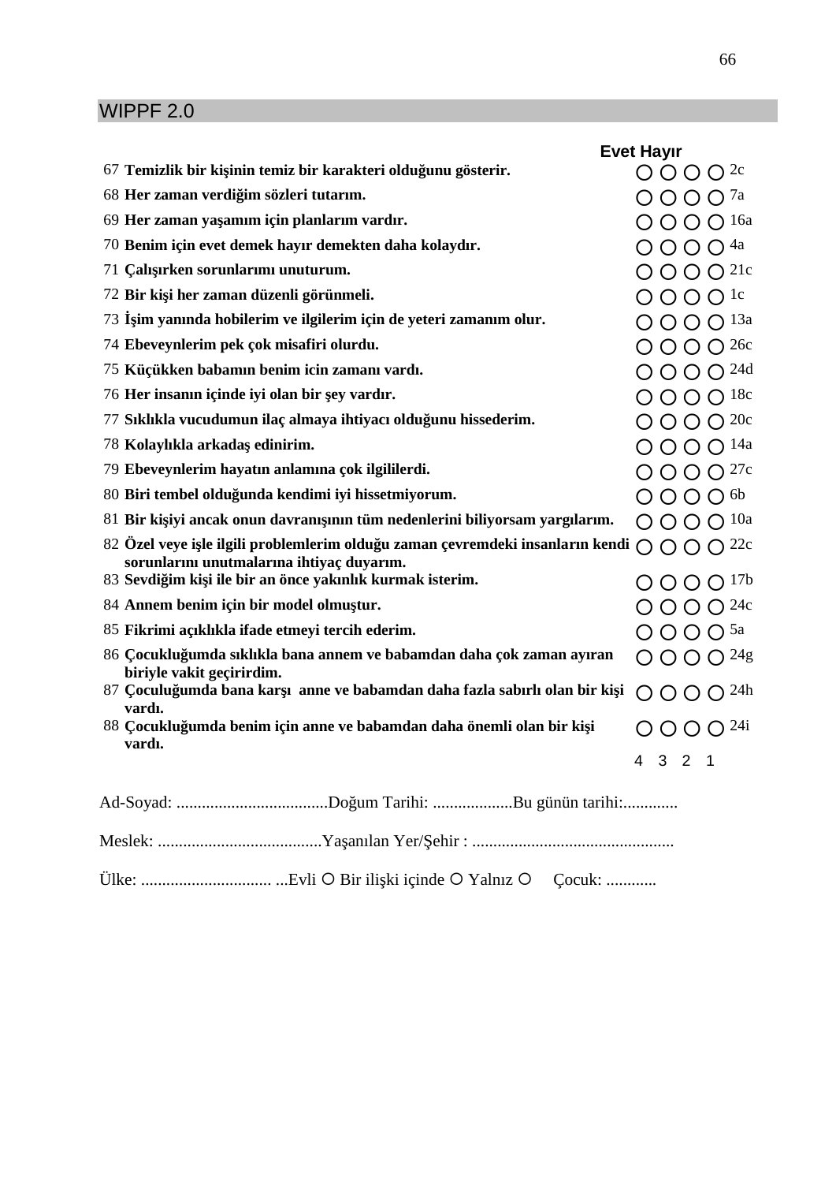## WIPPF 2.0

| | | Evet | | | Hayır | |
|---|---|---|---|---|---|---|
| 67 | **Temizlik bir kişinin temiz bir karakteri olduğunu gösterir.** | ○ | ○ | ○ | ○ | 2c |
| 68 | **Her zaman verdiğim sözleri tutarım.** | ○ | ○ | ○ | ○ | 7a |
| 69 | **Her zaman yaşamım için planlarım vardır.** | ○ | ○ | ○ | ○ | 16a |
| 70 | **Benim için evet demek hayır demekten daha kolaydır.** | ○ | ○ | ○ | ○ | 4a |
| 71 | **Çalışırken sorunlarımı unuturum.** | ○ | ○ | ○ | ○ | 21c |
| 72 | **Bir kişi her zaman düzenli görünmeli.** | ○ | ○ | ○ | ○ | 1c |
| 73 | **İşim yanında hobilerim ve ilgilerim için de yeteri zamanım olur.** | ○ | ○ | ○ | ○ | 13a |
| 74 | **Ebeveynlerim pek çok misafiri olurdu.** | ○ | ○ | ○ | ○ | 26c |
| 75 | **Küçükken babamın benim icin zamanı vardı.** | ○ | ○ | ○ | ○ | 24d |
| 76 | **Her insanın içinde iyi olan bir şey vardır.** | ○ | ○ | ○ | ○ | 18c |
| 77 | **Sıklıkla vucudumun ilaç almaya ihtiyacı olduğunu hissederim.** | ○ | ○ | ○ | ○ | 20c |
| 78 | **Kolaylıkla arkadaş edinirim.** | ○ | ○ | ○ | ○ | 14a |
| 79 | **Ebeveynlerim hayatın anlamına çok ilgililerdi.** | ○ | ○ | ○ | ○ | 27c |
| 80 | **Biri tembel olduğunda kendimi iyi hissetmiyorum.** | ○ | ○ | ○ | ○ | 6b |
| 81 | **Bir kişiyi ancak onun davranışının tüm nedenlerini biliyorsam yargılarım.** | ○ | ○ | ○ | ○ | 10a |
| 82 | **Özel veye işle ilgili problemlerim olduğu zaman çevremdeki insanların kendi sorunlarını unutmalarına ihtiyaç duyarım.** | ○ | ○ | ○ | ○ | 22c |
| 83 | **Sevdiğim kişi ile bir an önce yakınlık kurmak isterim.** | ○ | ○ | ○ | ○ | 17b |
| 84 | **Annem benim için bir model olmuştur.** | ○ | ○ | ○ | ○ | 24c |
| 85 | **Fikrimi açıklıkla ifade etmeyi tercih ederim.** | ○ | ○ | ○ | ○ | 5a |
| 86 | **Çocukluğumda sıklıkla bana annem ve babamdan daha çok zaman ayıran biriyle vakit geçirirdim.** | ○ | ○ | ○ | ○ | 24g |
| 87 | **Çoculuğumda bana karşı anne ve babamdan daha fazla sabırlı olan bir kişi vardı.** | ○ | ○ | ○ | ○ | 24h |
| 88 | **Çocukluğumda benim için anne ve babamdan daha önemli olan bir kişi vardı.** | ○ | ○ | ○ | ○ | 24i |
| | | 4 | 3 | 2 | 1 | |

Ad-Soyad: ....................................Doğum Tarihi: ...................Bu günün tarihi:.............

Meslek: .......................................Yaşanılan Yer/Şehir : ...............................................

Ülke: ............................... ...Evli ○ Bir ilişki içinde ○ Yalnız ○ Çocuk: ............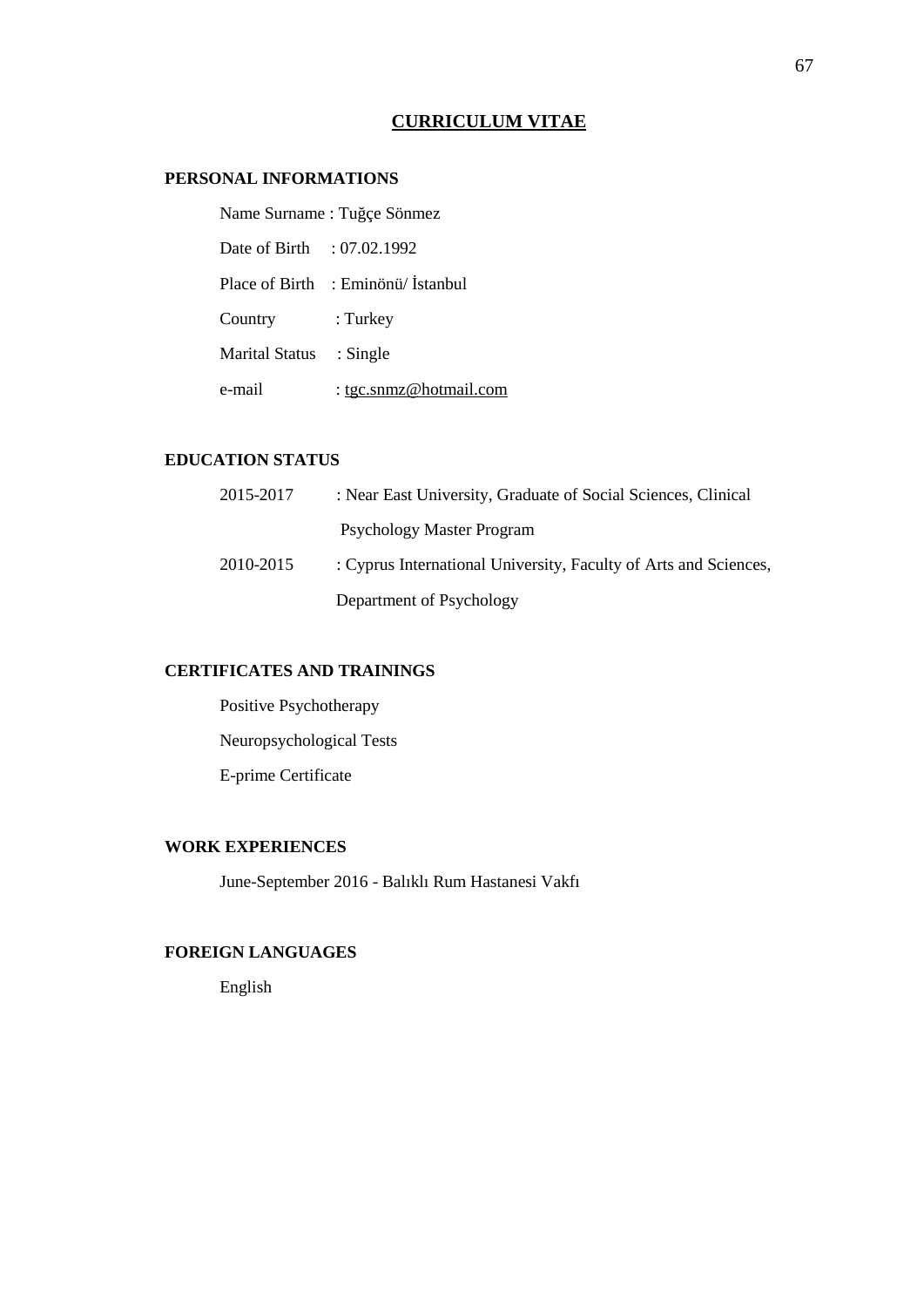# CURRICULUM VITAE

## PERSONAL INFORMATIONS

Name Surname : Tuğçe Sönmez

Date of Birth : 07.02.1992

Place of Birth : Eminönü/ İstanbul

Country : Turkey

Marital Status : Single

e-mail : tgc.snmz@hotmail.com

## EDUCATION STATUS

2015-2017 : Near East University, Graduate of Social Sciences, Clinical Psychology Master Program

2010-2015 : Cyprus International University, Faculty of Arts and Sciences, Department of Psychology

## CERTIFICATES AND TRAININGS

Positive Psychotherapy

Neuropsychological Tests

E-prime Certificate

## WORK EXPERIENCES

June-September 2016 - Balıklı Rum Hastanesi Vakfı

## FOREIGN LANGUAGES

English